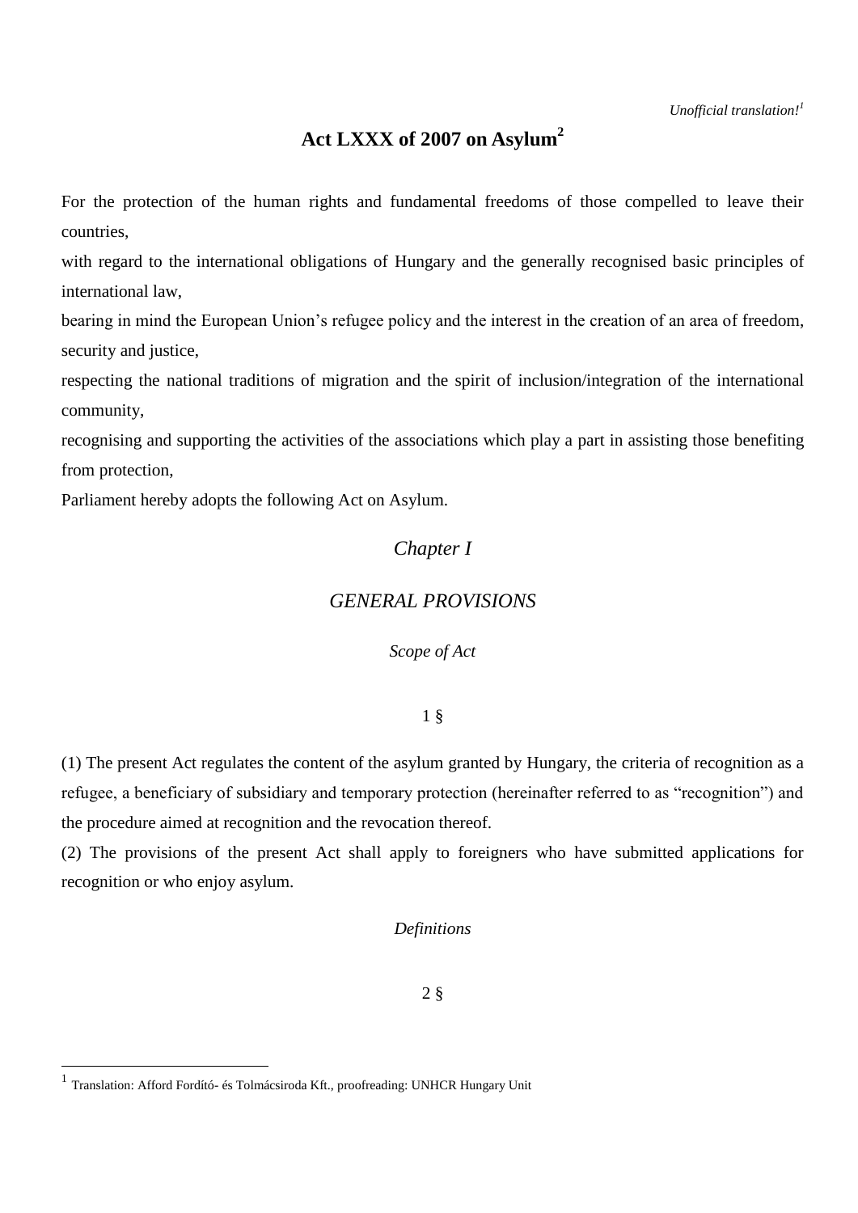*Unofficial translation![1]*

# Act LXXX of 2007 on Asylum[2]

For the protection of the human rights and fundamental freedoms of those compelled to leave their countries,

with regard to the international obligations of Hungary and the generally recognised basic principles of international law,

bearing in mind the European Union's refugee policy and the interest in the creation of an area of freedom, security and justice,

respecting the national traditions of migration and the spirit of inclusion/integration of the international community,

recognising and supporting the activities of the associations which play a part in assisting those benefiting from protection,

Parliament hereby adopts the following Act on Asylum.

## *Chapter I*

## *GENERAL PROVISIONS*

*Scope of Act*

1 §

(1) The present Act regulates the content of the asylum granted by Hungary, the criteria of recognition as a refugee, a beneficiary of subsidiary and temporary protection (hereinafter referred to as "recognition") and the procedure aimed at recognition and the revocation thereof.

(2) The provisions of the present Act shall apply to foreigners who have submitted applications for recognition or who enjoy asylum.

*Definitions*

2 §

[1] Translation: Afford Fordító- és Tolmácsiroda Kft., proofreading: UNHCR Hungary Unit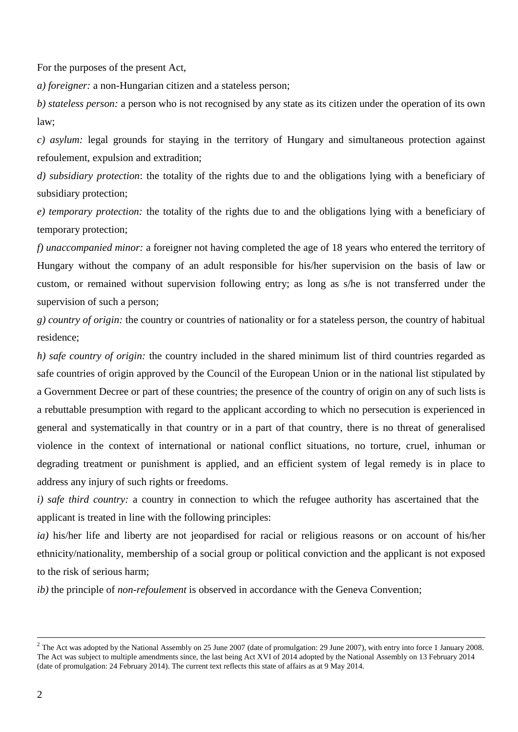For the purposes of the present Act,

*a) foreigner:* a non-Hungarian citizen and a stateless person;

*b) stateless person:* a person who is not recognised by any state as its citizen under the operation of its own law;

*c) asylum:* legal grounds for staying in the territory of Hungary and simultaneous protection against refoulement, expulsion and extradition;

*d) subsidiary protection*: the totality of the rights due to and the obligations lying with a beneficiary of subsidiary protection;

*e) temporary protection:* the totality of the rights due to and the obligations lying with a beneficiary of temporary protection;

*f) unaccompanied minor:* a foreigner not having completed the age of 18 years who entered the territory of Hungary without the company of an adult responsible for his/her supervision on the basis of law or custom, or remained without supervision following entry; as long as s/he is not transferred under the supervision of such a person;

*g) country of origin:* the country or countries of nationality or for a stateless person, the country of habitual residence;

*h) safe country of origin:* the country included in the shared minimum list of third countries regarded as safe countries of origin approved by the Council of the European Union or in the national list stipulated by a Government Decree or part of these countries; the presence of the country of origin on any of such lists is a rebuttable presumption with regard to the applicant according to which no persecution is experienced in general and systematically in that country or in a part of that country, there is no threat of generalised violence in the context of international or national conflict situations, no torture, cruel, inhuman or degrading treatment or punishment is applied, and an efficient system of legal remedy is in place to address any injury of such rights or freedoms.

*i) safe third country:* a country in connection to which the refugee authority has ascertained that the applicant is treated in line with the following principles:

*ia)* his/her life and liberty are not jeopardised for racial or religious reasons or on account of his/her ethnicity/nationality, membership of a social group or political conviction and the applicant is not exposed to the risk of serious harm;

*ib)* the principle of *non-refoulement* is observed in accordance with the Geneva Convention;

---

[2] The Act was adopted by the National Assembly on 25 June 2007 (date of promulgation: 29 June 2007), with entry into force 1 January 2008. The Act was subject to multiple amendments since, the last being Act XVI of 2014 adopted by the National Assembly on 13 February 2014 (date of promulgation: 24 February 2014). The current text reflects this state of affairs as at 9 May 2014.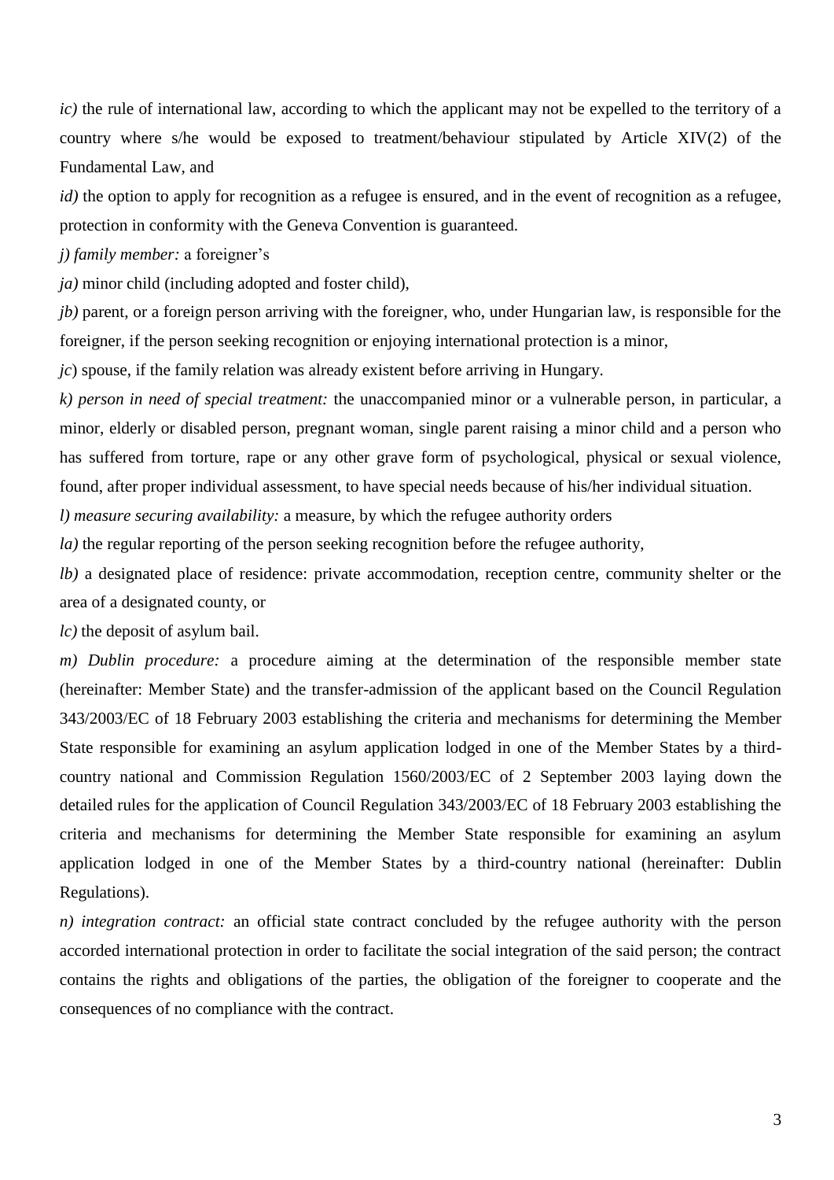*ic)* the rule of international law, according to which the applicant may not be expelled to the territory of a country where s/he would be exposed to treatment/behaviour stipulated by Article XIV(2) of the Fundamental Law, and

*id)* the option to apply for recognition as a refugee is ensured, and in the event of recognition as a refugee, protection in conformity with the Geneva Convention is guaranteed.

*j) family member:* a foreigner's

*ja)* minor child (including adopted and foster child),

*jb)* parent, or a foreign person arriving with the foreigner, who, under Hungarian law, is responsible for the foreigner, if the person seeking recognition or enjoying international protection is a minor,

*jc*) spouse, if the family relation was already existent before arriving in Hungary.

*k) person in need of special treatment:* the unaccompanied minor or a vulnerable person, in particular, a minor, elderly or disabled person, pregnant woman, single parent raising a minor child and a person who has suffered from torture, rape or any other grave form of psychological, physical or sexual violence, found, after proper individual assessment, to have special needs because of his/her individual situation.

*l) measure securing availability:* a measure, by which the refugee authority orders

*la)* the regular reporting of the person seeking recognition before the refugee authority,

*lb)* a designated place of residence: private accommodation, reception centre, community shelter or the area of a designated county, or

*lc)* the deposit of asylum bail.

*m) Dublin procedure:* a procedure aiming at the determination of the responsible member state (hereinafter: Member State) and the transfer-admission of the applicant based on the Council Regulation 343/2003/EC of 18 February 2003 establishing the criteria and mechanisms for determining the Member State responsible for examining an asylum application lodged in one of the Member States by a third-country national and Commission Regulation 1560/2003/EC of 2 September 2003 laying down the detailed rules for the application of Council Regulation 343/2003/EC of 18 February 2003 establishing the criteria and mechanisms for determining the Member State responsible for examining an asylum application lodged in one of the Member States by a third-country national (hereinafter: Dublin Regulations).

*n) integration contract:* an official state contract concluded by the refugee authority with the person accorded international protection in order to facilitate the social integration of the said person; the contract contains the rights and obligations of the parties, the obligation of the foreigner to cooperate and the consequences of no compliance with the contract.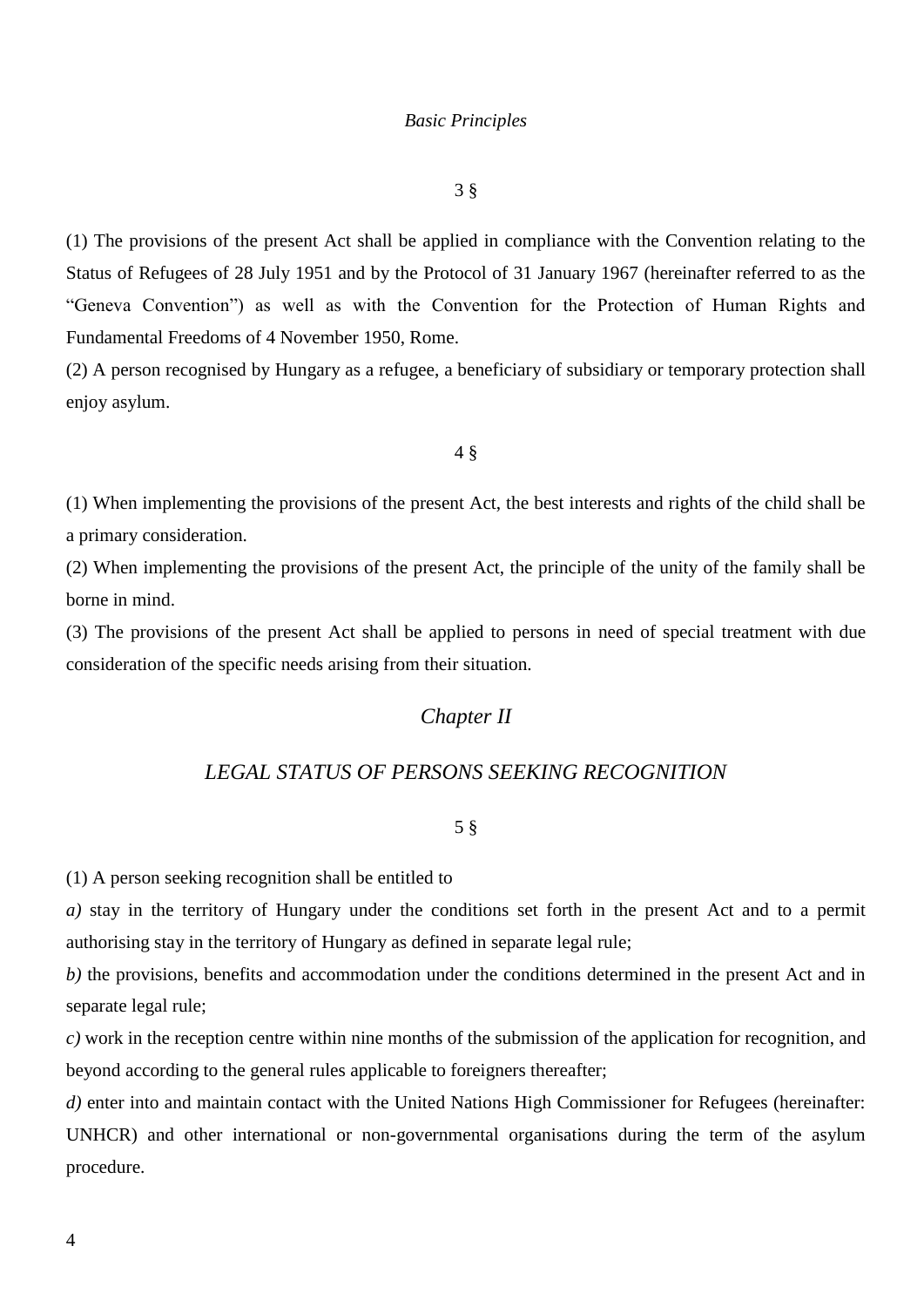*Basic Principles*

3 §

(1) The provisions of the present Act shall be applied in compliance with the Convention relating to the Status of Refugees of 28 July 1951 and by the Protocol of 31 January 1967 (hereinafter referred to as the "Geneva Convention") as well as with the Convention for the Protection of Human Rights and Fundamental Freedoms of 4 November 1950, Rome.

(2) A person recognised by Hungary as a refugee, a beneficiary of subsidiary or temporary protection shall enjoy asylum.

4 §

(1) When implementing the provisions of the present Act, the best interests and rights of the child shall be a primary consideration.

(2) When implementing the provisions of the present Act, the principle of the unity of the family shall be borne in mind.

(3) The provisions of the present Act shall be applied to persons in need of special treatment with due consideration of the specific needs arising from their situation.

## *Chapter II*

## *LEGAL STATUS OF PERSONS SEEKING RECOGNITION*

5 §

(1) A person seeking recognition shall be entitled to

*a)* stay in the territory of Hungary under the conditions set forth in the present Act and to a permit authorising stay in the territory of Hungary as defined in separate legal rule;

*b)* the provisions, benefits and accommodation under the conditions determined in the present Act and in separate legal rule;

*c)* work in the reception centre within nine months of the submission of the application for recognition, and beyond according to the general rules applicable to foreigners thereafter;

*d)* enter into and maintain contact with the United Nations High Commissioner for Refugees (hereinafter: UNHCR) and other international or non-governmental organisations during the term of the asylum procedure.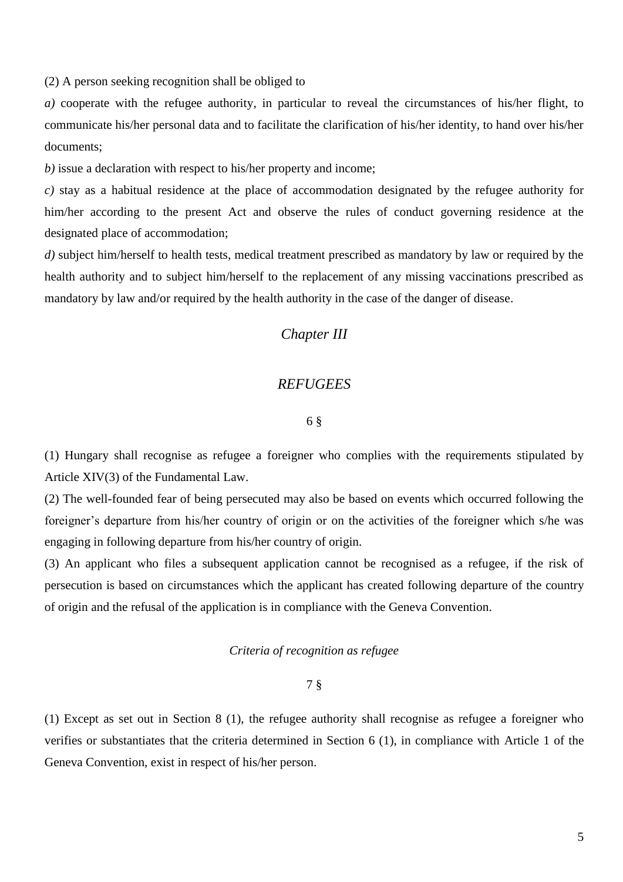(2) A person seeking recognition shall be obliged to

*a)* cooperate with the refugee authority, in particular to reveal the circumstances of his/her flight, to communicate his/her personal data and to facilitate the clarification of his/her identity, to hand over his/her documents;

*b)* issue a declaration with respect to his/her property and income;

*c)* stay as a habitual residence at the place of accommodation designated by the refugee authority for him/her according to the present Act and observe the rules of conduct governing residence at the designated place of accommodation;

*d)* subject him/herself to health tests, medical treatment prescribed as mandatory by law or required by the health authority and to subject him/herself to the replacement of any missing vaccinations prescribed as mandatory by law and/or required by the health authority in the case of the danger of disease.

## *Chapter III*

## *REFUGEES*

6 §

(1) Hungary shall recognise as refugee a foreigner who complies with the requirements stipulated by Article XIV(3) of the Fundamental Law.

(2) The well-founded fear of being persecuted may also be based on events which occurred following the foreigner's departure from his/her country of origin or on the activities of the foreigner which s/he was engaging in following departure from his/her country of origin.

(3) An applicant who files a subsequent application cannot be recognised as a refugee, if the risk of persecution is based on circumstances which the applicant has created following departure of the country of origin and the refusal of the application is in compliance with the Geneva Convention.

### *Criteria of recognition as refugee*

7 §

(1) Except as set out in Section 8 (1), the refugee authority shall recognise as refugee a foreigner who verifies or substantiates that the criteria determined in Section 6 (1), in compliance with Article 1 of the Geneva Convention, exist in respect of his/her person.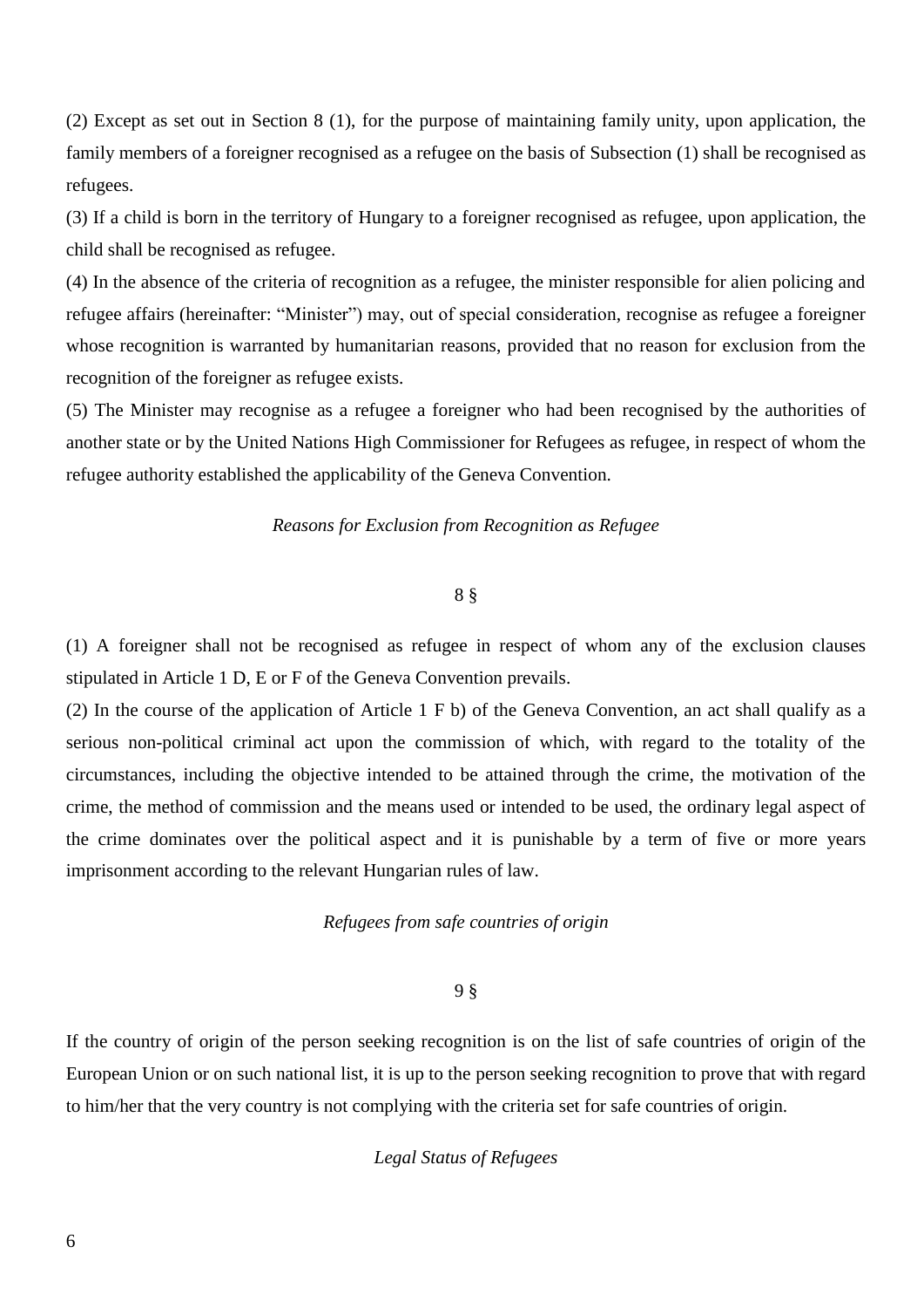(2) Except as set out in Section 8 (1), for the purpose of maintaining family unity, upon application, the family members of a foreigner recognised as a refugee on the basis of Subsection (1) shall be recognised as refugees.

(3) If a child is born in the territory of Hungary to a foreigner recognised as refugee, upon application, the child shall be recognised as refugee.

(4) In the absence of the criteria of recognition as a refugee, the minister responsible for alien policing and refugee affairs (hereinafter: "Minister") may, out of special consideration, recognise as refugee a foreigner whose recognition is warranted by humanitarian reasons, provided that no reason for exclusion from the recognition of the foreigner as refugee exists.

(5) The Minister may recognise as a refugee a foreigner who had been recognised by the authorities of another state or by the United Nations High Commissioner for Refugees as refugee, in respect of whom the refugee authority established the applicability of the Geneva Convention.

*Reasons for Exclusion from Recognition as Refugee*

8 §

(1) A foreigner shall not be recognised as refugee in respect of whom any of the exclusion clauses stipulated in Article 1 D, E or F of the Geneva Convention prevails.

(2) In the course of the application of Article 1 F b) of the Geneva Convention, an act shall qualify as a serious non-political criminal act upon the commission of which, with regard to the totality of the circumstances, including the objective intended to be attained through the crime, the motivation of the crime, the method of commission and the means used or intended to be used, the ordinary legal aspect of the crime dominates over the political aspect and it is punishable by a term of five or more years imprisonment according to the relevant Hungarian rules of law.

*Refugees from safe countries of origin*

9 §

If the country of origin of the person seeking recognition is on the list of safe countries of origin of the European Union or on such national list, it is up to the person seeking recognition to prove that with regard to him/her that the very country is not complying with the criteria set for safe countries of origin.

*Legal Status of Refugees*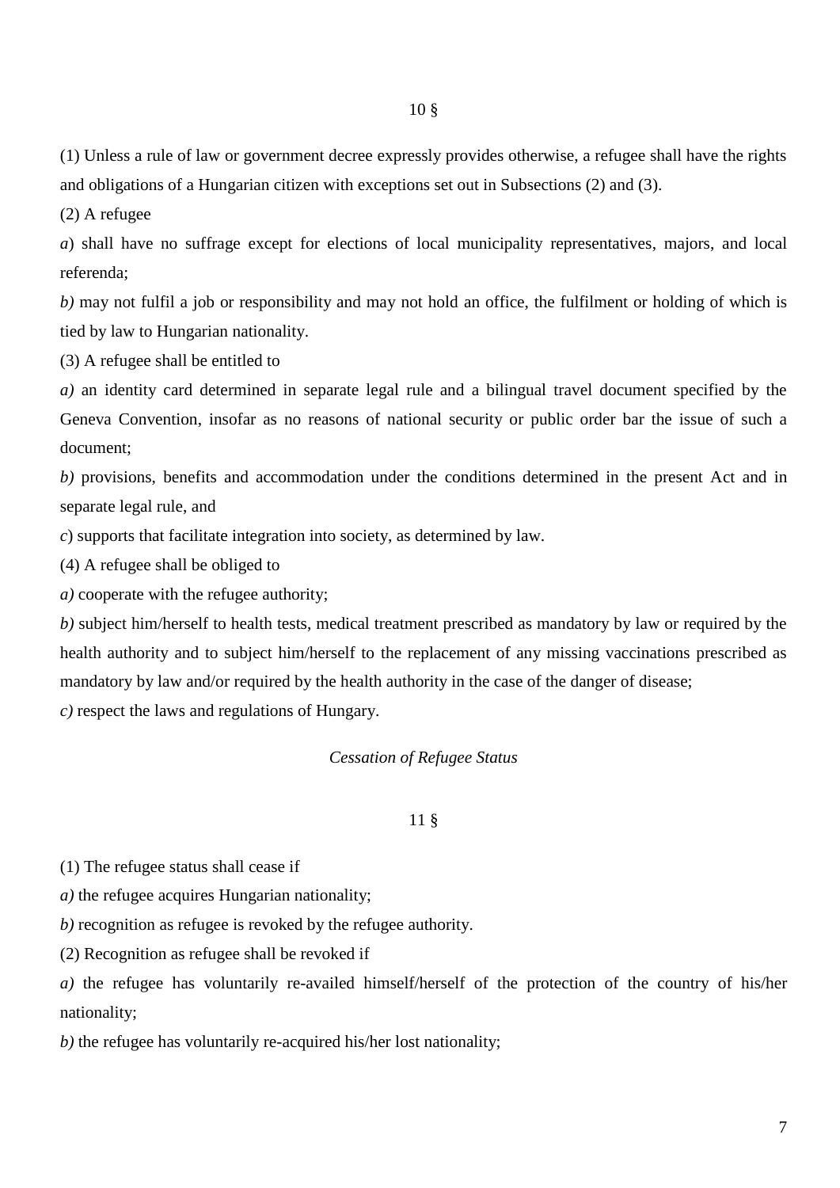10 §

(1) Unless a rule of law or government decree expressly provides otherwise, a refugee shall have the rights and obligations of a Hungarian citizen with exceptions set out in Subsections (2) and (3).

(2) A refugee

*a*) shall have no suffrage except for elections of local municipality representatives, majors, and local referenda;

*b)* may not fulfil a job or responsibility and may not hold an office, the fulfilment or holding of which is tied by law to Hungarian nationality.

(3) A refugee shall be entitled to

*a)* an identity card determined in separate legal rule and a bilingual travel document specified by the Geneva Convention, insofar as no reasons of national security or public order bar the issue of such a document;

*b)* provisions, benefits and accommodation under the conditions determined in the present Act and in separate legal rule, and

*c*) supports that facilitate integration into society, as determined by law.

(4) A refugee shall be obliged to

*a)* cooperate with the refugee authority;

*b)* subject him/herself to health tests, medical treatment prescribed as mandatory by law or required by the health authority and to subject him/herself to the replacement of any missing vaccinations prescribed as mandatory by law and/or required by the health authority in the case of the danger of disease;

*c)* respect the laws and regulations of Hungary.

*Cessation of Refugee Status*

11 §

(1) The refugee status shall cease if

*a)* the refugee acquires Hungarian nationality;

*b)* recognition as refugee is revoked by the refugee authority.

(2) Recognition as refugee shall be revoked if

*a)* the refugee has voluntarily re-availed himself/herself of the protection of the country of his/her nationality;

*b)* the refugee has voluntarily re-acquired his/her lost nationality;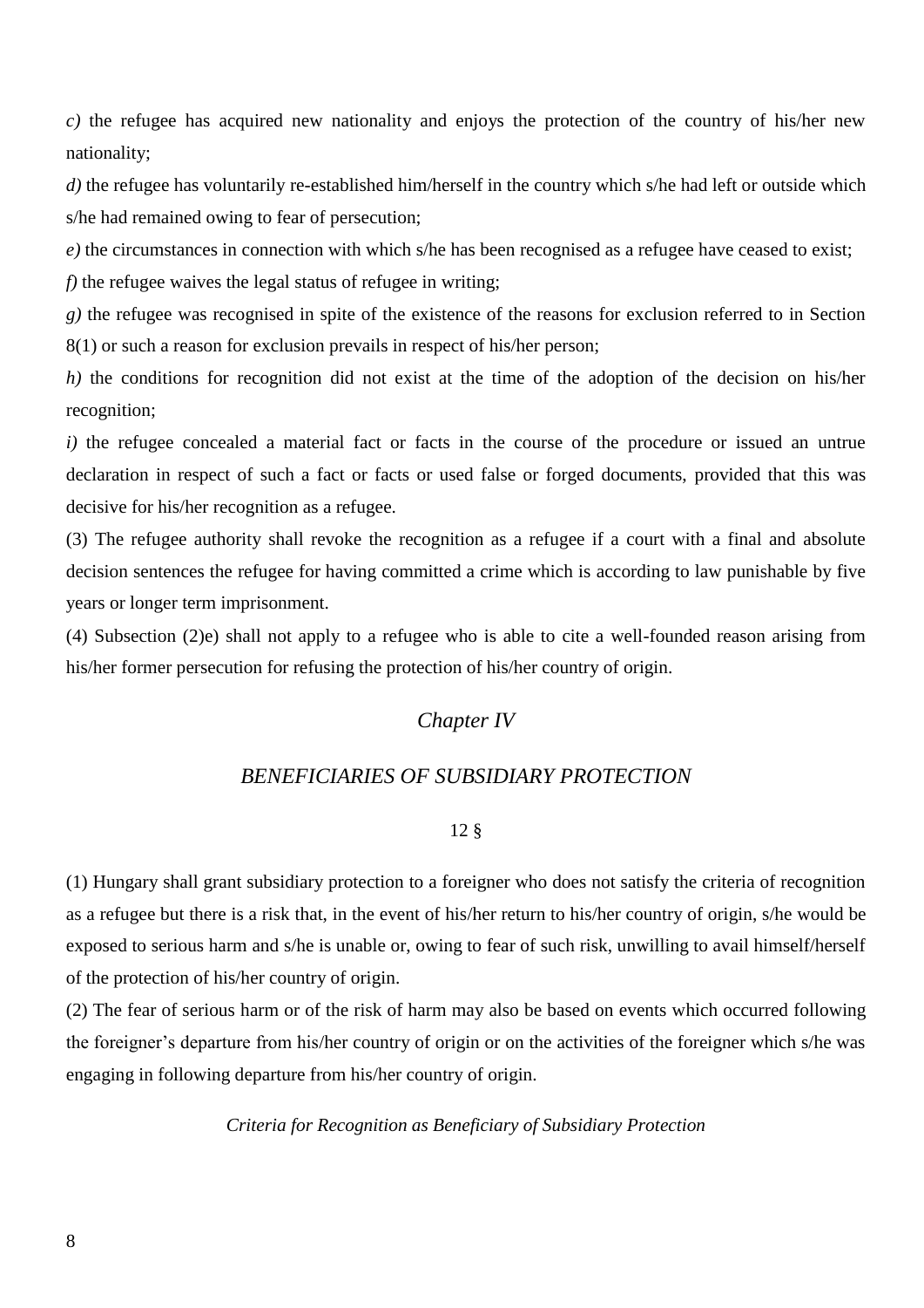*c)* the refugee has acquired new nationality and enjoys the protection of the country of his/her new nationality;

*d)* the refugee has voluntarily re-established him/herself in the country which s/he had left or outside which s/he had remained owing to fear of persecution;

*e)* the circumstances in connection with which s/he has been recognised as a refugee have ceased to exist;

*f)* the refugee waives the legal status of refugee in writing;

*g)* the refugee was recognised in spite of the existence of the reasons for exclusion referred to in Section 8(1) or such a reason for exclusion prevails in respect of his/her person;

*h)* the conditions for recognition did not exist at the time of the adoption of the decision on his/her recognition;

*i)* the refugee concealed a material fact or facts in the course of the procedure or issued an untrue declaration in respect of such a fact or facts or used false or forged documents, provided that this was decisive for his/her recognition as a refugee.

(3) The refugee authority shall revoke the recognition as a refugee if a court with a final and absolute decision sentences the refugee for having committed a crime which is according to law punishable by five years or longer term imprisonment.

(4) Subsection (2)e) shall not apply to a refugee who is able to cite a well-founded reason arising from his/her former persecution for refusing the protection of his/her country of origin.

## *Chapter IV*

## *BENEFICIARIES OF SUBSIDIARY PROTECTION*

12 §

(1) Hungary shall grant subsidiary protection to a foreigner who does not satisfy the criteria of recognition as a refugee but there is a risk that, in the event of his/her return to his/her country of origin, s/he would be exposed to serious harm and s/he is unable or, owing to fear of such risk, unwilling to avail himself/herself of the protection of his/her country of origin.

(2) The fear of serious harm or of the risk of harm may also be based on events which occurred following the foreigner's departure from his/her country of origin or on the activities of the foreigner which s/he was engaging in following departure from his/her country of origin.

### *Criteria for Recognition as Beneficiary of Subsidiary Protection*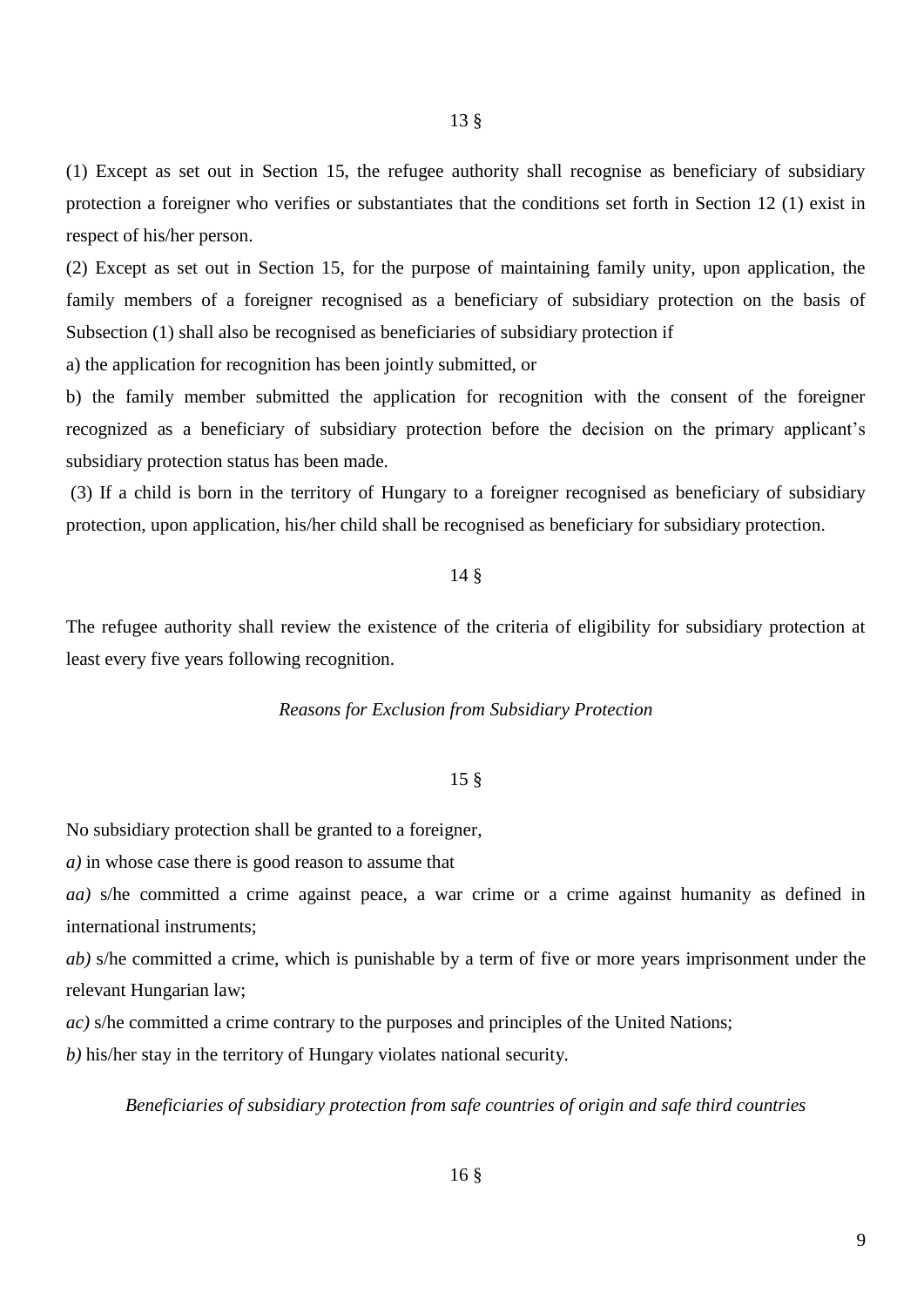13 §

(1) Except as set out in Section 15, the refugee authority shall recognise as beneficiary of subsidiary protection a foreigner who verifies or substantiates that the conditions set forth in Section 12 (1) exist in respect of his/her person.

(2) Except as set out in Section 15, for the purpose of maintaining family unity, upon application, the family members of a foreigner recognised as a beneficiary of subsidiary protection on the basis of Subsection (1) shall also be recognised as beneficiaries of subsidiary protection if

a) the application for recognition has been jointly submitted, or

b) the family member submitted the application for recognition with the consent of the foreigner recognized as a beneficiary of subsidiary protection before the decision on the primary applicant's subsidiary protection status has been made.

(3) If a child is born in the territory of Hungary to a foreigner recognised as beneficiary of subsidiary protection, upon application, his/her child shall be recognised as beneficiary for subsidiary protection.

14 §

The refugee authority shall review the existence of the criteria of eligibility for subsidiary protection at least every five years following recognition.

*Reasons for Exclusion from Subsidiary Protection*

15 §

No subsidiary protection shall be granted to a foreigner,

*a)* in whose case there is good reason to assume that

*aa)* s/he committed a crime against peace, a war crime or a crime against humanity as defined in international instruments;

*ab)* s/he committed a crime, which is punishable by a term of five or more years imprisonment under the relevant Hungarian law;

*ac)* s/he committed a crime contrary to the purposes and principles of the United Nations;

*b)* his/her stay in the territory of Hungary violates national security.

*Beneficiaries of subsidiary protection from safe countries of origin and safe third countries*

16 §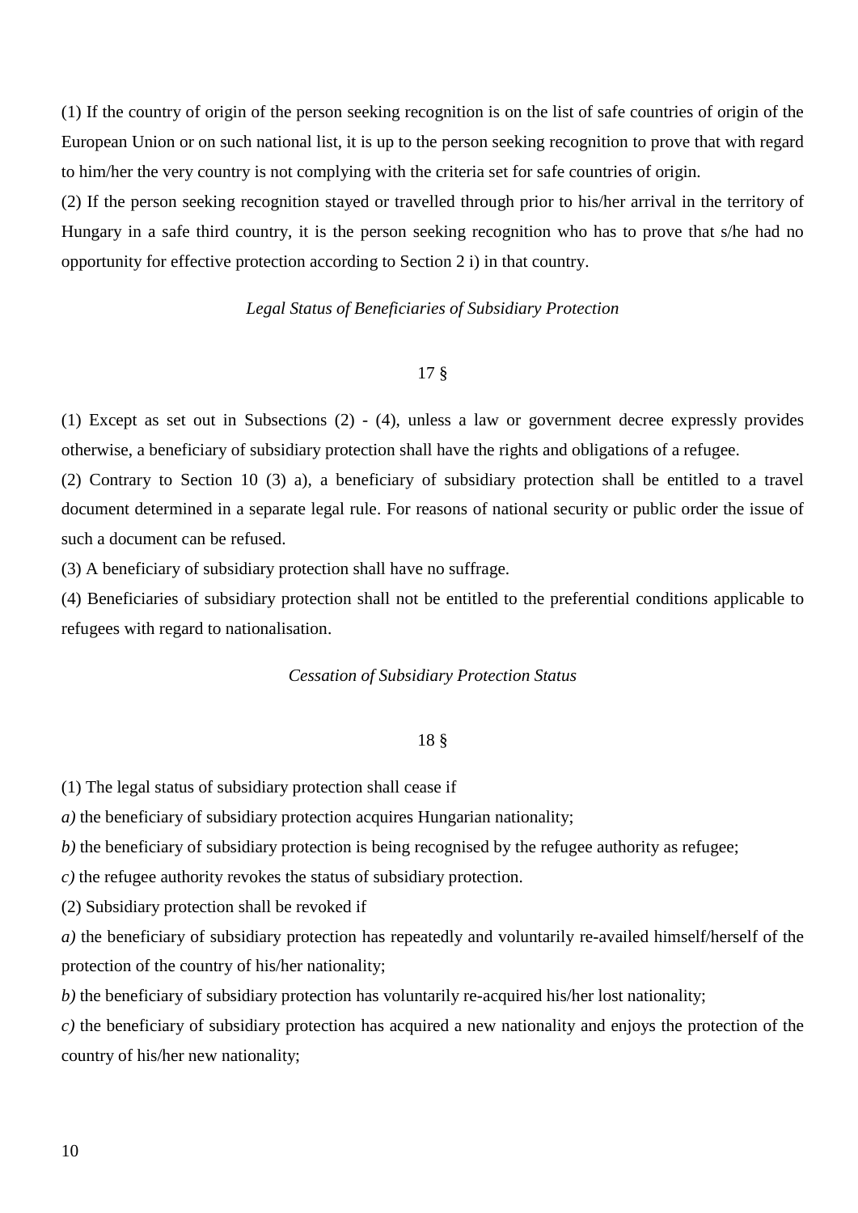(1) If the country of origin of the person seeking recognition is on the list of safe countries of origin of the European Union or on such national list, it is up to the person seeking recognition to prove that with regard to him/her the very country is not complying with the criteria set for safe countries of origin.

(2) If the person seeking recognition stayed or travelled through prior to his/her arrival in the territory of Hungary in a safe third country, it is the person seeking recognition who has to prove that s/he had no opportunity for effective protection according to Section 2 i) in that country.

*Legal Status of Beneficiaries of Subsidiary Protection*

17 §

(1) Except as set out in Subsections (2) - (4), unless a law or government decree expressly provides otherwise, a beneficiary of subsidiary protection shall have the rights and obligations of a refugee.

(2) Contrary to Section 10 (3) a), a beneficiary of subsidiary protection shall be entitled to a travel document determined in a separate legal rule. For reasons of national security or public order the issue of such a document can be refused.

(3) A beneficiary of subsidiary protection shall have no suffrage.

(4) Beneficiaries of subsidiary protection shall not be entitled to the preferential conditions applicable to refugees with regard to nationalisation.

*Cessation of Subsidiary Protection Status*

18 §

(1) The legal status of subsidiary protection shall cease if

*a)* the beneficiary of subsidiary protection acquires Hungarian nationality;

*b)* the beneficiary of subsidiary protection is being recognised by the refugee authority as refugee;

*c)* the refugee authority revokes the status of subsidiary protection.

(2) Subsidiary protection shall be revoked if

*a)* the beneficiary of subsidiary protection has repeatedly and voluntarily re-availed himself/herself of the protection of the country of his/her nationality;

*b)* the beneficiary of subsidiary protection has voluntarily re-acquired his/her lost nationality;

*c)* the beneficiary of subsidiary protection has acquired a new nationality and enjoys the protection of the country of his/her new nationality;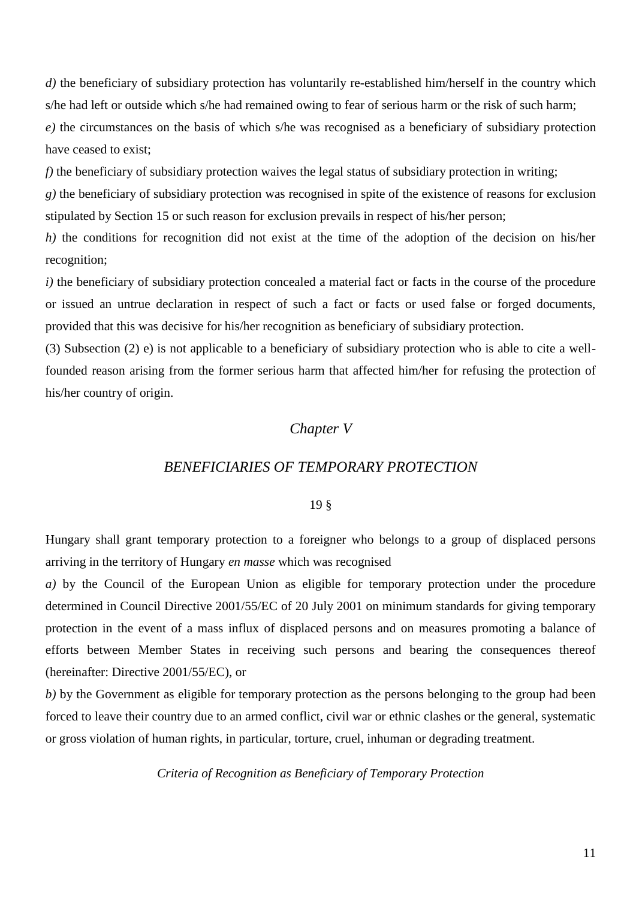*d)* the beneficiary of subsidiary protection has voluntarily re-established him/herself in the country which s/he had left or outside which s/he had remained owing to fear of serious harm or the risk of such harm;

*e)* the circumstances on the basis of which s/he was recognised as a beneficiary of subsidiary protection have ceased to exist;

*f)* the beneficiary of subsidiary protection waives the legal status of subsidiary protection in writing;

*g)* the beneficiary of subsidiary protection was recognised in spite of the existence of reasons for exclusion stipulated by Section 15 or such reason for exclusion prevails in respect of his/her person;

*h)* the conditions for recognition did not exist at the time of the adoption of the decision on his/her recognition;

*i)* the beneficiary of subsidiary protection concealed a material fact or facts in the course of the procedure or issued an untrue declaration in respect of such a fact or facts or used false or forged documents, provided that this was decisive for his/her recognition as beneficiary of subsidiary protection.

(3) Subsection (2) e) is not applicable to a beneficiary of subsidiary protection who is able to cite a well-founded reason arising from the former serious harm that affected him/her for refusing the protection of his/her country of origin.

## *Chapter V*

## *BENEFICIARIES OF TEMPORARY PROTECTION*

19 §

Hungary shall grant temporary protection to a foreigner who belongs to a group of displaced persons arriving in the territory of Hungary *en masse* which was recognised

*a)* by the Council of the European Union as eligible for temporary protection under the procedure determined in Council Directive 2001/55/EC of 20 July 2001 on minimum standards for giving temporary protection in the event of a mass influx of displaced persons and on measures promoting a balance of efforts between Member States in receiving such persons and bearing the consequences thereof (hereinafter: Directive 2001/55/EC), or

*b)* by the Government as eligible for temporary protection as the persons belonging to the group had been forced to leave their country due to an armed conflict, civil war or ethnic clashes or the general, systematic or gross violation of human rights, in particular, torture, cruel, inhuman or degrading treatment.

### *Criteria of Recognition as Beneficiary of Temporary Protection*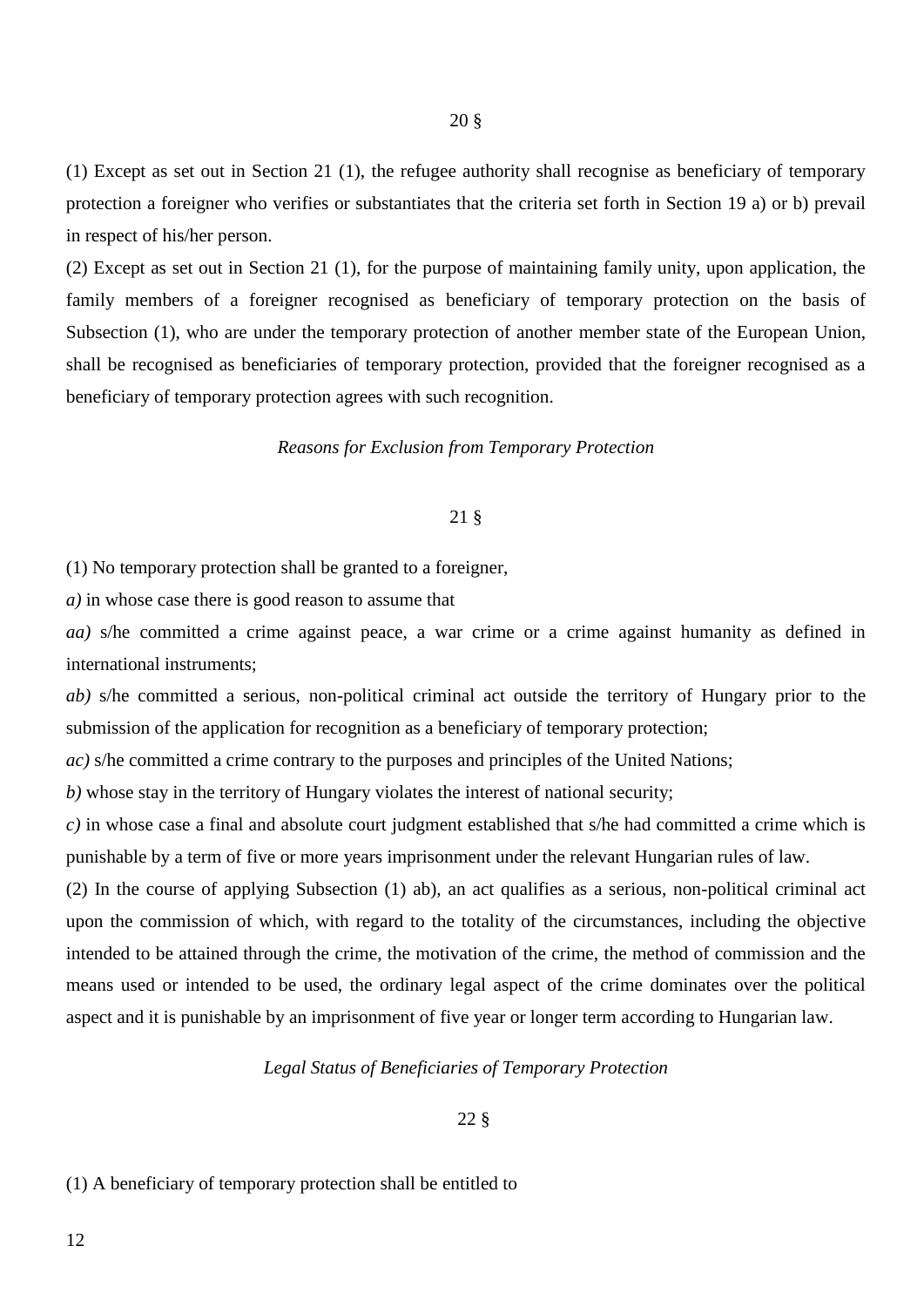20 §

(1) Except as set out in Section 21 (1), the refugee authority shall recognise as beneficiary of temporary protection a foreigner who verifies or substantiates that the criteria set forth in Section 19 a) or b) prevail in respect of his/her person.

(2) Except as set out in Section 21 (1), for the purpose of maintaining family unity, upon application, the family members of a foreigner recognised as beneficiary of temporary protection on the basis of Subsection (1), who are under the temporary protection of another member state of the European Union, shall be recognised as beneficiaries of temporary protection, provided that the foreigner recognised as a beneficiary of temporary protection agrees with such recognition.

*Reasons for Exclusion from Temporary Protection*

21 §

(1) No temporary protection shall be granted to a foreigner,

*a)* in whose case there is good reason to assume that

*aa)* s/he committed a crime against peace, a war crime or a crime against humanity as defined in international instruments;

*ab)* s/he committed a serious, non-political criminal act outside the territory of Hungary prior to the submission of the application for recognition as a beneficiary of temporary protection;

*ac)* s/he committed a crime contrary to the purposes and principles of the United Nations;

*b)* whose stay in the territory of Hungary violates the interest of national security;

*c)* in whose case a final and absolute court judgment established that s/he had committed a crime which is punishable by a term of five or more years imprisonment under the relevant Hungarian rules of law.

(2) In the course of applying Subsection (1) ab), an act qualifies as a serious, non-political criminal act upon the commission of which, with regard to the totality of the circumstances, including the objective intended to be attained through the crime, the motivation of the crime, the method of commission and the means used or intended to be used, the ordinary legal aspect of the crime dominates over the political aspect and it is punishable by an imprisonment of five year or longer term according to Hungarian law.

*Legal Status of Beneficiaries of Temporary Protection*

22 §

(1) A beneficiary of temporary protection shall be entitled to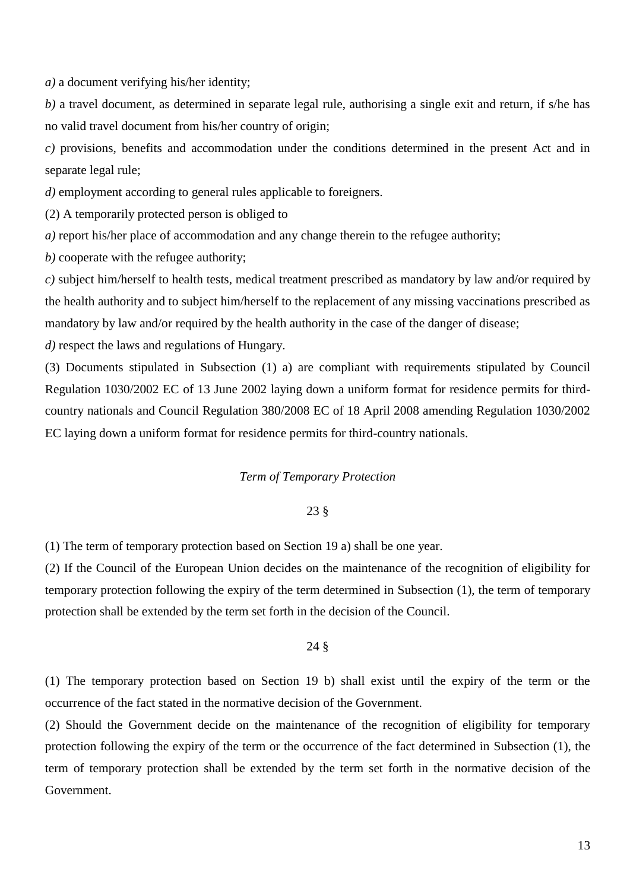*a)* a document verifying his/her identity;

*b)* a travel document, as determined in separate legal rule, authorising a single exit and return, if s/he has no valid travel document from his/her country of origin;

*c)* provisions, benefits and accommodation under the conditions determined in the present Act and in separate legal rule;

*d)* employment according to general rules applicable to foreigners.

(2) A temporarily protected person is obliged to

*a)* report his/her place of accommodation and any change therein to the refugee authority;

*b)* cooperate with the refugee authority;

*c)* subject him/herself to health tests, medical treatment prescribed as mandatory by law and/or required by the health authority and to subject him/herself to the replacement of any missing vaccinations prescribed as mandatory by law and/or required by the health authority in the case of the danger of disease;

*d)* respect the laws and regulations of Hungary.

(3) Documents stipulated in Subsection (1) a) are compliant with requirements stipulated by Council Regulation 1030/2002 EC of 13 June 2002 laying down a uniform format for residence permits for third-country nationals and Council Regulation 380/2008 EC of 18 April 2008 amending Regulation 1030/2002 EC laying down a uniform format for residence permits for third-country nationals.

*Term of Temporary Protection*

23 §

(1) The term of temporary protection based on Section 19 a) shall be one year.

(2) If the Council of the European Union decides on the maintenance of the recognition of eligibility for temporary protection following the expiry of the term determined in Subsection (1), the term of temporary protection shall be extended by the term set forth in the decision of the Council.

24 §

(1) The temporary protection based on Section 19 b) shall exist until the expiry of the term or the occurrence of the fact stated in the normative decision of the Government.

(2) Should the Government decide on the maintenance of the recognition of eligibility for temporary protection following the expiry of the term or the occurrence of the fact determined in Subsection (1), the term of temporary protection shall be extended by the term set forth in the normative decision of the Government.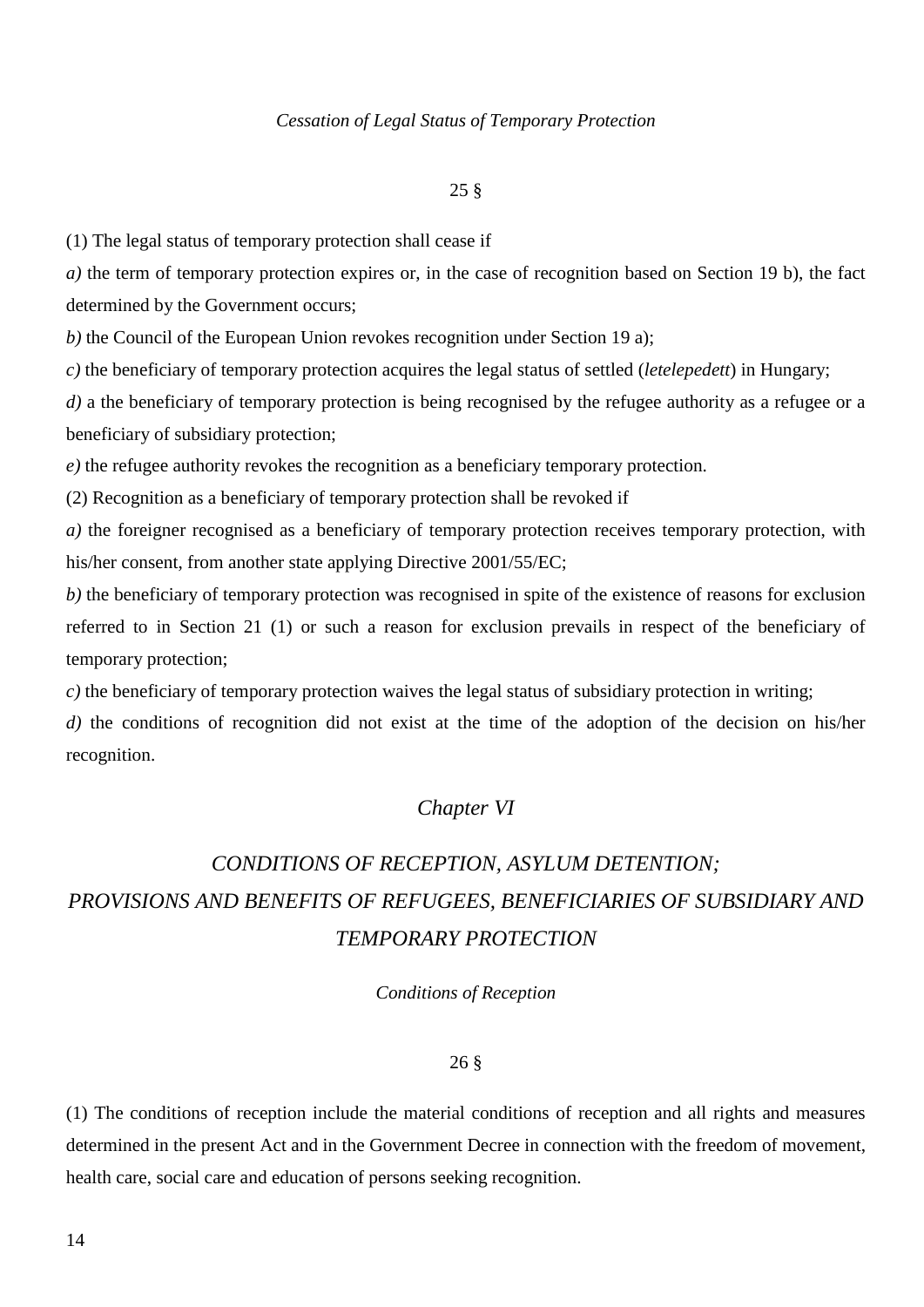*Cessation of Legal Status of Temporary Protection*

25 §

(1) The legal status of temporary protection shall cease if

*a)* the term of temporary protection expires or, in the case of recognition based on Section 19 b), the fact determined by the Government occurs;

*b)* the Council of the European Union revokes recognition under Section 19 a);

*c)* the beneficiary of temporary protection acquires the legal status of settled (*letelepedett*) in Hungary;

*d)* a the beneficiary of temporary protection is being recognised by the refugee authority as a refugee or a beneficiary of subsidiary protection;

*e)* the refugee authority revokes the recognition as a beneficiary temporary protection.

(2) Recognition as a beneficiary of temporary protection shall be revoked if

*a)* the foreigner recognised as a beneficiary of temporary protection receives temporary protection, with his/her consent, from another state applying Directive 2001/55/EC;

*b)* the beneficiary of temporary protection was recognised in spite of the existence of reasons for exclusion referred to in Section 21 (1) or such a reason for exclusion prevails in respect of the beneficiary of temporary protection;

*c)* the beneficiary of temporary protection waives the legal status of subsidiary protection in writing;

*d)* the conditions of recognition did not exist at the time of the adoption of the decision on his/her recognition.

## *Chapter VI*

## *CONDITIONS OF RECEPTION, ASYLUM DETENTION; PROVISIONS AND BENEFITS OF REFUGEES, BENEFICIARIES OF SUBSIDIARY AND TEMPORARY PROTECTION*

*Conditions of Reception*

26 §

(1) The conditions of reception include the material conditions of reception and all rights and measures determined in the present Act and in the Government Decree in connection with the freedom of movement, health care, social care and education of persons seeking recognition.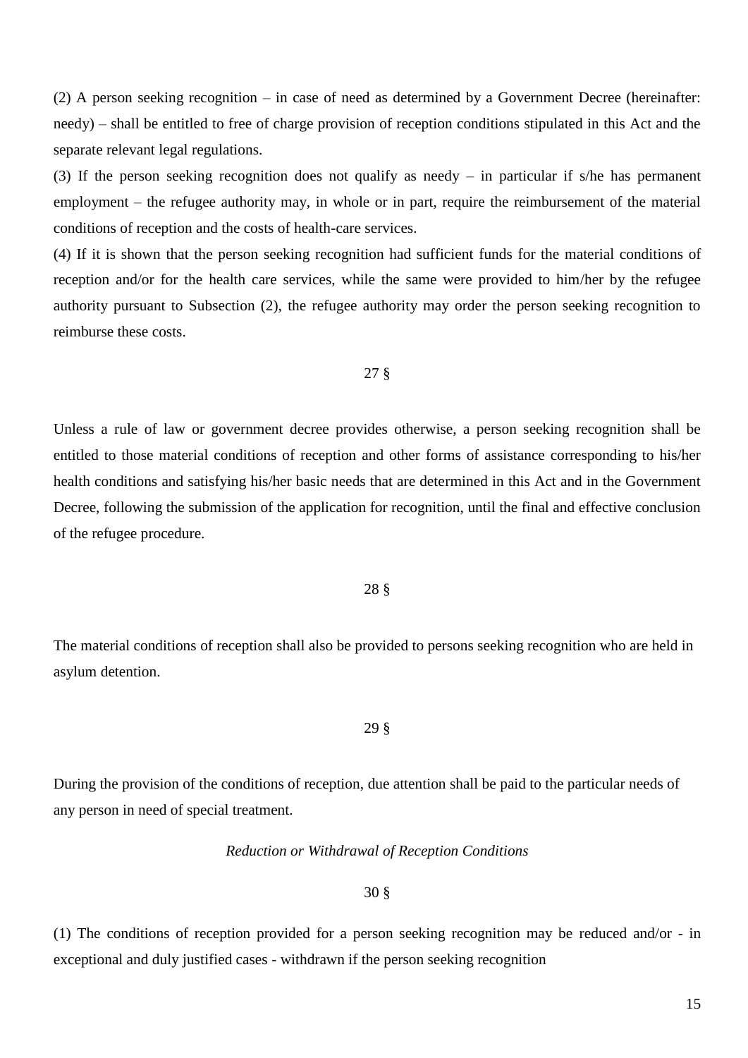(2) A person seeking recognition – in case of need as determined by a Government Decree (hereinafter: needy) – shall be entitled to free of charge provision of reception conditions stipulated in this Act and the separate relevant legal regulations.

(3) If the person seeking recognition does not qualify as needy – in particular if s/he has permanent employment – the refugee authority may, in whole or in part, require the reimbursement of the material conditions of reception and the costs of health-care services.

(4) If it is shown that the person seeking recognition had sufficient funds for the material conditions of reception and/or for the health care services, while the same were provided to him/her by the refugee authority pursuant to Subsection (2), the refugee authority may order the person seeking recognition to reimburse these costs.

27 §

Unless a rule of law or government decree provides otherwise, a person seeking recognition shall be entitled to those material conditions of reception and other forms of assistance corresponding to his/her health conditions and satisfying his/her basic needs that are determined in this Act and in the Government Decree, following the submission of the application for recognition, until the final and effective conclusion of the refugee procedure.

28 §

The material conditions of reception shall also be provided to persons seeking recognition who are held in asylum detention.

29 §

During the provision of the conditions of reception, due attention shall be paid to the particular needs of any person in need of special treatment.

*Reduction or Withdrawal of Reception Conditions*

30 §

(1) The conditions of reception provided for a person seeking recognition may be reduced and/or - in exceptional and duly justified cases - withdrawn if the person seeking recognition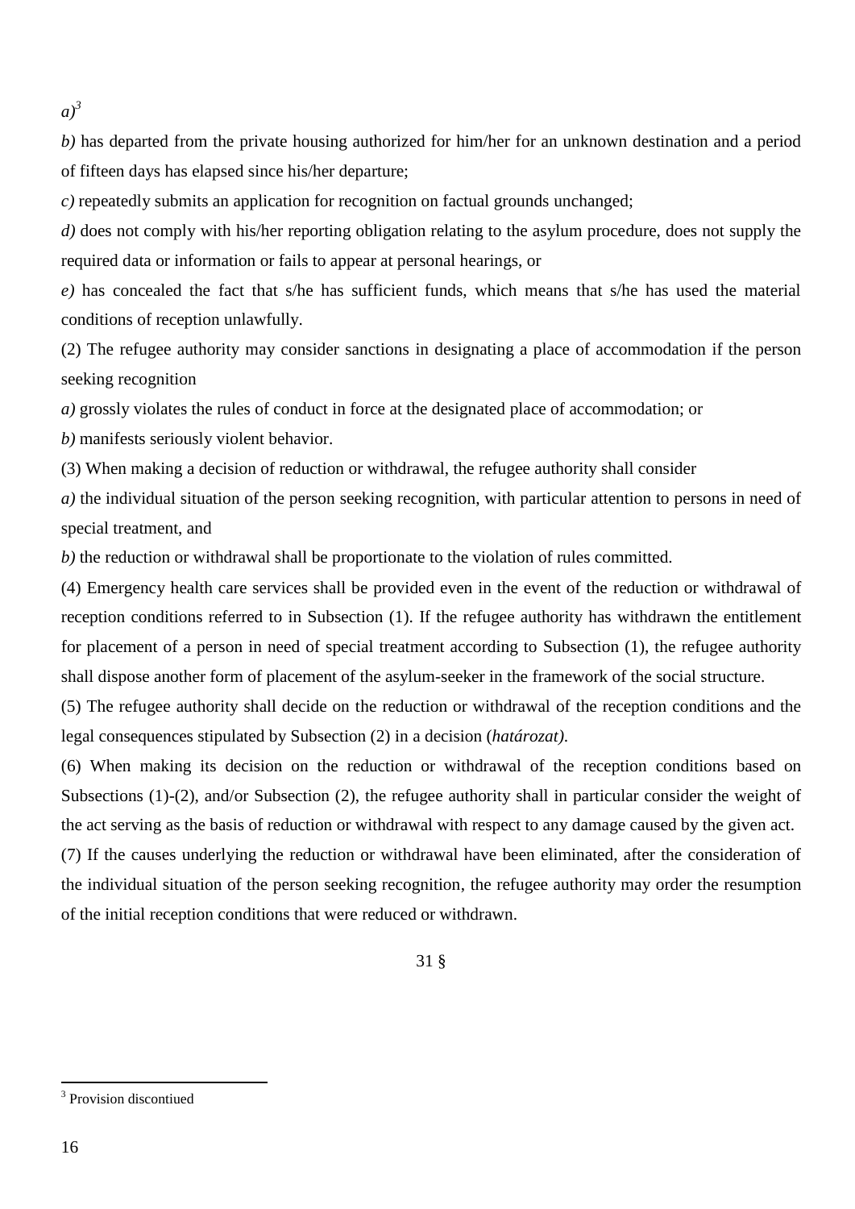*a)*[3]

*b)* has departed from the private housing authorized for him/her for an unknown destination and a period of fifteen days has elapsed since his/her departure;

*c)* repeatedly submits an application for recognition on factual grounds unchanged;

*d)* does not comply with his/her reporting obligation relating to the asylum procedure, does not supply the required data or information or fails to appear at personal hearings, or

*e)* has concealed the fact that s/he has sufficient funds, which means that s/he has used the material conditions of reception unlawfully.

(2) The refugee authority may consider sanctions in designating a place of accommodation if the person seeking recognition

*a)* grossly violates the rules of conduct in force at the designated place of accommodation; or

*b)* manifests seriously violent behavior.

(3) When making a decision of reduction or withdrawal, the refugee authority shall consider

*a)* the individual situation of the person seeking recognition, with particular attention to persons in need of special treatment, and

*b)* the reduction or withdrawal shall be proportionate to the violation of rules committed.

(4) Emergency health care services shall be provided even in the event of the reduction or withdrawal of reception conditions referred to in Subsection (1). If the refugee authority has withdrawn the entitlement for placement of a person in need of special treatment according to Subsection (1), the refugee authority shall dispose another form of placement of the asylum-seeker in the framework of the social structure.

(5) The refugee authority shall decide on the reduction or withdrawal of the reception conditions and the legal consequences stipulated by Subsection (2) in a decision (*határozat).*

(6) When making its decision on the reduction or withdrawal of the reception conditions based on Subsections (1)-(2), and/or Subsection (2), the refugee authority shall in particular consider the weight of the act serving as the basis of reduction or withdrawal with respect to any damage caused by the given act.

(7) If the causes underlying the reduction or withdrawal have been eliminated, after the consideration of the individual situation of the person seeking recognition, the refugee authority may order the resumption of the initial reception conditions that were reduced or withdrawn.

31 §

[3] Provision discontiued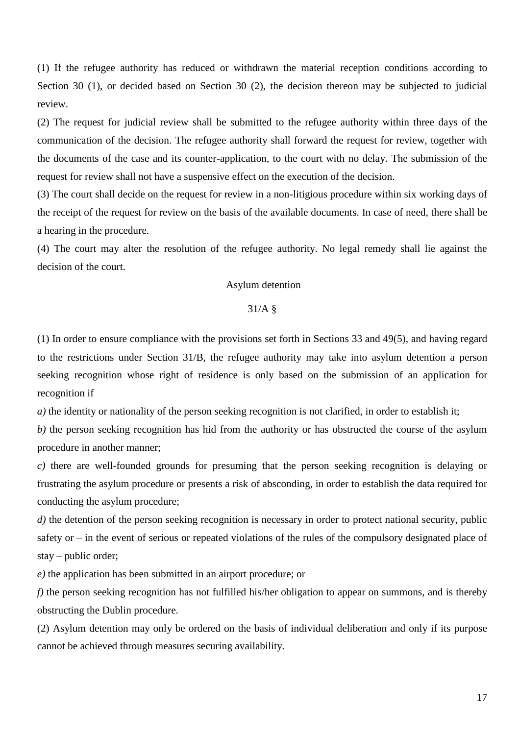(1) If the refugee authority has reduced or withdrawn the material reception conditions according to Section 30 (1), or decided based on Section 30 (2), the decision thereon may be subjected to judicial review.

(2) The request for judicial review shall be submitted to the refugee authority within three days of the communication of the decision. The refugee authority shall forward the request for review, together with the documents of the case and its counter-application, to the court with no delay. The submission of the request for review shall not have a suspensive effect on the execution of the decision.

(3) The court shall decide on the request for review in a non-litigious procedure within six working days of the receipt of the request for review on the basis of the available documents. In case of need, there shall be a hearing in the procedure.

(4) The court may alter the resolution of the refugee authority. No legal remedy shall lie against the decision of the court.

## Asylum detention

### 31/A §

(1) In order to ensure compliance with the provisions set forth in Sections 33 and 49(5), and having regard to the restrictions under Section 31/B, the refugee authority may take into asylum detention a person seeking recognition whose right of residence is only based on the submission of an application for recognition if

*a)* the identity or nationality of the person seeking recognition is not clarified, in order to establish it;

*b)* the person seeking recognition has hid from the authority or has obstructed the course of the asylum procedure in another manner;

*c)* there are well-founded grounds for presuming that the person seeking recognition is delaying or frustrating the asylum procedure or presents a risk of absconding, in order to establish the data required for conducting the asylum procedure;

*d)* the detention of the person seeking recognition is necessary in order to protect national security, public safety or – in the event of serious or repeated violations of the rules of the compulsory designated place of stay – public order;

*e)* the application has been submitted in an airport procedure; or

*f)* the person seeking recognition has not fulfilled his/her obligation to appear on summons, and is thereby obstructing the Dublin procedure.

(2) Asylum detention may only be ordered on the basis of individual deliberation and only if its purpose cannot be achieved through measures securing availability.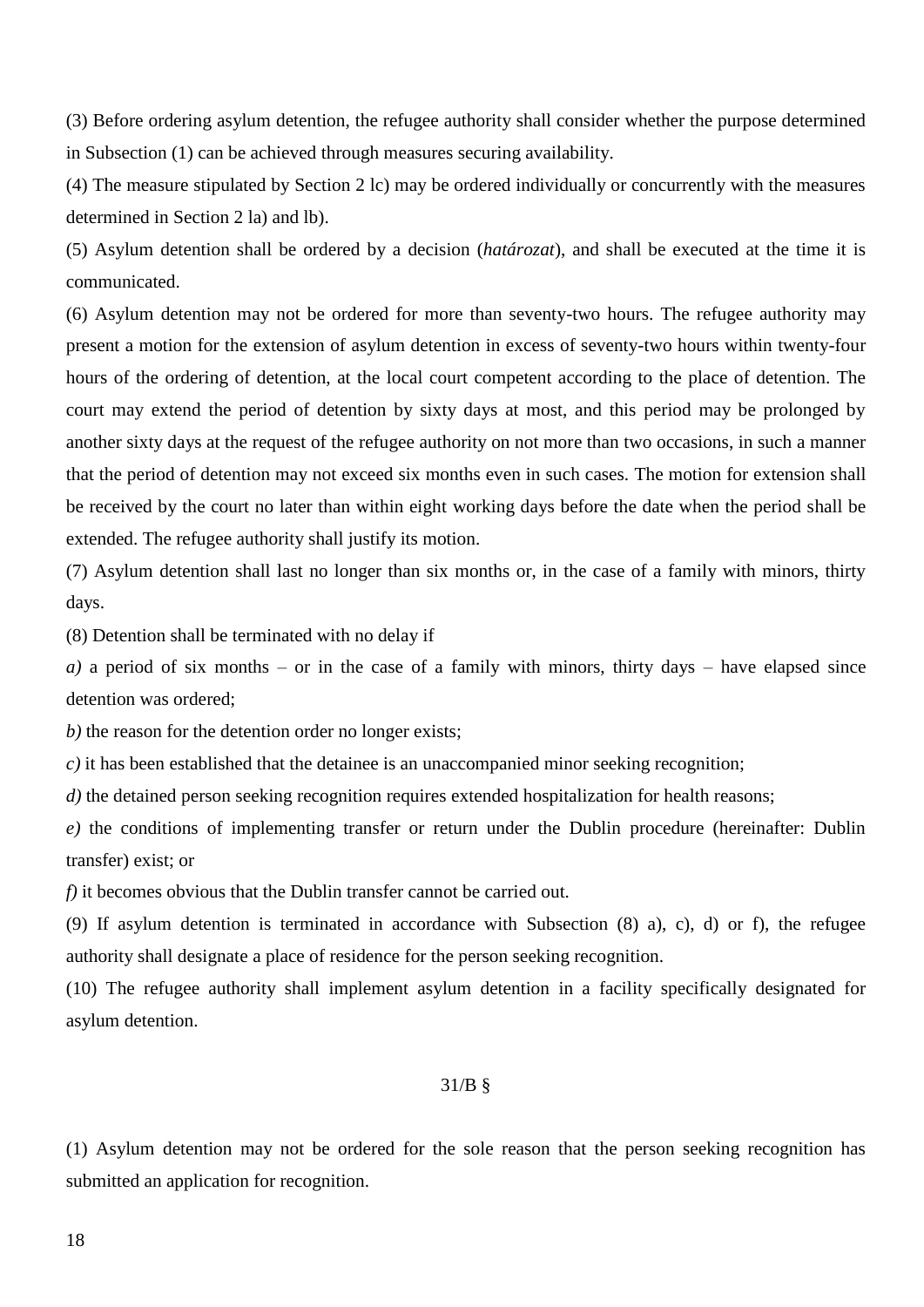(3) Before ordering asylum detention, the refugee authority shall consider whether the purpose determined in Subsection (1) can be achieved through measures securing availability.

(4) The measure stipulated by Section 2 lc) may be ordered individually or concurrently with the measures determined in Section 2 la) and lb).

(5) Asylum detention shall be ordered by a decision (*határozat*), and shall be executed at the time it is communicated.

(6) Asylum detention may not be ordered for more than seventy-two hours. The refugee authority may present a motion for the extension of asylum detention in excess of seventy-two hours within twenty-four hours of the ordering of detention, at the local court competent according to the place of detention. The court may extend the period of detention by sixty days at most, and this period may be prolonged by another sixty days at the request of the refugee authority on not more than two occasions, in such a manner that the period of detention may not exceed six months even in such cases. The motion for extension shall be received by the court no later than within eight working days before the date when the period shall be extended. The refugee authority shall justify its motion.

(7) Asylum detention shall last no longer than six months or, in the case of a family with minors, thirty days.

(8) Detention shall be terminated with no delay if

*a)* a period of six months – or in the case of a family with minors, thirty days – have elapsed since detention was ordered;

*b)* the reason for the detention order no longer exists;

*c)* it has been established that the detainee is an unaccompanied minor seeking recognition;

*d)* the detained person seeking recognition requires extended hospitalization for health reasons;

*e)* the conditions of implementing transfer or return under the Dublin procedure (hereinafter: Dublin transfer) exist; or

*f)* it becomes obvious that the Dublin transfer cannot be carried out.

(9) If asylum detention is terminated in accordance with Subsection (8) a), c), d) or f), the refugee authority shall designate a place of residence for the person seeking recognition.

(10) The refugee authority shall implement asylum detention in a facility specifically designated for asylum detention.

31/B §

(1) Asylum detention may not be ordered for the sole reason that the person seeking recognition has submitted an application for recognition.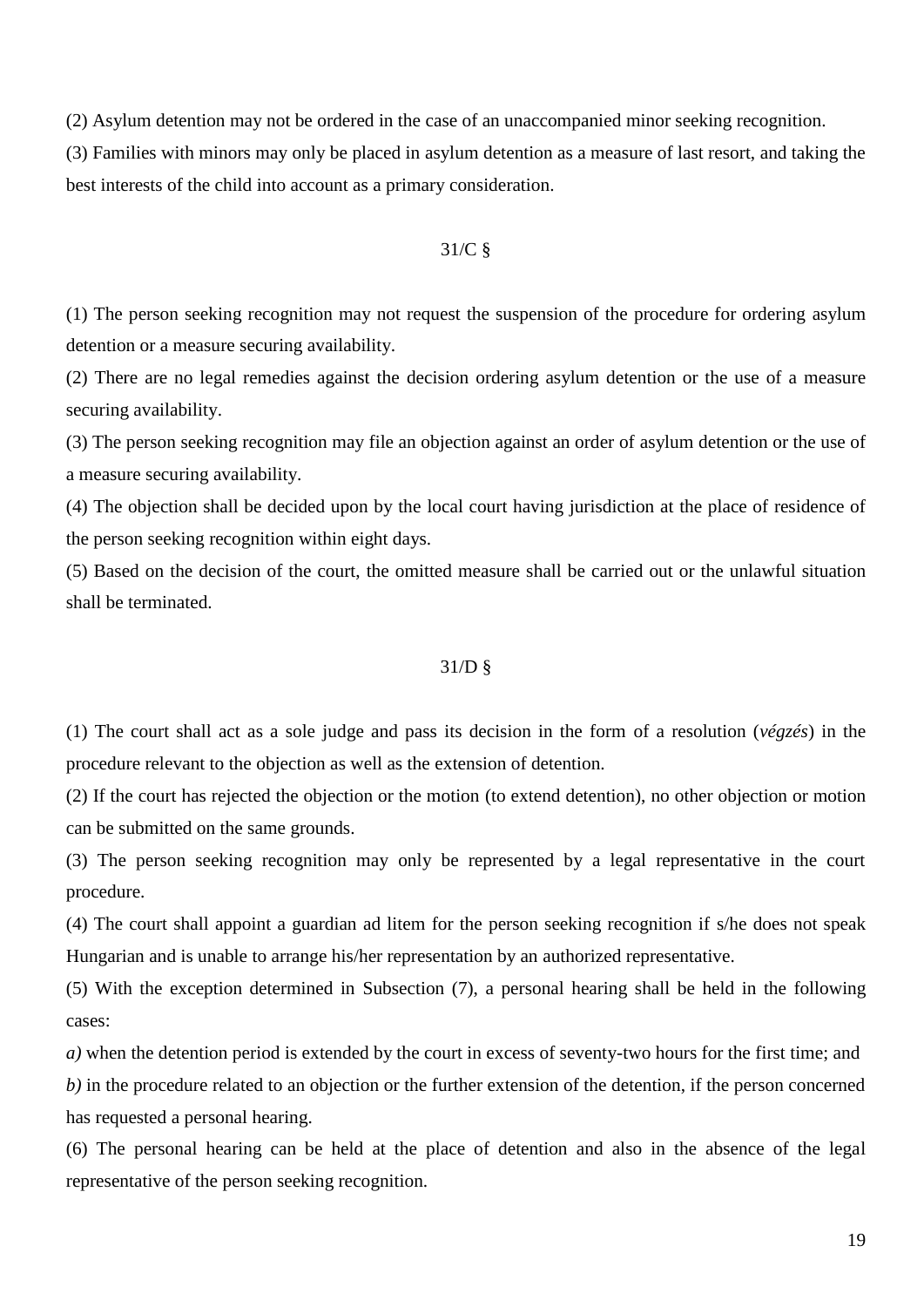(2) Asylum detention may not be ordered in the case of an unaccompanied minor seeking recognition.

(3) Families with minors may only be placed in asylum detention as a measure of last resort, and taking the best interests of the child into account as a primary consideration.

### 31/C §

(1) The person seeking recognition may not request the suspension of the procedure for ordering asylum detention or a measure securing availability.

(2) There are no legal remedies against the decision ordering asylum detention or the use of a measure securing availability.

(3) The person seeking recognition may file an objection against an order of asylum detention or the use of a measure securing availability.

(4) The objection shall be decided upon by the local court having jurisdiction at the place of residence of the person seeking recognition within eight days.

(5) Based on the decision of the court, the omitted measure shall be carried out or the unlawful situation shall be terminated.

### 31/D §

(1) The court shall act as a sole judge and pass its decision in the form of a resolution (*végzés*) in the procedure relevant to the objection as well as the extension of detention.

(2) If the court has rejected the objection or the motion (to extend detention), no other objection or motion can be submitted on the same grounds.

(3) The person seeking recognition may only be represented by a legal representative in the court procedure.

(4) The court shall appoint a guardian ad litem for the person seeking recognition if s/he does not speak Hungarian and is unable to arrange his/her representation by an authorized representative.

(5) With the exception determined in Subsection (7), a personal hearing shall be held in the following cases:

*a)* when the detention period is extended by the court in excess of seventy-two hours for the first time; and

*b)* in the procedure related to an objection or the further extension of the detention, if the person concerned has requested a personal hearing.

(6) The personal hearing can be held at the place of detention and also in the absence of the legal representative of the person seeking recognition.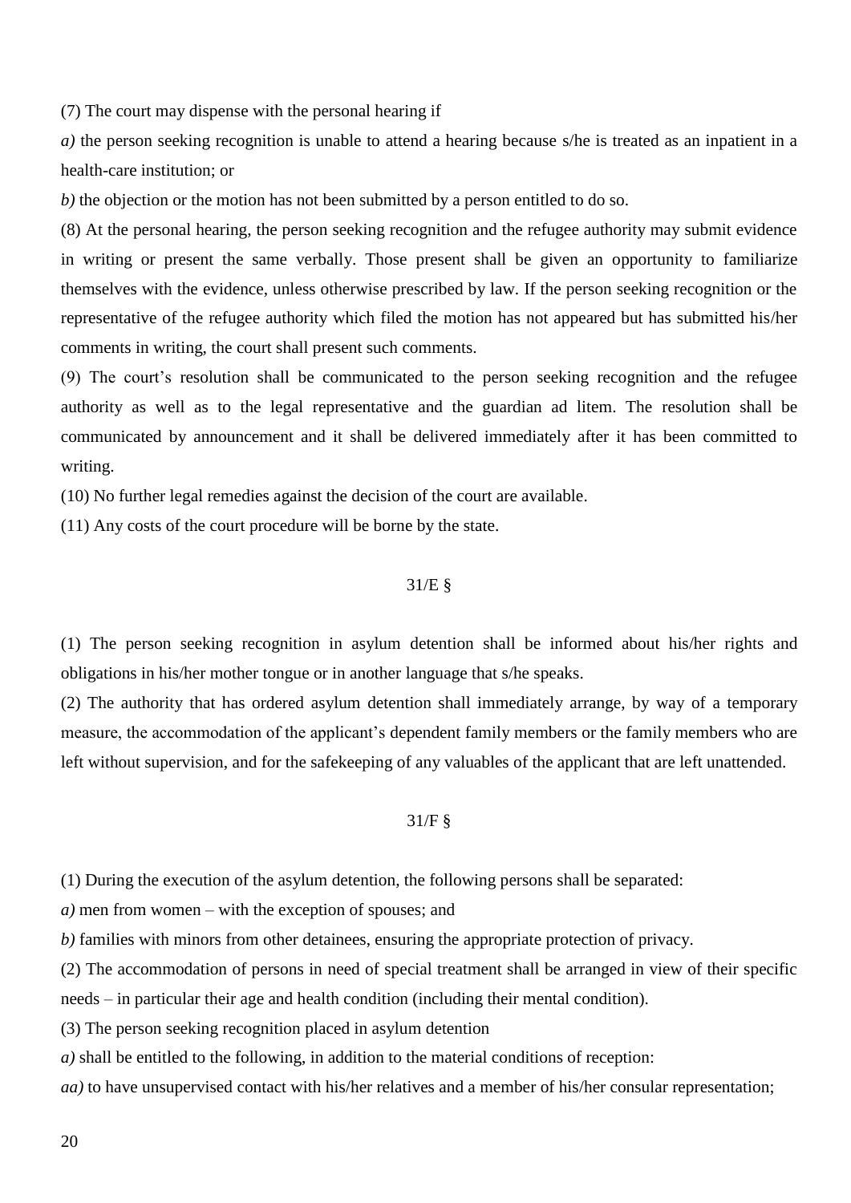(7) The court may dispense with the personal hearing if

*a)* the person seeking recognition is unable to attend a hearing because s/he is treated as an inpatient in a health-care institution; or

*b)* the objection or the motion has not been submitted by a person entitled to do so.

(8) At the personal hearing, the person seeking recognition and the refugee authority may submit evidence in writing or present the same verbally. Those present shall be given an opportunity to familiarize themselves with the evidence, unless otherwise prescribed by law. If the person seeking recognition or the representative of the refugee authority which filed the motion has not appeared but has submitted his/her comments in writing, the court shall present such comments.

(9) The court's resolution shall be communicated to the person seeking recognition and the refugee authority as well as to the legal representative and the guardian ad litem. The resolution shall be communicated by announcement and it shall be delivered immediately after it has been committed to writing.

(10) No further legal remedies against the decision of the court are available.

(11) Any costs of the court procedure will be borne by the state.

### 31/E §

(1) The person seeking recognition in asylum detention shall be informed about his/her rights and obligations in his/her mother tongue or in another language that s/he speaks.

(2) The authority that has ordered asylum detention shall immediately arrange, by way of a temporary measure, the accommodation of the applicant's dependent family members or the family members who are left without supervision, and for the safekeeping of any valuables of the applicant that are left unattended.

### 31/F §

(1) During the execution of the asylum detention, the following persons shall be separated:

*a)* men from women – with the exception of spouses; and

*b)* families with minors from other detainees, ensuring the appropriate protection of privacy.

(2) The accommodation of persons in need of special treatment shall be arranged in view of their specific needs – in particular their age and health condition (including their mental condition).

(3) The person seeking recognition placed in asylum detention

*a)* shall be entitled to the following, in addition to the material conditions of reception:

*aa)* to have unsupervised contact with his/her relatives and a member of his/her consular representation;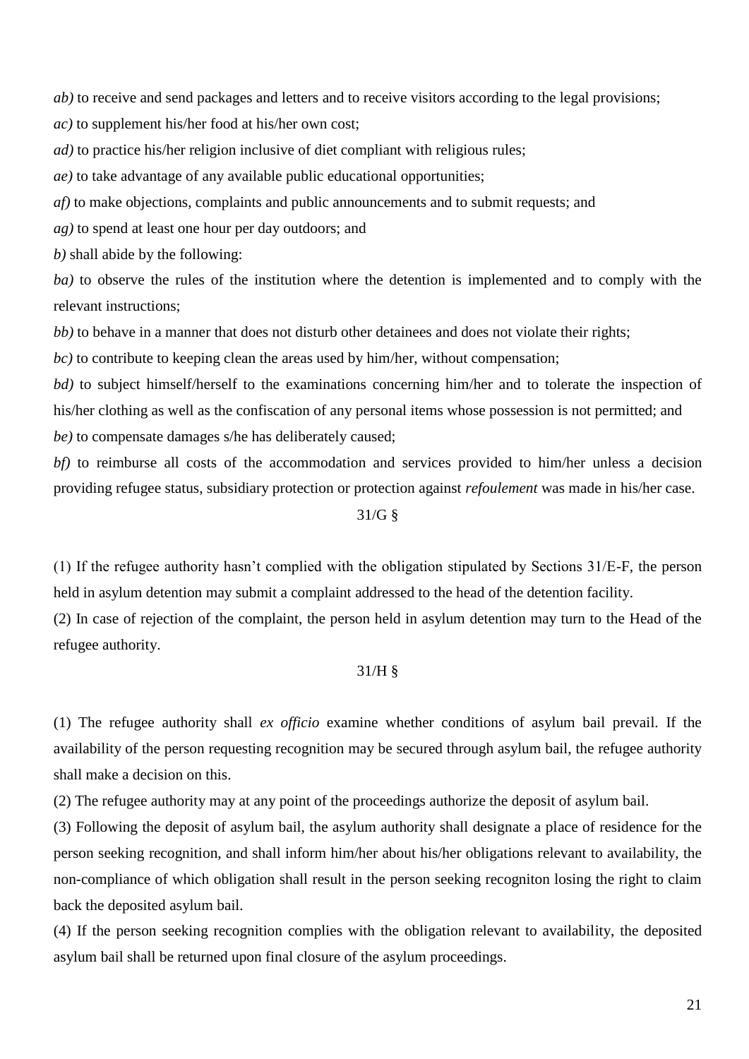*ab)* to receive and send packages and letters and to receive visitors according to the legal provisions;

*ac)* to supplement his/her food at his/her own cost;

*ad)* to practice his/her religion inclusive of diet compliant with religious rules;

*ae)* to take advantage of any available public educational opportunities;

*af)* to make objections, complaints and public announcements and to submit requests; and

*ag)* to spend at least one hour per day outdoors; and

*b)* shall abide by the following:

*ba)* to observe the rules of the institution where the detention is implemented and to comply with the relevant instructions;

*bb)* to behave in a manner that does not disturb other detainees and does not violate their rights;

*bc)* to contribute to keeping clean the areas used by him/her, without compensation;

*bd)* to subject himself/herself to the examinations concerning him/her and to tolerate the inspection of his/her clothing as well as the confiscation of any personal items whose possession is not permitted; and

*be)* to compensate damages s/he has deliberately caused;

*bf)* to reimburse all costs of the accommodation and services provided to him/her unless a decision providing refugee status, subsidiary protection or protection against *refoulement* was made in his/her case.

31/G §

(1) If the refugee authority hasn't complied with the obligation stipulated by Sections 31/E-F, the person held in asylum detention may submit a complaint addressed to the head of the detention facility.

(2) In case of rejection of the complaint, the person held in asylum detention may turn to the Head of the refugee authority.

31/H §

(1) The refugee authority shall *ex officio* examine whether conditions of asylum bail prevail. If the availability of the person requesting recognition may be secured through asylum bail, the refugee authority shall make a decision on this.

(2) The refugee authority may at any point of the proceedings authorize the deposit of asylum bail.

(3) Following the deposit of asylum bail, the asylum authority shall designate a place of residence for the person seeking recognition, and shall inform him/her about his/her obligations relevant to availability, the non-compliance of which obligation shall result in the person seeking recogniton losing the right to claim back the deposited asylum bail.

(4) If the person seeking recognition complies with the obligation relevant to availability, the deposited asylum bail shall be returned upon final closure of the asylum proceedings.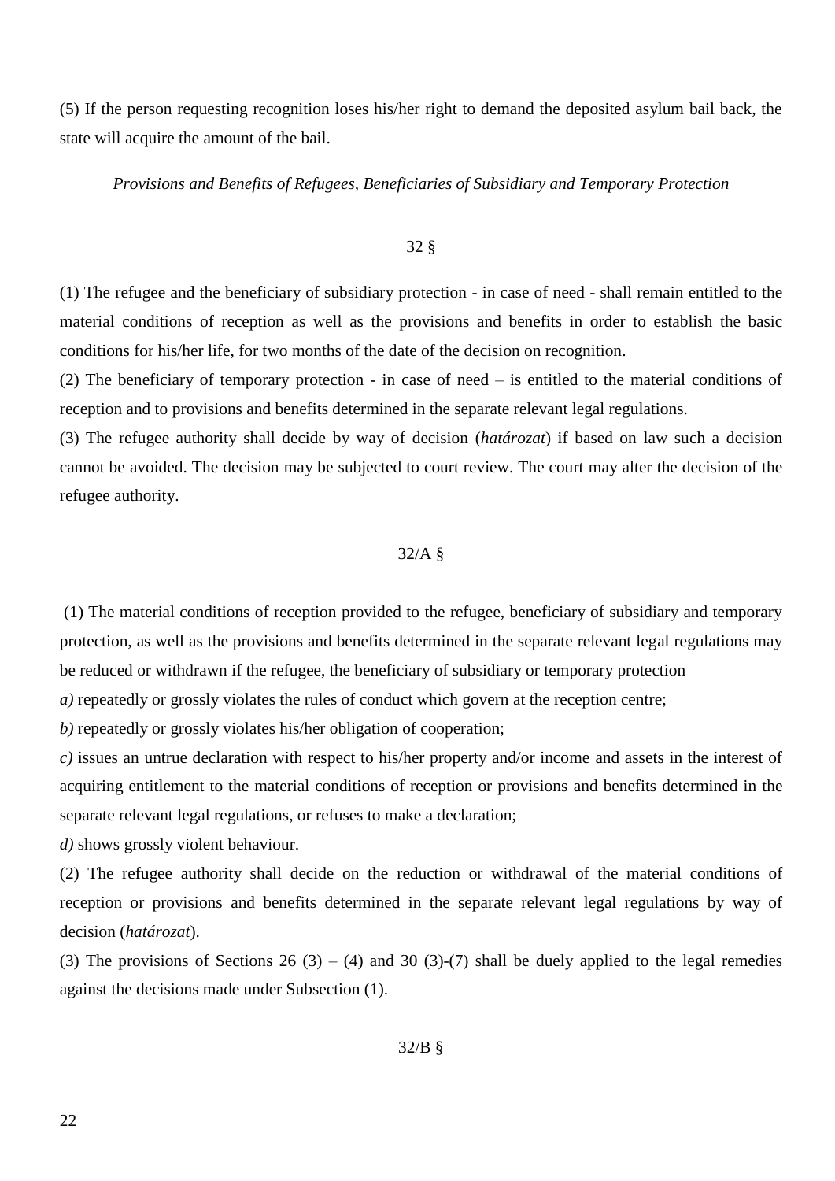(5) If the person requesting recognition loses his/her right to demand the deposited asylum bail back, the state will acquire the amount of the bail.

*Provisions and Benefits of Refugees, Beneficiaries of Subsidiary and Temporary Protection*

32 §

(1) The refugee and the beneficiary of subsidiary protection - in case of need - shall remain entitled to the material conditions of reception as well as the provisions and benefits in order to establish the basic conditions for his/her life, for two months of the date of the decision on recognition.

(2) The beneficiary of temporary protection - in case of need – is entitled to the material conditions of reception and to provisions and benefits determined in the separate relevant legal regulations.

(3) The refugee authority shall decide by way of decision (*határozat*) if based on law such a decision cannot be avoided. The decision may be subjected to court review. The court may alter the decision of the refugee authority.

32/A §

(1) The material conditions of reception provided to the refugee, beneficiary of subsidiary and temporary protection, as well as the provisions and benefits determined in the separate relevant legal regulations may be reduced or withdrawn if the refugee, the beneficiary of subsidiary or temporary protection

*a)* repeatedly or grossly violates the rules of conduct which govern at the reception centre;

*b)* repeatedly or grossly violates his/her obligation of cooperation;

*c)* issues an untrue declaration with respect to his/her property and/or income and assets in the interest of acquiring entitlement to the material conditions of reception or provisions and benefits determined in the separate relevant legal regulations, or refuses to make a declaration;

*d)* shows grossly violent behaviour.

(2) The refugee authority shall decide on the reduction or withdrawal of the material conditions of reception or provisions and benefits determined in the separate relevant legal regulations by way of decision (*határozat*).

(3) The provisions of Sections 26 (3) – (4) and 30 (3)-(7) shall be duely applied to the legal remedies against the decisions made under Subsection (1).

32/B §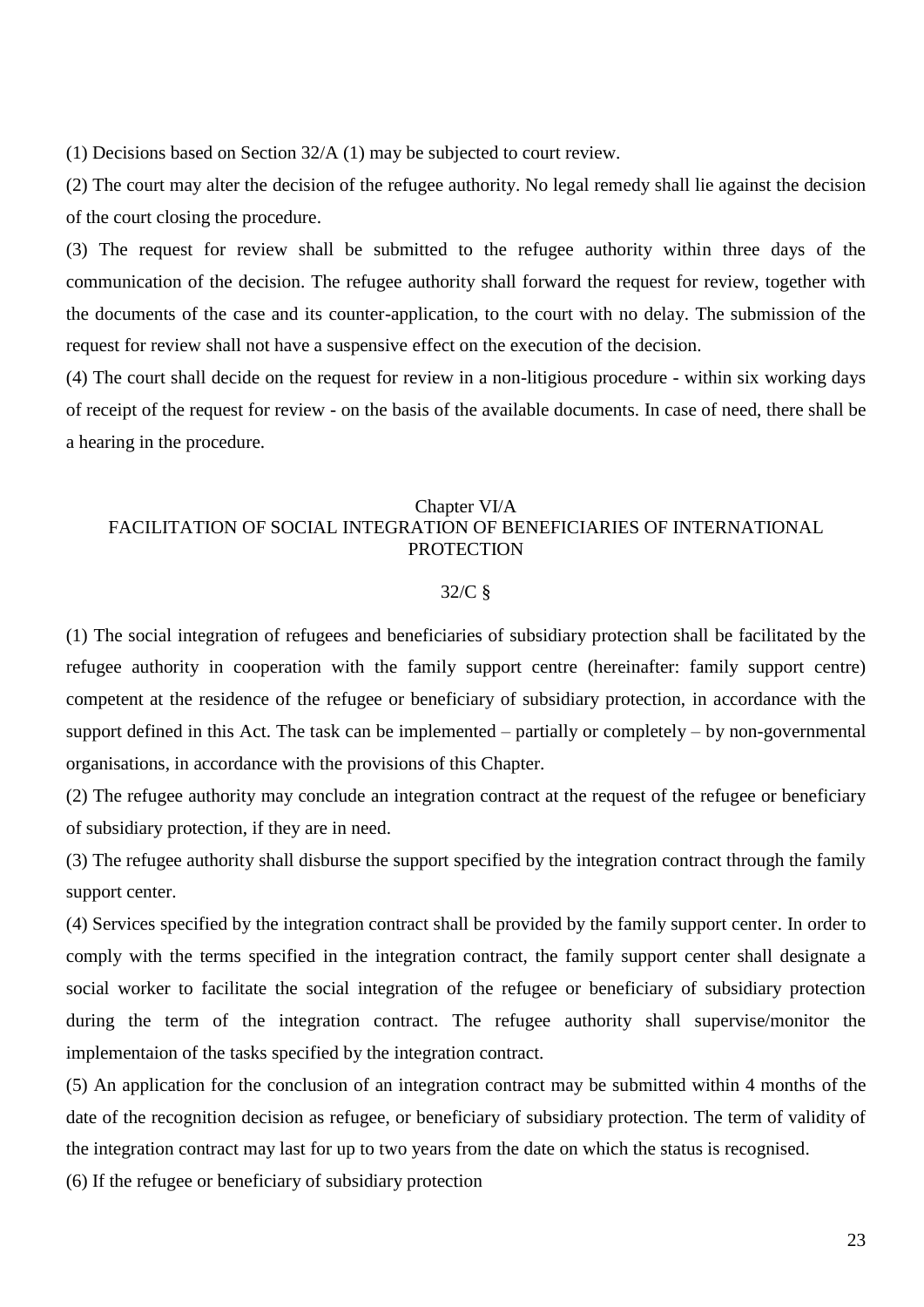(1) Decisions based on Section 32/A (1) may be subjected to court review.

(2) The court may alter the decision of the refugee authority. No legal remedy shall lie against the decision of the court closing the procedure.

(3) The request for review shall be submitted to the refugee authority within three days of the communication of the decision. The refugee authority shall forward the request for review, together with the documents of the case and its counter-application, to the court with no delay. The submission of the request for review shall not have a suspensive effect on the execution of the decision.

(4) The court shall decide on the request for review in a non-litigious procedure - within six working days of receipt of the request for review - on the basis of the available documents. In case of need, there shall be a hearing in the procedure.

## Chapter VI/A
## FACILITATION OF SOCIAL INTEGRATION OF BENEFICIARIES OF INTERNATIONAL PROTECTION

### 32/C §

(1) The social integration of refugees and beneficiaries of subsidiary protection shall be facilitated by the refugee authority in cooperation with the family support centre (hereinafter: family support centre) competent at the residence of the refugee or beneficiary of subsidiary protection, in accordance with the support defined in this Act. The task can be implemented – partially or completely – by non-governmental organisations, in accordance with the provisions of this Chapter.

(2) The refugee authority may conclude an integration contract at the request of the refugee or beneficiary of subsidiary protection, if they are in need.

(3) The refugee authority shall disburse the support specified by the integration contract through the family support center.

(4) Services specified by the integration contract shall be provided by the family support center. In order to comply with the terms specified in the integration contract, the family support center shall designate a social worker to facilitate the social integration of the refugee or beneficiary of subsidiary protection during the term of the integration contract. The refugee authority shall supervise/monitor the implementaion of the tasks specified by the integration contract.

(5) An application for the conclusion of an integration contract may be submitted within 4 months of the date of the recognition decision as refugee, or beneficiary of subsidiary protection. The term of validity of the integration contract may last for up to two years from the date on which the status is recognised.

(6) If the refugee or beneficiary of subsidiary protection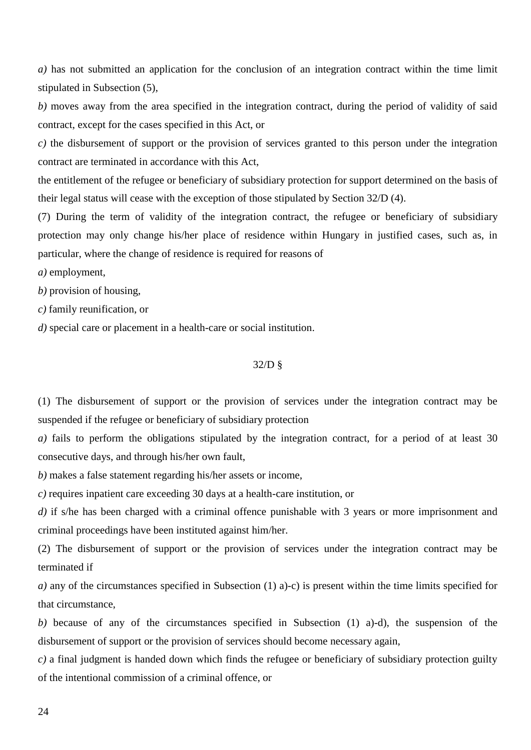*a)* has not submitted an application for the conclusion of an integration contract within the time limit stipulated in Subsection (5),

*b)* moves away from the area specified in the integration contract, during the period of validity of said contract, except for the cases specified in this Act, or

*c)* the disbursement of support or the provision of services granted to this person under the integration contract are terminated in accordance with this Act,

the entitlement of the refugee or beneficiary of subsidiary protection for support determined on the basis of their legal status will cease with the exception of those stipulated by Section 32/D (4).

(7) During the term of validity of the integration contract, the refugee or beneficiary of subsidiary protection may only change his/her place of residence within Hungary in justified cases, such as, in particular, where the change of residence is required for reasons of

*a)* employment,

*b)* provision of housing,

*c)* family reunification, or

*d)* special care or placement in a health-care or social institution.

32/D §

(1) The disbursement of support or the provision of services under the integration contract may be suspended if the refugee or beneficiary of subsidiary protection

*a)* fails to perform the obligations stipulated by the integration contract, for a period of at least 30 consecutive days, and through his/her own fault,

*b)* makes a false statement regarding his/her assets or income,

*c)* requires inpatient care exceeding 30 days at a health-care institution, or

*d)* if s/he has been charged with a criminal offence punishable with 3 years or more imprisonment and criminal proceedings have been instituted against him/her.

(2) The disbursement of support or the provision of services under the integration contract may be terminated if

*a)* any of the circumstances specified in Subsection (1) a)-c) is present within the time limits specified for that circumstance,

*b)* because of any of the circumstances specified in Subsection (1) a)-d), the suspension of the disbursement of support or the provision of services should become necessary again,

*c)* a final judgment is handed down which finds the refugee or beneficiary of subsidiary protection guilty of the intentional commission of a criminal offence, or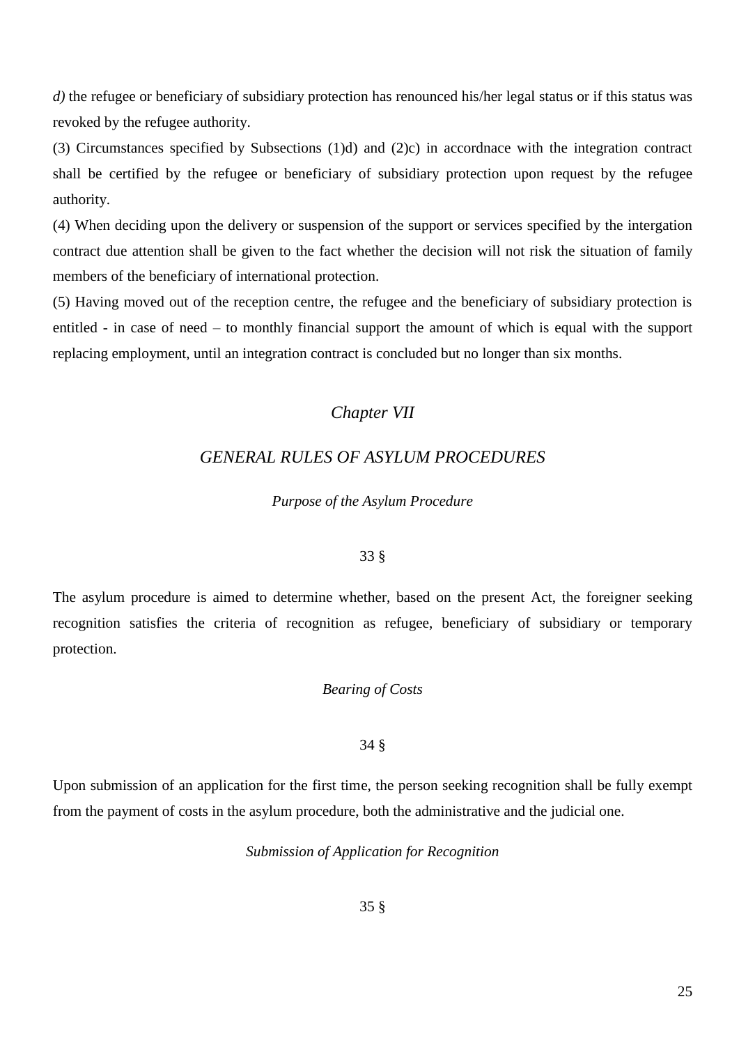*d)* the refugee or beneficiary of subsidiary protection has renounced his/her legal status or if this status was revoked by the refugee authority.

(3) Circumstances specified by Subsections (1)d) and (2)c) in accordnace with the integration contract shall be certified by the refugee or beneficiary of subsidiary protection upon request by the refugee authority.

(4) When deciding upon the delivery or suspension of the support or services specified by the intergation contract due attention shall be given to the fact whether the decision will not risk the situation of family members of the beneficiary of international protection.

(5) Having moved out of the reception centre, the refugee and the beneficiary of subsidiary protection is entitled - in case of need – to monthly financial support the amount of which is equal with the support replacing employment, until an integration contract is concluded but no longer than six months.

## *Chapter VII*

## *GENERAL RULES OF ASYLUM PROCEDURES*

### *Purpose of the Asylum Procedure*

33 §

The asylum procedure is aimed to determine whether, based on the present Act, the foreigner seeking recognition satisfies the criteria of recognition as refugee, beneficiary of subsidiary or temporary protection.

### *Bearing of Costs*

34 §

Upon submission of an application for the first time, the person seeking recognition shall be fully exempt from the payment of costs in the asylum procedure, both the administrative and the judicial one.

### *Submission of Application for Recognition*

35 §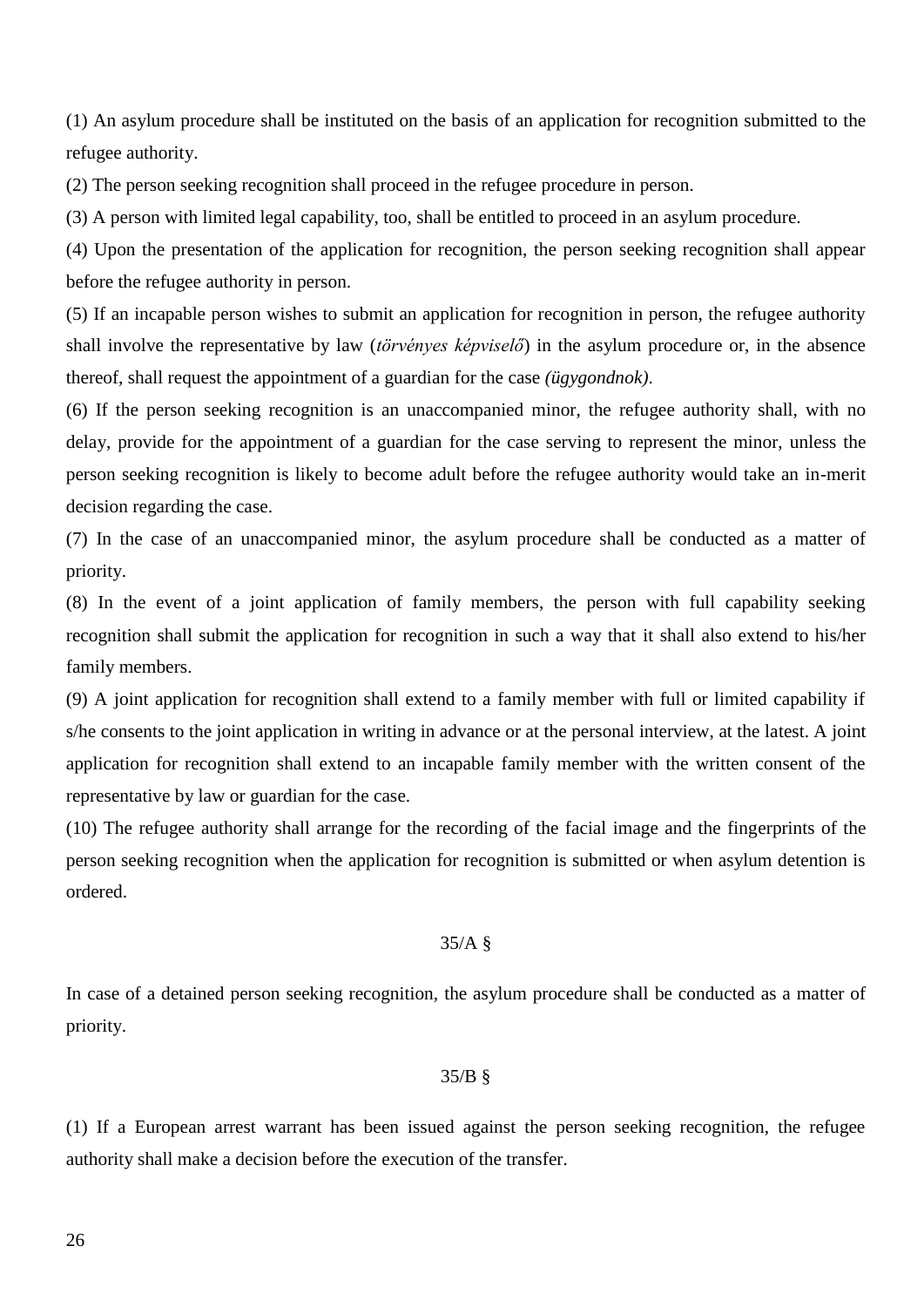(1) An asylum procedure shall be instituted on the basis of an application for recognition submitted to the refugee authority.

(2) The person seeking recognition shall proceed in the refugee procedure in person.

(3) A person with limited legal capability, too, shall be entitled to proceed in an asylum procedure.

(4) Upon the presentation of the application for recognition, the person seeking recognition shall appear before the refugee authority in person.

(5) If an incapable person wishes to submit an application for recognition in person, the refugee authority shall involve the representative by law (*törvényes képviselő*) in the asylum procedure or, in the absence thereof, shall request the appointment of a guardian for the case *(ügygondnok)*.

(6) If the person seeking recognition is an unaccompanied minor, the refugee authority shall, with no delay, provide for the appointment of a guardian for the case serving to represent the minor, unless the person seeking recognition is likely to become adult before the refugee authority would take an in-merit decision regarding the case.

(7) In the case of an unaccompanied minor, the asylum procedure shall be conducted as a matter of priority.

(8) In the event of a joint application of family members, the person with full capability seeking recognition shall submit the application for recognition in such a way that it shall also extend to his/her family members.

(9) A joint application for recognition shall extend to a family member with full or limited capability if s/he consents to the joint application in writing in advance or at the personal interview, at the latest. A joint application for recognition shall extend to an incapable family member with the written consent of the representative by law or guardian for the case.

(10) The refugee authority shall arrange for the recording of the facial image and the fingerprints of the person seeking recognition when the application for recognition is submitted or when asylum detention is ordered.

35/A §

In case of a detained person seeking recognition, the asylum procedure shall be conducted as a matter of priority.

35/B §

(1) If a European arrest warrant has been issued against the person seeking recognition, the refugee authority shall make a decision before the execution of the transfer.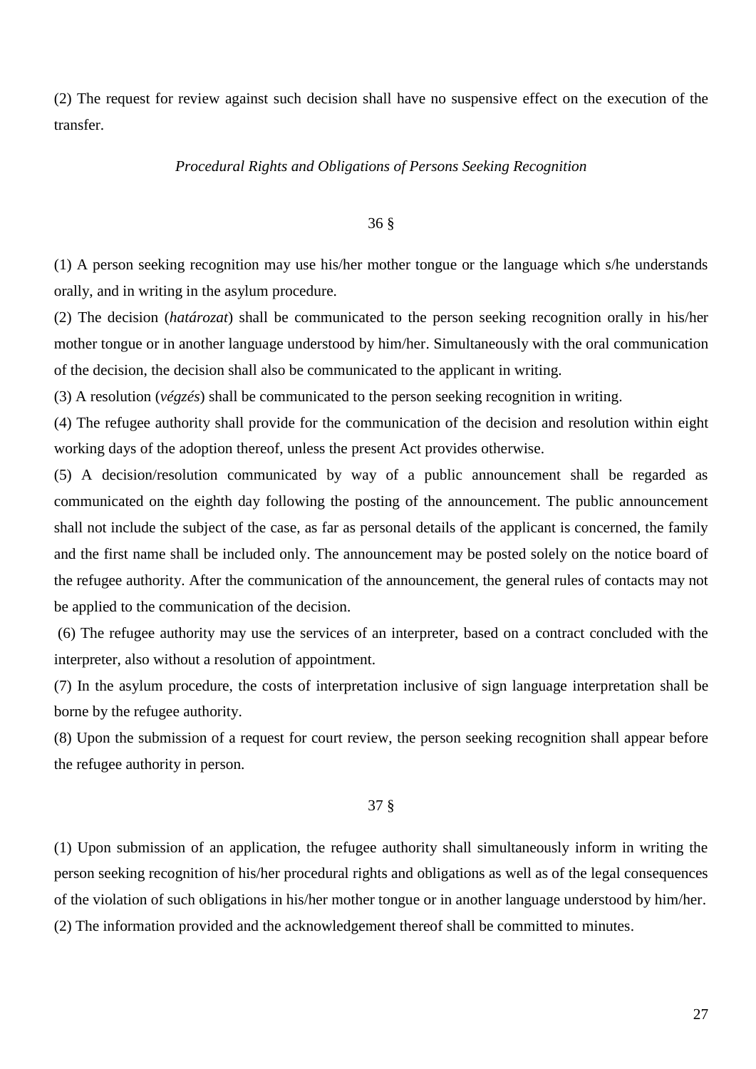(2) The request for review against such decision shall have no suspensive effect on the execution of the transfer.

*Procedural Rights and Obligations of Persons Seeking Recognition*

36 §

(1) A person seeking recognition may use his/her mother tongue or the language which s/he understands orally, and in writing in the asylum procedure.

(2) The decision (*határozat*) shall be communicated to the person seeking recognition orally in his/her mother tongue or in another language understood by him/her. Simultaneously with the oral communication of the decision, the decision shall also be communicated to the applicant in writing.

(3) A resolution (*végzés*) shall be communicated to the person seeking recognition in writing.

(4) The refugee authority shall provide for the communication of the decision and resolution within eight working days of the adoption thereof, unless the present Act provides otherwise.

(5) A decision/resolution communicated by way of a public announcement shall be regarded as communicated on the eighth day following the posting of the announcement. The public announcement shall not include the subject of the case, as far as personal details of the applicant is concerned, the family and the first name shall be included only. The announcement may be posted solely on the notice board of the refugee authority. After the communication of the announcement, the general rules of contacts may not be applied to the communication of the decision.

(6) The refugee authority may use the services of an interpreter, based on a contract concluded with the interpreter, also without a resolution of appointment.

(7) In the asylum procedure, the costs of interpretation inclusive of sign language interpretation shall be borne by the refugee authority.

(8) Upon the submission of a request for court review, the person seeking recognition shall appear before the refugee authority in person.

37 §

(1) Upon submission of an application, the refugee authority shall simultaneously inform in writing the person seeking recognition of his/her procedural rights and obligations as well as of the legal consequences of the violation of such obligations in his/her mother tongue or in another language understood by him/her.

(2) The information provided and the acknowledgement thereof shall be committed to minutes.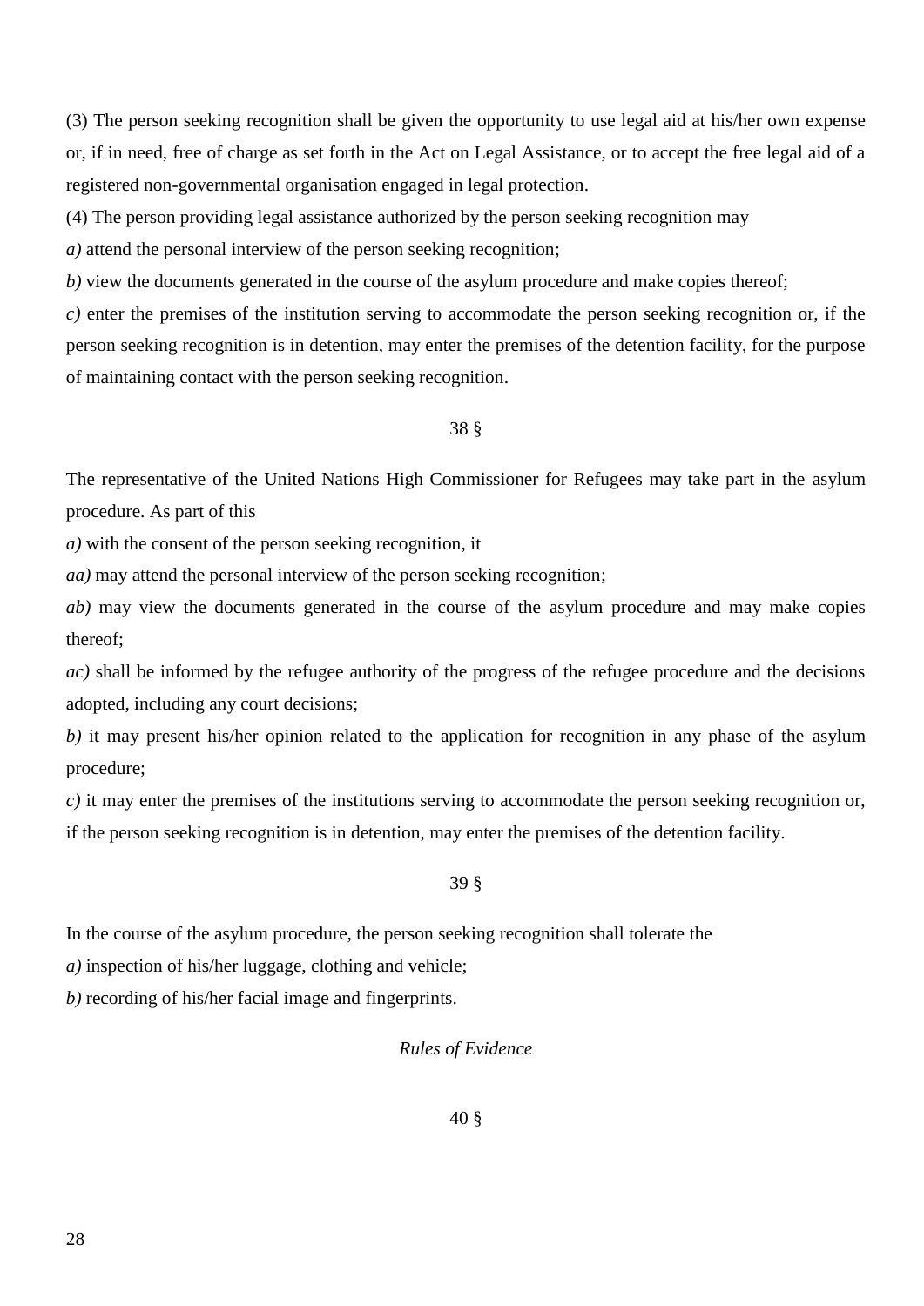(3) The person seeking recognition shall be given the opportunity to use legal aid at his/her own expense or, if in need, free of charge as set forth in the Act on Legal Assistance, or to accept the free legal aid of a registered non-governmental organisation engaged in legal protection.

(4) The person providing legal assistance authorized by the person seeking recognition may

*a)* attend the personal interview of the person seeking recognition;

*b)* view the documents generated in the course of the asylum procedure and make copies thereof;

*c)* enter the premises of the institution serving to accommodate the person seeking recognition or, if the person seeking recognition is in detention, may enter the premises of the detention facility, for the purpose of maintaining contact with the person seeking recognition.

38 §

The representative of the United Nations High Commissioner for Refugees may take part in the asylum procedure. As part of this

*a)* with the consent of the person seeking recognition, it

*aa)* may attend the personal interview of the person seeking recognition;

*ab)* may view the documents generated in the course of the asylum procedure and may make copies thereof;

*ac)* shall be informed by the refugee authority of the progress of the refugee procedure and the decisions adopted, including any court decisions;

*b)* it may present his/her opinion related to the application for recognition in any phase of the asylum procedure;

*c)* it may enter the premises of the institutions serving to accommodate the person seeking recognition or, if the person seeking recognition is in detention, may enter the premises of the detention facility.

39 §

In the course of the asylum procedure, the person seeking recognition shall tolerate the

*a)* inspection of his/her luggage, clothing and vehicle;

*b)* recording of his/her facial image and fingerprints.

*Rules of Evidence*

40 §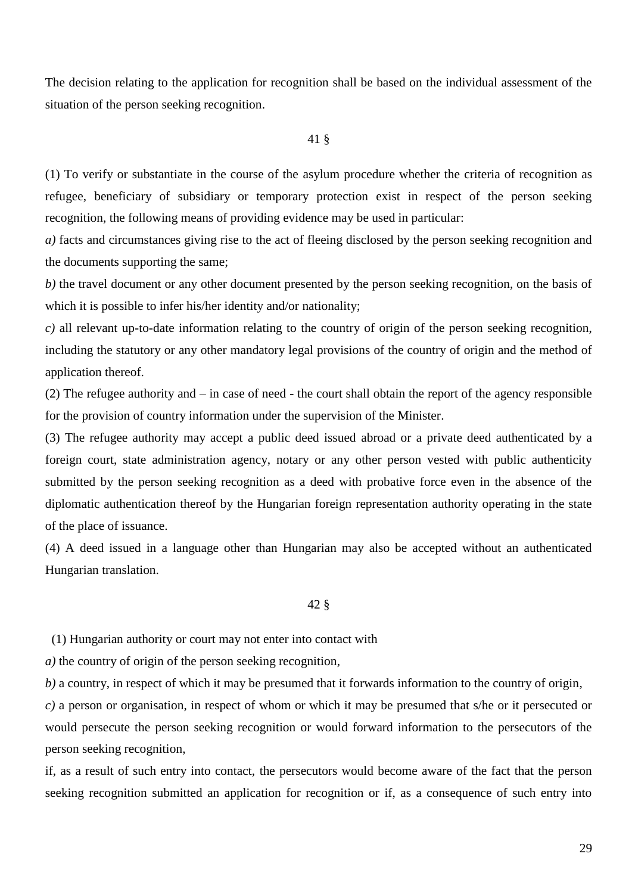The decision relating to the application for recognition shall be based on the individual assessment of the situation of the person seeking recognition.

41 §

(1) To verify or substantiate in the course of the asylum procedure whether the criteria of recognition as refugee, beneficiary of subsidiary or temporary protection exist in respect of the person seeking recognition, the following means of providing evidence may be used in particular:

*a)* facts and circumstances giving rise to the act of fleeing disclosed by the person seeking recognition and the documents supporting the same;

*b)* the travel document or any other document presented by the person seeking recognition, on the basis of which it is possible to infer his/her identity and/or nationality;

*c)* all relevant up-to-date information relating to the country of origin of the person seeking recognition, including the statutory or any other mandatory legal provisions of the country of origin and the method of application thereof.

(2) The refugee authority and – in case of need - the court shall obtain the report of the agency responsible for the provision of country information under the supervision of the Minister.

(3) The refugee authority may accept a public deed issued abroad or a private deed authenticated by a foreign court, state administration agency, notary or any other person vested with public authenticity submitted by the person seeking recognition as a deed with probative force even in the absence of the diplomatic authentication thereof by the Hungarian foreign representation authority operating in the state of the place of issuance.

(4) A deed issued in a language other than Hungarian may also be accepted without an authenticated Hungarian translation.

42 §

(1) Hungarian authority or court may not enter into contact with

*a)* the country of origin of the person seeking recognition,

*b)* a country, in respect of which it may be presumed that it forwards information to the country of origin,

*c)* a person or organisation, in respect of whom or which it may be presumed that s/he or it persecuted or would persecute the person seeking recognition or would forward information to the persecutors of the person seeking recognition,

if, as a result of such entry into contact, the persecutors would become aware of the fact that the person seeking recognition submitted an application for recognition or if, as a consequence of such entry into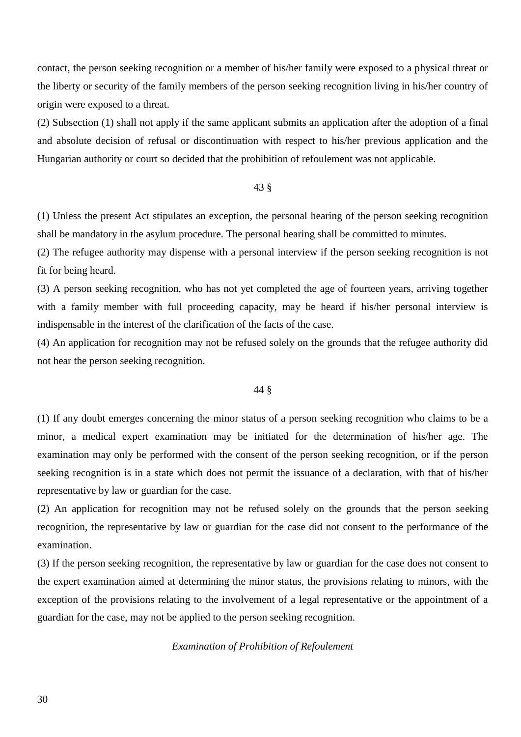contact, the person seeking recognition or a member of his/her family were exposed to a physical threat or the liberty or security of the family members of the person seeking recognition living in his/her country of origin were exposed to a threat.

(2) Subsection (1) shall not apply if the same applicant submits an application after the adoption of a final and absolute decision of refusal or discontinuation with respect to his/her previous application and the Hungarian authority or court so decided that the prohibition of refoulement was not applicable.

43 §

(1) Unless the present Act stipulates an exception, the personal hearing of the person seeking recognition shall be mandatory in the asylum procedure. The personal hearing shall be committed to minutes.

(2) The refugee authority may dispense with a personal interview if the person seeking recognition is not fit for being heard.

(3) A person seeking recognition, who has not yet completed the age of fourteen years, arriving together with a family member with full proceeding capacity, may be heard if his/her personal interview is indispensable in the interest of the clarification of the facts of the case.

(4) An application for recognition may not be refused solely on the grounds that the refugee authority did not hear the person seeking recognition.

44 §

(1) If any doubt emerges concerning the minor status of a person seeking recognition who claims to be a minor, a medical expert examination may be initiated for the determination of his/her age. The examination may only be performed with the consent of the person seeking recognition, or if the person seeking recognition is in a state which does not permit the issuance of a declaration, with that of his/her representative by law or guardian for the case.

(2) An application for recognition may not be refused solely on the grounds that the person seeking recognition, the representative by law or guardian for the case did not consent to the performance of the examination.

(3) If the person seeking recognition, the representative by law or guardian for the case does not consent to the expert examination aimed at determining the minor status, the provisions relating to minors, with the exception of the provisions relating to the involvement of a legal representative or the appointment of a guardian for the case, may not be applied to the person seeking recognition.

*Examination of Prohibition of Refoulement*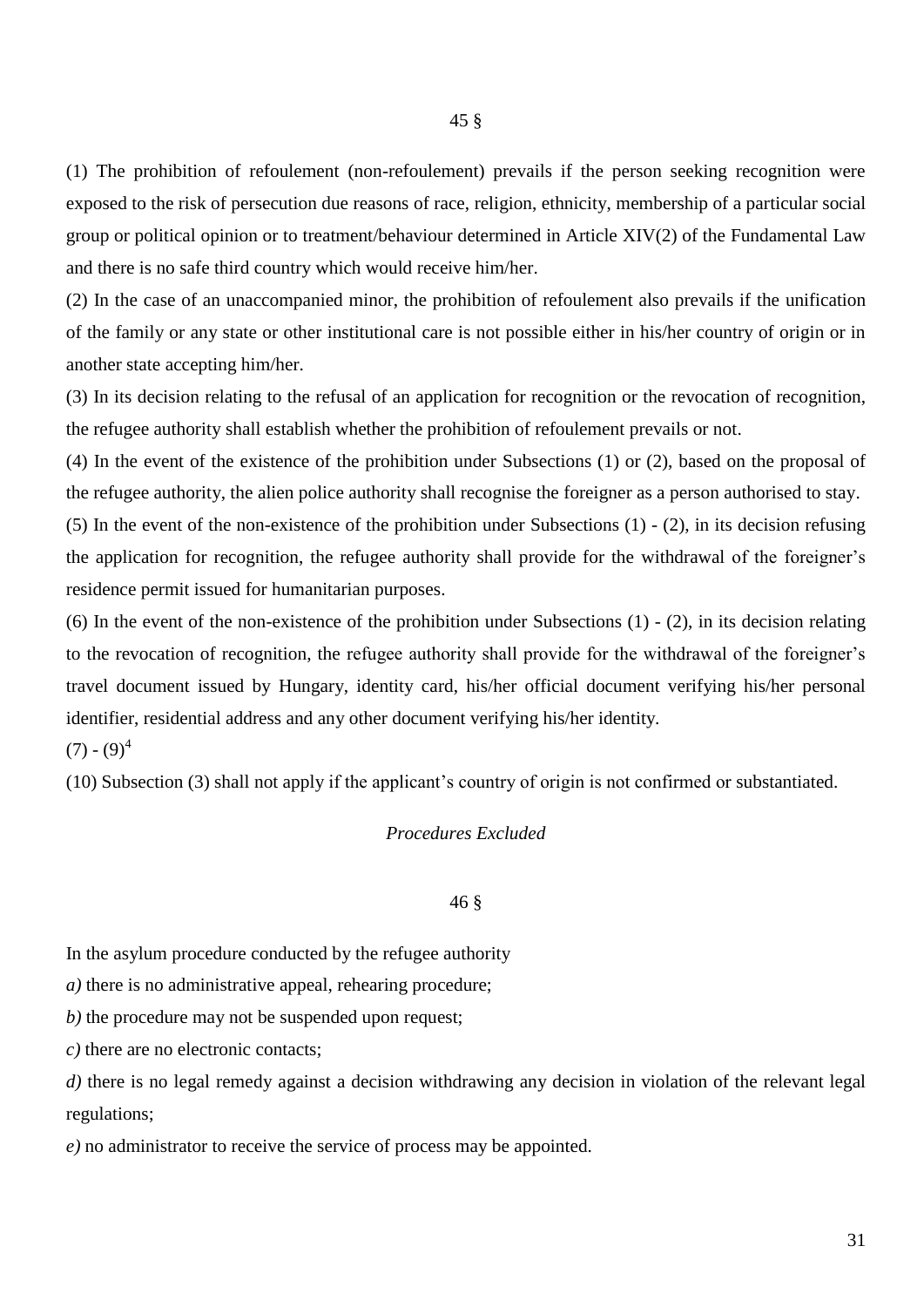### 45 §

(1) The prohibition of refoulement (non-refoulement) prevails if the person seeking recognition were exposed to the risk of persecution due reasons of race, religion, ethnicity, membership of a particular social group or political opinion or to treatment/behaviour determined in Article XIV(2) of the Fundamental Law and there is no safe third country which would receive him/her.

(2) In the case of an unaccompanied minor, the prohibition of refoulement also prevails if the unification of the family or any state or other institutional care is not possible either in his/her country of origin or in another state accepting him/her.

(3) In its decision relating to the refusal of an application for recognition or the revocation of recognition, the refugee authority shall establish whether the prohibition of refoulement prevails or not.

(4) In the event of the existence of the prohibition under Subsections (1) or (2), based on the proposal of the refugee authority, the alien police authority shall recognise the foreigner as a person authorised to stay.

(5) In the event of the non-existence of the prohibition under Subsections (1) - (2), in its decision refusing the application for recognition, the refugee authority shall provide for the withdrawal of the foreigner's residence permit issued for humanitarian purposes.

(6) In the event of the non-existence of the prohibition under Subsections (1) - (2), in its decision relating to the revocation of recognition, the refugee authority shall provide for the withdrawal of the foreigner's travel document issued by Hungary, identity card, his/her official document verifying his/her personal identifier, residential address and any other document verifying his/her identity.

(7) - (9)[4]

(10) Subsection (3) shall not apply if the applicant's country of origin is not confirmed or substantiated.

*Procedures Excluded*

### 46 §

In the asylum procedure conducted by the refugee authority

*a)* there is no administrative appeal, rehearing procedure;

*b)* the procedure may not be suspended upon request;

*c)* there are no electronic contacts;

*d)* there is no legal remedy against a decision withdrawing any decision in violation of the relevant legal regulations;

*e)* no administrator to receive the service of process may be appointed.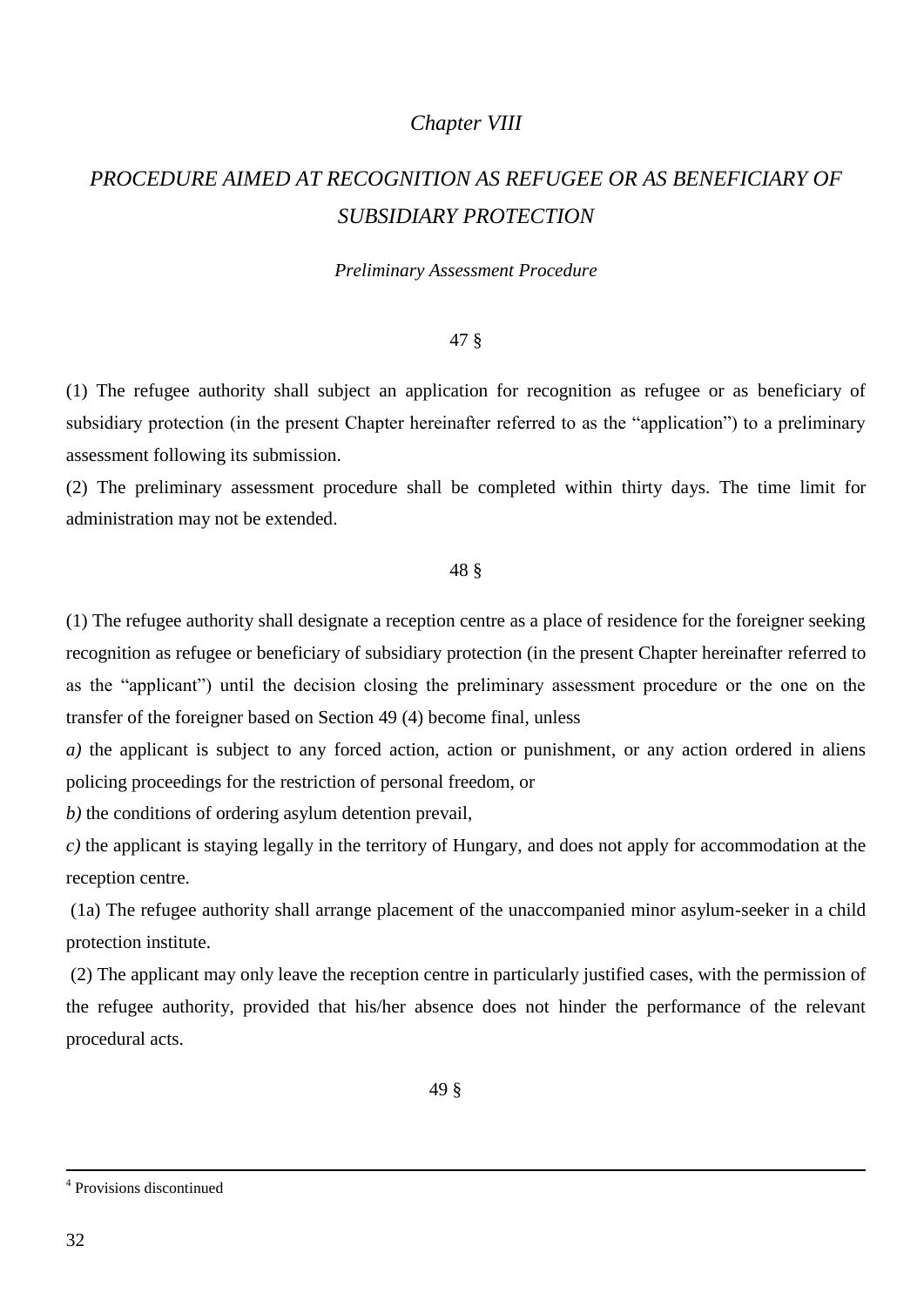*Chapter VIII*

## *PROCEDURE AIMED AT RECOGNITION AS REFUGEE OR AS BENEFICIARY OF SUBSIDIARY PROTECTION*

### *Preliminary Assessment Procedure*

47 §

(1) The refugee authority shall subject an application for recognition as refugee or as beneficiary of subsidiary protection (in the present Chapter hereinafter referred to as the "application") to a preliminary assessment following its submission.

(2) The preliminary assessment procedure shall be completed within thirty days. The time limit for administration may not be extended.

48 §

(1) The refugee authority shall designate a reception centre as a place of residence for the foreigner seeking recognition as refugee or beneficiary of subsidiary protection (in the present Chapter hereinafter referred to as the "applicant") until the decision closing the preliminary assessment procedure or the one on the transfer of the foreigner based on Section 49 (4) become final, unless

*a)* the applicant is subject to any forced action, action or punishment, or any action ordered in aliens policing proceedings for the restriction of personal freedom, or

*b)* the conditions of ordering asylum detention prevail,

*c)* the applicant is staying legally in the territory of Hungary, and does not apply for accommodation at the reception centre.

(1a) The refugee authority shall arrange placement of the unaccompanied minor asylum-seeker in a child protection institute.

(2) The applicant may only leave the reception centre in particularly justified cases, with the permission of the refugee authority, provided that his/her absence does not hinder the performance of the relevant procedural acts.

49 §

[4] Provisions discontinued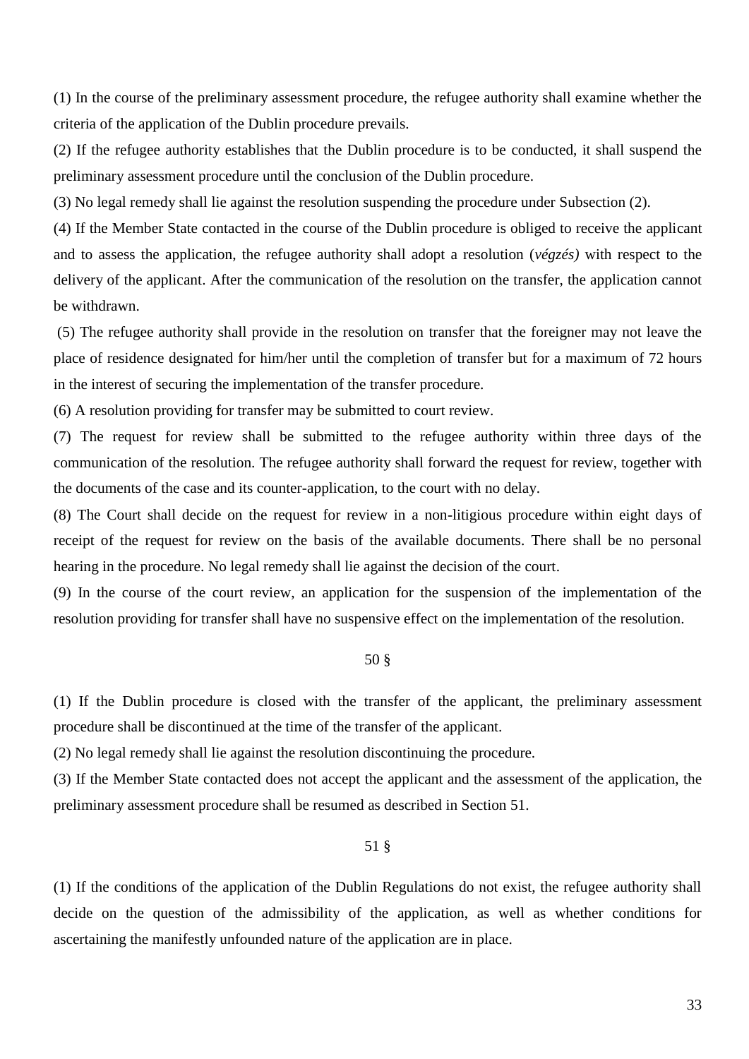(1) In the course of the preliminary assessment procedure, the refugee authority shall examine whether the criteria of the application of the Dublin procedure prevails.

(2) If the refugee authority establishes that the Dublin procedure is to be conducted, it shall suspend the preliminary assessment procedure until the conclusion of the Dublin procedure.

(3) No legal remedy shall lie against the resolution suspending the procedure under Subsection (2).

(4) If the Member State contacted in the course of the Dublin procedure is obliged to receive the applicant and to assess the application, the refugee authority shall adopt a resolution (*végzés)* with respect to the delivery of the applicant. After the communication of the resolution on the transfer, the application cannot be withdrawn.

(5) The refugee authority shall provide in the resolution on transfer that the foreigner may not leave the place of residence designated for him/her until the completion of transfer but for a maximum of 72 hours in the interest of securing the implementation of the transfer procedure.

(6) A resolution providing for transfer may be submitted to court review.

(7) The request for review shall be submitted to the refugee authority within three days of the communication of the resolution. The refugee authority shall forward the request for review, together with the documents of the case and its counter-application, to the court with no delay.

(8) The Court shall decide on the request for review in a non-litigious procedure within eight days of receipt of the request for review on the basis of the available documents. There shall be no personal hearing in the procedure. No legal remedy shall lie against the decision of the court.

(9) In the course of the court review, an application for the suspension of the implementation of the resolution providing for transfer shall have no suspensive effect on the implementation of the resolution.

50 §

(1) If the Dublin procedure is closed with the transfer of the applicant, the preliminary assessment procedure shall be discontinued at the time of the transfer of the applicant.

(2) No legal remedy shall lie against the resolution discontinuing the procedure.

(3) If the Member State contacted does not accept the applicant and the assessment of the application, the preliminary assessment procedure shall be resumed as described in Section 51.

51 §

(1) If the conditions of the application of the Dublin Regulations do not exist, the refugee authority shall decide on the question of the admissibility of the application, as well as whether conditions for ascertaining the manifestly unfounded nature of the application are in place.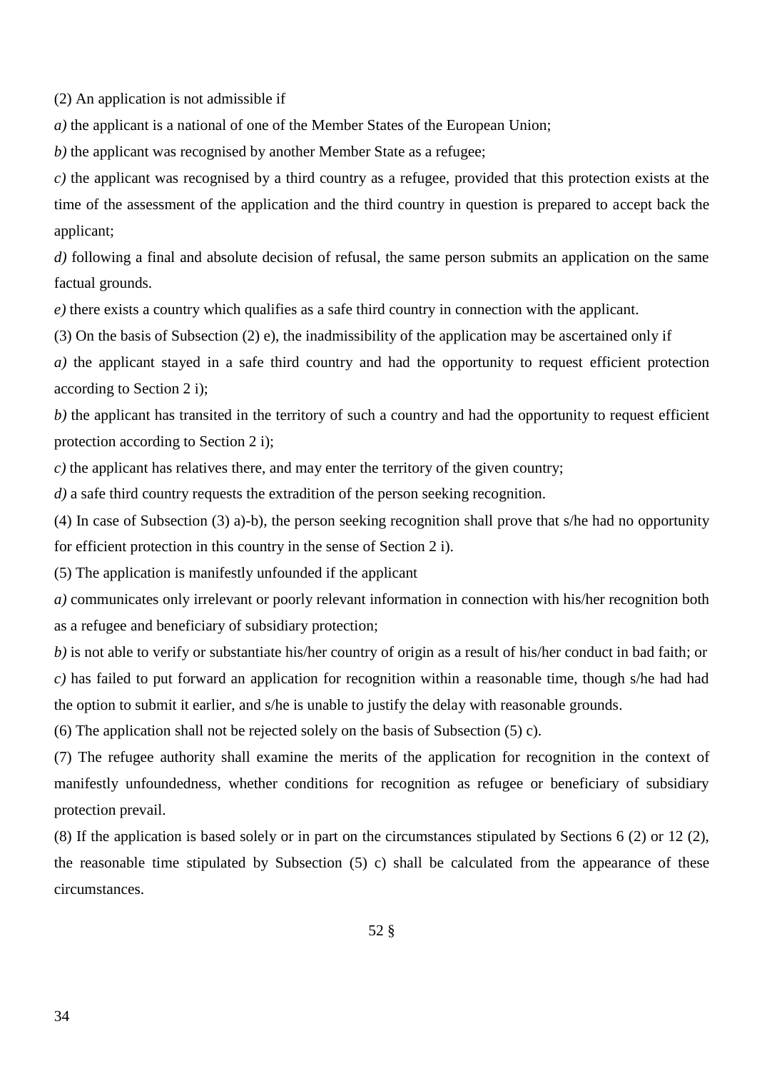(2) An application is not admissible if

*a)* the applicant is a national of one of the Member States of the European Union;

*b)* the applicant was recognised by another Member State as a refugee;

*c)* the applicant was recognised by a third country as a refugee, provided that this protection exists at the time of the assessment of the application and the third country in question is prepared to accept back the applicant;

*d)* following a final and absolute decision of refusal, the same person submits an application on the same factual grounds.

*e)* there exists a country which qualifies as a safe third country in connection with the applicant.

(3) On the basis of Subsection (2) e), the inadmissibility of the application may be ascertained only if

*a)* the applicant stayed in a safe third country and had the opportunity to request efficient protection according to Section 2 i);

*b)* the applicant has transited in the territory of such a country and had the opportunity to request efficient protection according to Section 2 i);

*c)* the applicant has relatives there, and may enter the territory of the given country;

*d)* a safe third country requests the extradition of the person seeking recognition.

(4) In case of Subsection (3) a)-b), the person seeking recognition shall prove that s/he had no opportunity for efficient protection in this country in the sense of Section 2 i).

(5) The application is manifestly unfounded if the applicant

*a)* communicates only irrelevant or poorly relevant information in connection with his/her recognition both as a refugee and beneficiary of subsidiary protection;

*b)* is not able to verify or substantiate his/her country of origin as a result of his/her conduct in bad faith; or

*c)* has failed to put forward an application for recognition within a reasonable time, though s/he had had the option to submit it earlier, and s/he is unable to justify the delay with reasonable grounds.

(6) The application shall not be rejected solely on the basis of Subsection (5) c).

(7) The refugee authority shall examine the merits of the application for recognition in the context of manifestly unfoundedness, whether conditions for recognition as refugee or beneficiary of subsidiary protection prevail.

(8) If the application is based solely or in part on the circumstances stipulated by Sections 6 (2) or 12 (2), the reasonable time stipulated by Subsection (5) c) shall be calculated from the appearance of these circumstances.

52 §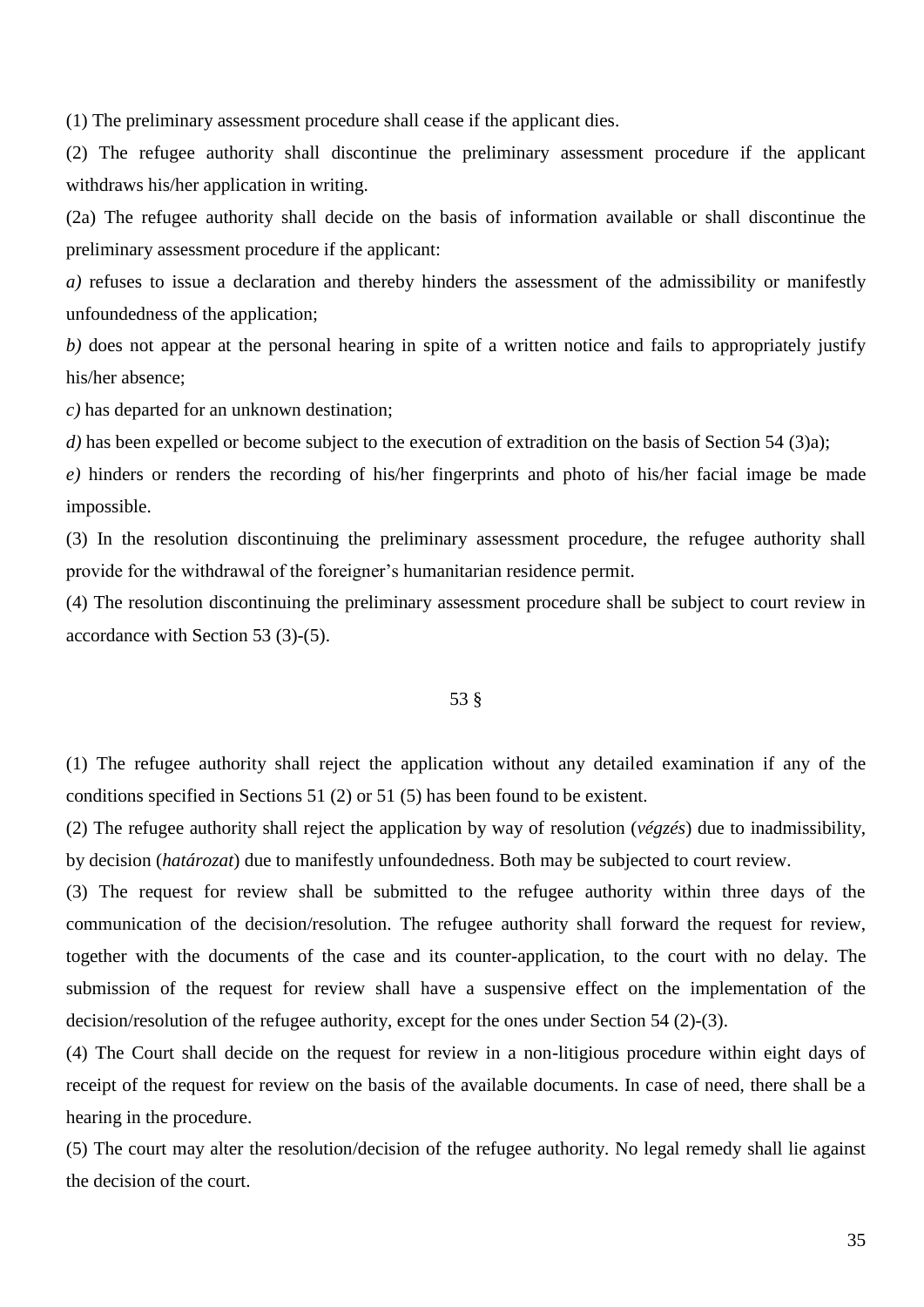(1) The preliminary assessment procedure shall cease if the applicant dies.

(2) The refugee authority shall discontinue the preliminary assessment procedure if the applicant withdraws his/her application in writing.

(2a) The refugee authority shall decide on the basis of information available or shall discontinue the preliminary assessment procedure if the applicant:

*a)* refuses to issue a declaration and thereby hinders the assessment of the admissibility or manifestly unfoundedness of the application;

*b)* does not appear at the personal hearing in spite of a written notice and fails to appropriately justify his/her absence;

*c)* has departed for an unknown destination;

*d)* has been expelled or become subject to the execution of extradition on the basis of Section 54 (3)a);

*e)* hinders or renders the recording of his/her fingerprints and photo of his/her facial image be made impossible.

(3) In the resolution discontinuing the preliminary assessment procedure, the refugee authority shall provide for the withdrawal of the foreigner's humanitarian residence permit.

(4) The resolution discontinuing the preliminary assessment procedure shall be subject to court review in accordance with Section 53 (3)-(5).

53 §

(1) The refugee authority shall reject the application without any detailed examination if any of the conditions specified in Sections 51 (2) or 51 (5) has been found to be existent.

(2) The refugee authority shall reject the application by way of resolution (*végzés*) due to inadmissibility, by decision (*határozat*) due to manifestly unfoundedness. Both may be subjected to court review.

(3) The request for review shall be submitted to the refugee authority within three days of the communication of the decision/resolution. The refugee authority shall forward the request for review, together with the documents of the case and its counter-application, to the court with no delay. The submission of the request for review shall have a suspensive effect on the implementation of the decision/resolution of the refugee authority, except for the ones under Section 54 (2)-(3).

(4) The Court shall decide on the request for review in a non-litigious procedure within eight days of receipt of the request for review on the basis of the available documents. In case of need, there shall be a hearing in the procedure.

(5) The court may alter the resolution/decision of the refugee authority. No legal remedy shall lie against the decision of the court.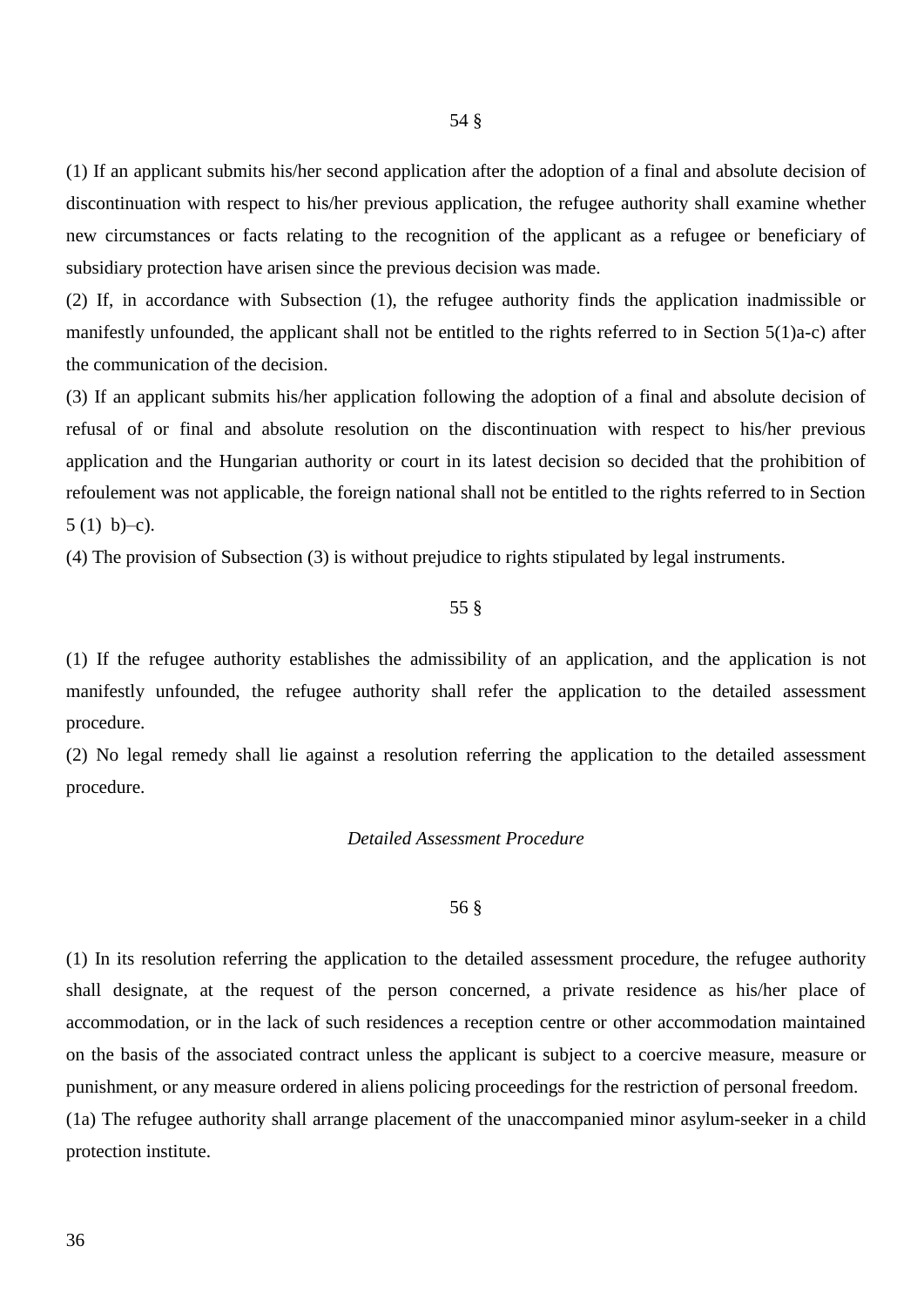54 §

(1) If an applicant submits his/her second application after the adoption of a final and absolute decision of discontinuation with respect to his/her previous application, the refugee authority shall examine whether new circumstances or facts relating to the recognition of the applicant as a refugee or beneficiary of subsidiary protection have arisen since the previous decision was made.

(2) If, in accordance with Subsection (1), the refugee authority finds the application inadmissible or manifestly unfounded, the applicant shall not be entitled to the rights referred to in Section 5(1)a-c) after the communication of the decision.

(3) If an applicant submits his/her application following the adoption of a final and absolute decision of refusal of or final and absolute resolution on the discontinuation with respect to his/her previous application and the Hungarian authority or court in its latest decision so decided that the prohibition of refoulement was not applicable, the foreign national shall not be entitled to the rights referred to in Section 5 (1) b)–c).

(4) The provision of Subsection (3) is without prejudice to rights stipulated by legal instruments.

55 §

(1) If the refugee authority establishes the admissibility of an application, and the application is not manifestly unfounded, the refugee authority shall refer the application to the detailed assessment procedure.

(2) No legal remedy shall lie against a resolution referring the application to the detailed assessment procedure.

*Detailed Assessment Procedure*

56 §

(1) In its resolution referring the application to the detailed assessment procedure, the refugee authority shall designate, at the request of the person concerned, a private residence as his/her place of accommodation, or in the lack of such residences a reception centre or other accommodation maintained on the basis of the associated contract unless the applicant is subject to a coercive measure, measure or punishment, or any measure ordered in aliens policing proceedings for the restriction of personal freedom.

(1a) The refugee authority shall arrange placement of the unaccompanied minor asylum-seeker in a child protection institute.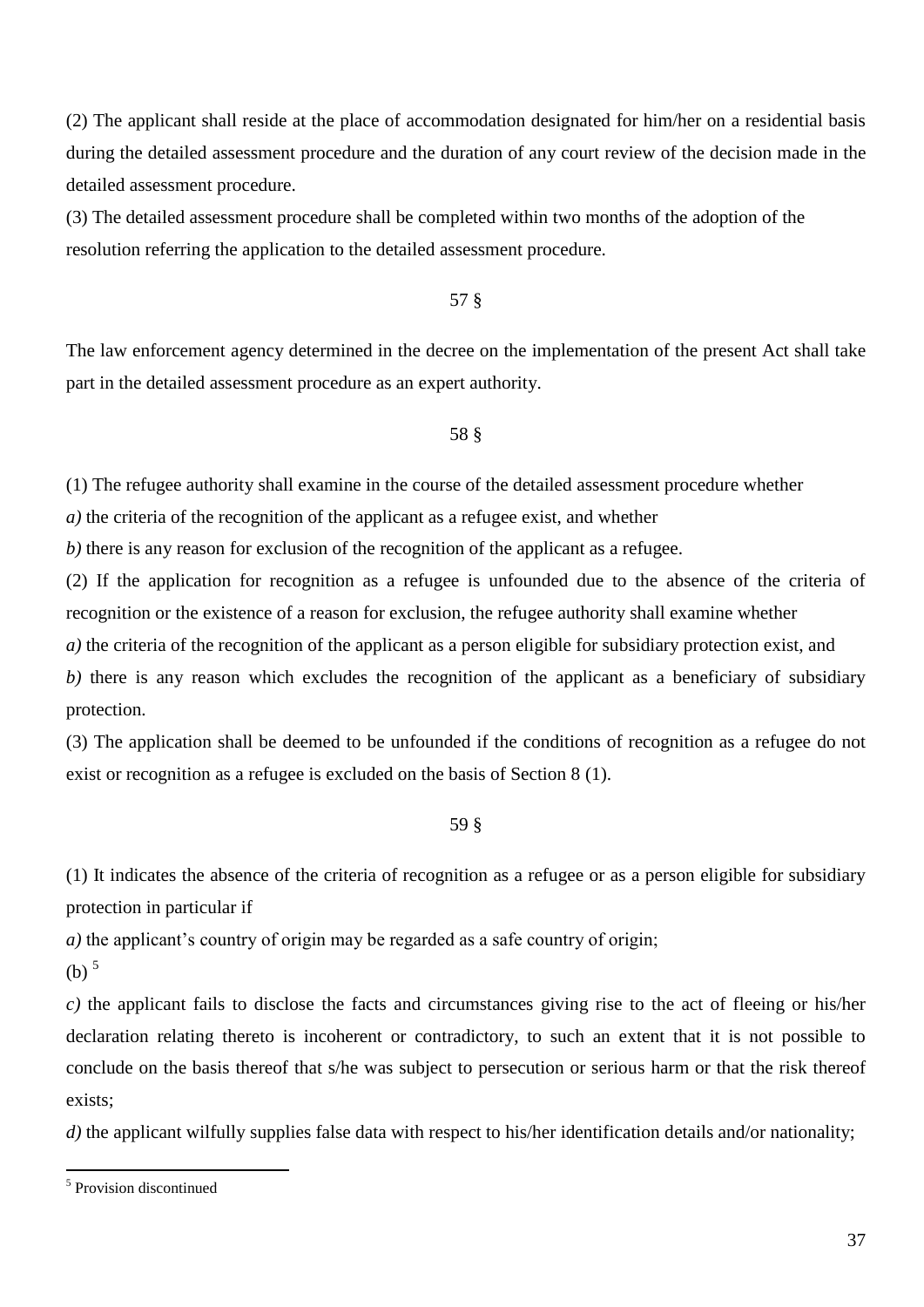(2) The applicant shall reside at the place of accommodation designated for him/her on a residential basis during the detailed assessment procedure and the duration of any court review of the decision made in the detailed assessment procedure.

(3) The detailed assessment procedure shall be completed within two months of the adoption of the resolution referring the application to the detailed assessment procedure.

57 §

The law enforcement agency determined in the decree on the implementation of the present Act shall take part in the detailed assessment procedure as an expert authority.

58 §

(1) The refugee authority shall examine in the course of the detailed assessment procedure whether

*a)* the criteria of the recognition of the applicant as a refugee exist, and whether

*b)* there is any reason for exclusion of the recognition of the applicant as a refugee.

(2) If the application for recognition as a refugee is unfounded due to the absence of the criteria of recognition or the existence of a reason for exclusion, the refugee authority shall examine whether

*a)* the criteria of the recognition of the applicant as a person eligible for subsidiary protection exist, and

*b)* there is any reason which excludes the recognition of the applicant as a beneficiary of subsidiary protection.

(3) The application shall be deemed to be unfounded if the conditions of recognition as a refugee do not exist or recognition as a refugee is excluded on the basis of Section 8 (1).

59 §

(1) It indicates the absence of the criteria of recognition as a refugee or as a person eligible for subsidiary protection in particular if

*a)* the applicant's country of origin may be regarded as a safe country of origin;

(b) [5]

*c)* the applicant fails to disclose the facts and circumstances giving rise to the act of fleeing or his/her declaration relating thereto is incoherent or contradictory, to such an extent that it is not possible to conclude on the basis thereof that s/he was subject to persecution or serious harm or that the risk thereof exists;

*d)* the applicant wilfully supplies false data with respect to his/her identification details and/or nationality;

[5] Provision discontinued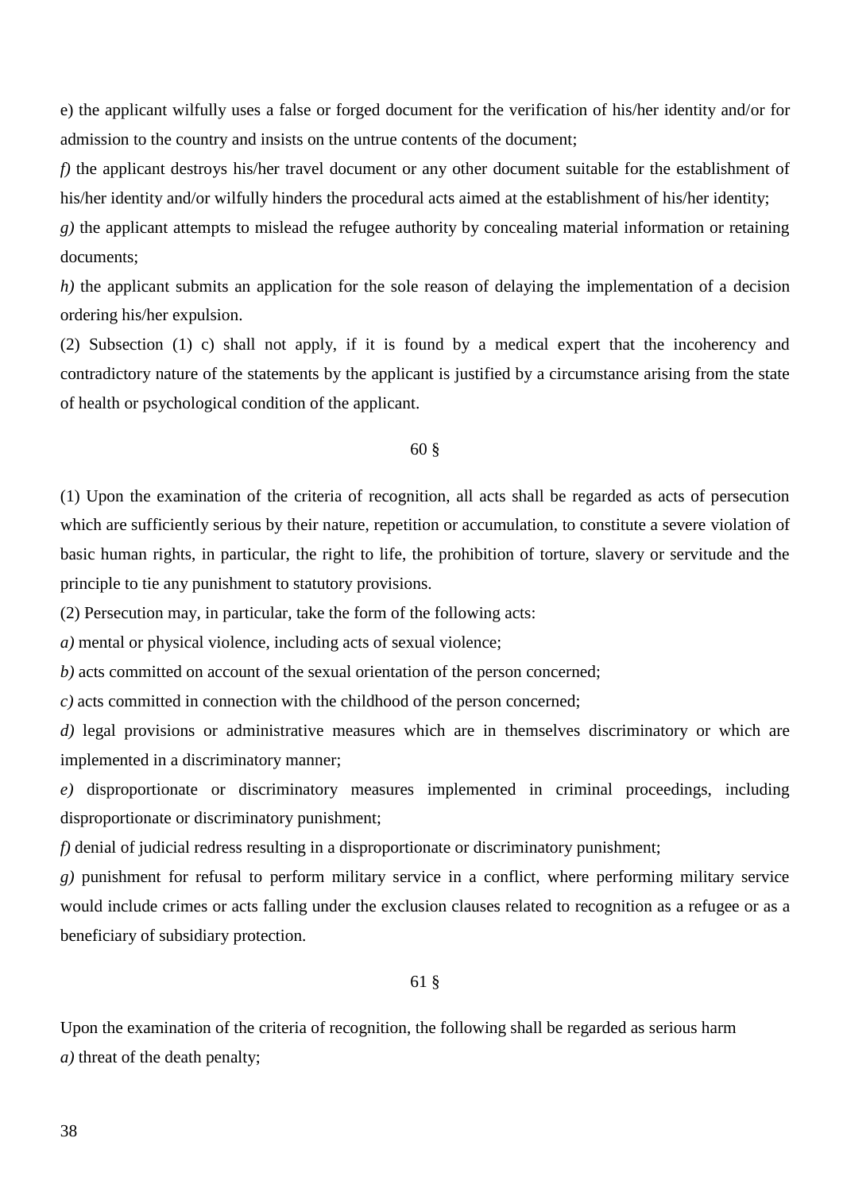e) the applicant wilfully uses a false or forged document for the verification of his/her identity and/or for admission to the country and insists on the untrue contents of the document;

*f)* the applicant destroys his/her travel document or any other document suitable for the establishment of his/her identity and/or wilfully hinders the procedural acts aimed at the establishment of his/her identity;

*g)* the applicant attempts to mislead the refugee authority by concealing material information or retaining documents;

*h)* the applicant submits an application for the sole reason of delaying the implementation of a decision ordering his/her expulsion.

(2) Subsection (1) c) shall not apply, if it is found by a medical expert that the incoherency and contradictory nature of the statements by the applicant is justified by a circumstance arising from the state of health or psychological condition of the applicant.

60 §

(1) Upon the examination of the criteria of recognition, all acts shall be regarded as acts of persecution which are sufficiently serious by their nature, repetition or accumulation, to constitute a severe violation of basic human rights, in particular, the right to life, the prohibition of torture, slavery or servitude and the principle to tie any punishment to statutory provisions.

(2) Persecution may, in particular, take the form of the following acts:

*a)* mental or physical violence, including acts of sexual violence;

*b)* acts committed on account of the sexual orientation of the person concerned;

*c)* acts committed in connection with the childhood of the person concerned;

*d)* legal provisions or administrative measures which are in themselves discriminatory or which are implemented in a discriminatory manner;

*e)* disproportionate or discriminatory measures implemented in criminal proceedings, including disproportionate or discriminatory punishment;

*f)* denial of judicial redress resulting in a disproportionate or discriminatory punishment;

*g)* punishment for refusal to perform military service in a conflict, where performing military service would include crimes or acts falling under the exclusion clauses related to recognition as a refugee or as a beneficiary of subsidiary protection.

61 §

Upon the examination of the criteria of recognition, the following shall be regarded as serious harm

*a)* threat of the death penalty;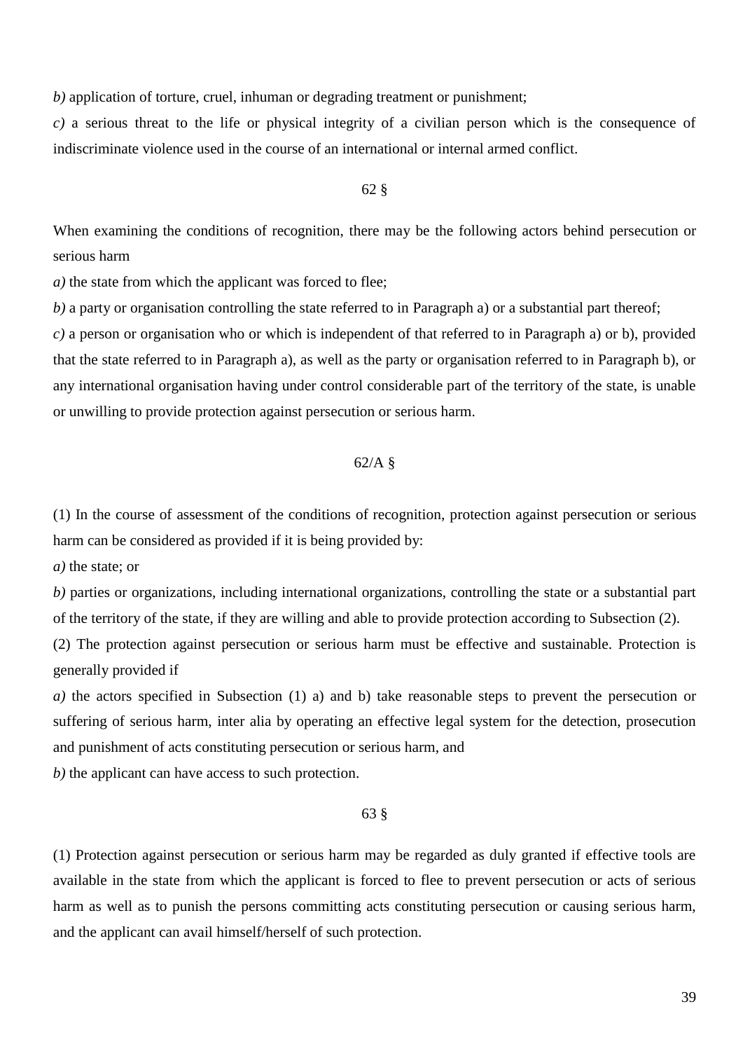*b)* application of torture, cruel, inhuman or degrading treatment or punishment;

*c)* a serious threat to the life or physical integrity of a civilian person which is the consequence of indiscriminate violence used in the course of an international or internal armed conflict.

62 §

When examining the conditions of recognition, there may be the following actors behind persecution or serious harm

*a)* the state from which the applicant was forced to flee;

*b)* a party or organisation controlling the state referred to in Paragraph a) or a substantial part thereof;

*c)* a person or organisation who or which is independent of that referred to in Paragraph a) or b), provided that the state referred to in Paragraph a), as well as the party or organisation referred to in Paragraph b), or any international organisation having under control considerable part of the territory of the state, is unable or unwilling to provide protection against persecution or serious harm.

62/A §

(1) In the course of assessment of the conditions of recognition, protection against persecution or serious harm can be considered as provided if it is being provided by:

*a)* the state; or

*b)* parties or organizations, including international organizations, controlling the state or a substantial part of the territory of the state, if they are willing and able to provide protection according to Subsection (2).

(2) The protection against persecution or serious harm must be effective and sustainable. Protection is generally provided if

*a)* the actors specified in Subsection (1) a) and b) take reasonable steps to prevent the persecution or suffering of serious harm, inter alia by operating an effective legal system for the detection, prosecution and punishment of acts constituting persecution or serious harm, and

*b)* the applicant can have access to such protection.

63 §

(1) Protection against persecution or serious harm may be regarded as duly granted if effective tools are available in the state from which the applicant is forced to flee to prevent persecution or acts of serious harm as well as to punish the persons committing acts constituting persecution or causing serious harm, and the applicant can avail himself/herself of such protection.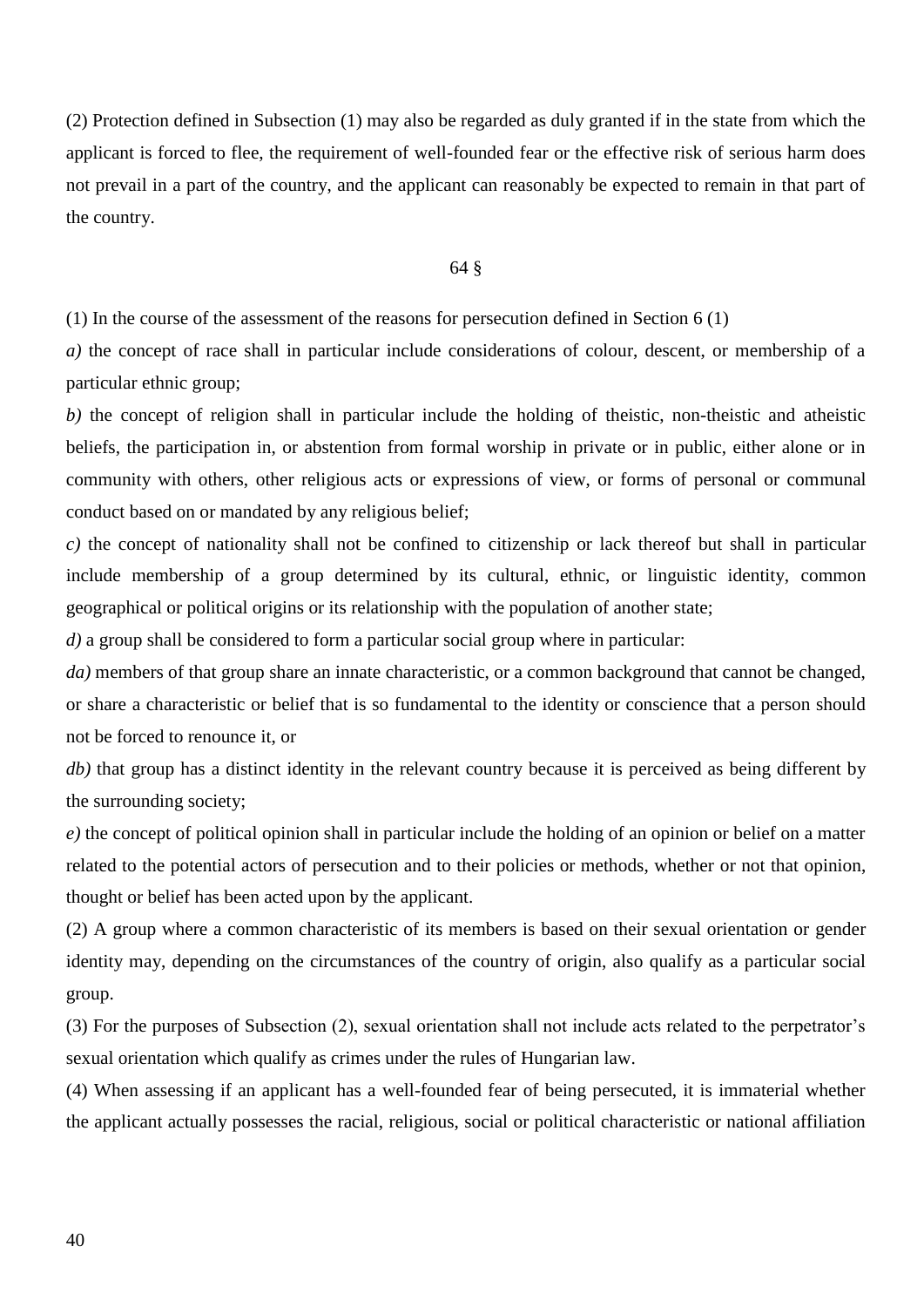(2) Protection defined in Subsection (1) may also be regarded as duly granted if in the state from which the applicant is forced to flee, the requirement of well-founded fear or the effective risk of serious harm does not prevail in a part of the country, and the applicant can reasonably be expected to remain in that part of the country.

64 §

(1) In the course of the assessment of the reasons for persecution defined in Section 6 (1)

*a)* the concept of race shall in particular include considerations of colour, descent, or membership of a particular ethnic group;

*b)* the concept of religion shall in particular include the holding of theistic, non-theistic and atheistic beliefs, the participation in, or abstention from formal worship in private or in public, either alone or in community with others, other religious acts or expressions of view, or forms of personal or communal conduct based on or mandated by any religious belief;

*c)* the concept of nationality shall not be confined to citizenship or lack thereof but shall in particular include membership of a group determined by its cultural, ethnic, or linguistic identity, common geographical or political origins or its relationship with the population of another state;

*d)* a group shall be considered to form a particular social group where in particular:

*da)* members of that group share an innate characteristic, or a common background that cannot be changed, or share a characteristic or belief that is so fundamental to the identity or conscience that a person should not be forced to renounce it, or

*db)* that group has a distinct identity in the relevant country because it is perceived as being different by the surrounding society;

*e)* the concept of political opinion shall in particular include the holding of an opinion or belief on a matter related to the potential actors of persecution and to their policies or methods, whether or not that opinion, thought or belief has been acted upon by the applicant.

(2) A group where a common characteristic of its members is based on their sexual orientation or gender identity may, depending on the circumstances of the country of origin, also qualify as a particular social group.

(3) For the purposes of Subsection (2), sexual orientation shall not include acts related to the perpetrator's sexual orientation which qualify as crimes under the rules of Hungarian law.

(4) When assessing if an applicant has a well-founded fear of being persecuted, it is immaterial whether the applicant actually possesses the racial, religious, social or political characteristic or national affiliation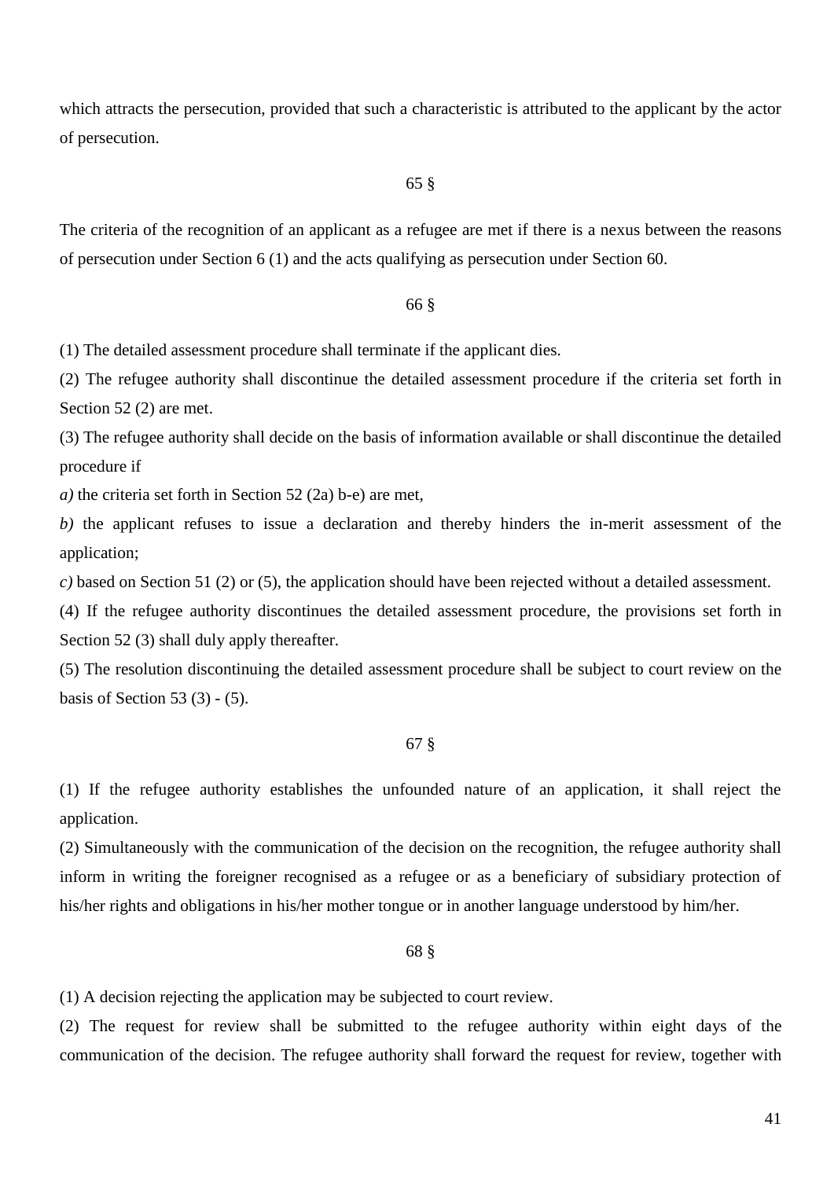which attracts the persecution, provided that such a characteristic is attributed to the applicant by the actor of persecution.

65 §

The criteria of the recognition of an applicant as a refugee are met if there is a nexus between the reasons of persecution under Section 6 (1) and the acts qualifying as persecution under Section 60.

66 §

(1) The detailed assessment procedure shall terminate if the applicant dies.

(2) The refugee authority shall discontinue the detailed assessment procedure if the criteria set forth in Section 52 (2) are met.

(3) The refugee authority shall decide on the basis of information available or shall discontinue the detailed procedure if

*a)* the criteria set forth in Section 52 (2a) b-e) are met,

*b)* the applicant refuses to issue a declaration and thereby hinders the in-merit assessment of the application;

*c)* based on Section 51 (2) or (5), the application should have been rejected without a detailed assessment.

(4) If the refugee authority discontinues the detailed assessment procedure, the provisions set forth in Section 52 (3) shall duly apply thereafter.

(5) The resolution discontinuing the detailed assessment procedure shall be subject to court review on the basis of Section 53 (3) - (5).

67 §

(1) If the refugee authority establishes the unfounded nature of an application, it shall reject the application.

(2) Simultaneously with the communication of the decision on the recognition, the refugee authority shall inform in writing the foreigner recognised as a refugee or as a beneficiary of subsidiary protection of his/her rights and obligations in his/her mother tongue or in another language understood by him/her.

68 §

(1) A decision rejecting the application may be subjected to court review.

(2) The request for review shall be submitted to the refugee authority within eight days of the communication of the decision. The refugee authority shall forward the request for review, together with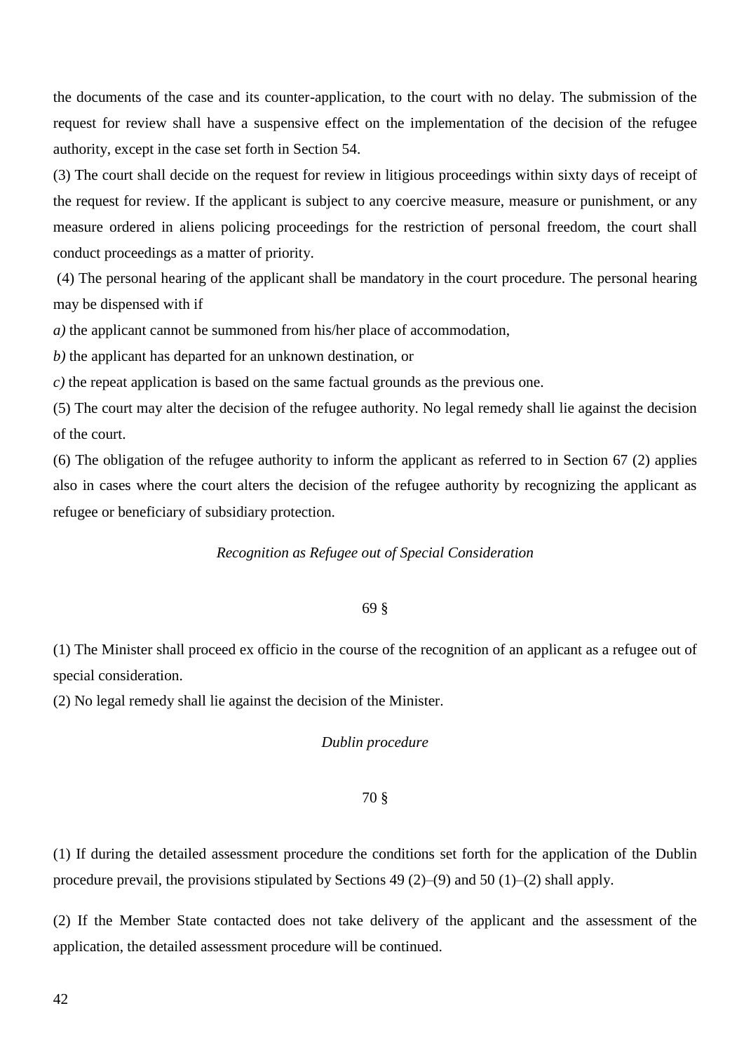the documents of the case and its counter-application, to the court with no delay. The submission of the request for review shall have a suspensive effect on the implementation of the decision of the refugee authority, except in the case set forth in Section 54.

(3) The court shall decide on the request for review in litigious proceedings within sixty days of receipt of the request for review. If the applicant is subject to any coercive measure, measure or punishment, or any measure ordered in aliens policing proceedings for the restriction of personal freedom, the court shall conduct proceedings as a matter of priority.

(4) The personal hearing of the applicant shall be mandatory in the court procedure. The personal hearing may be dispensed with if

*a)* the applicant cannot be summoned from his/her place of accommodation,

*b)* the applicant has departed for an unknown destination, or

*c)* the repeat application is based on the same factual grounds as the previous one.

(5) The court may alter the decision of the refugee authority. No legal remedy shall lie against the decision of the court.

(6) The obligation of the refugee authority to inform the applicant as referred to in Section 67 (2) applies also in cases where the court alters the decision of the refugee authority by recognizing the applicant as refugee or beneficiary of subsidiary protection.

*Recognition as Refugee out of Special Consideration*

69 §

(1) The Minister shall proceed ex officio in the course of the recognition of an applicant as a refugee out of special consideration.

(2) No legal remedy shall lie against the decision of the Minister.

*Dublin procedure*

70 §

(1) If during the detailed assessment procedure the conditions set forth for the application of the Dublin procedure prevail, the provisions stipulated by Sections 49 (2)–(9) and 50 (1)–(2) shall apply.

(2) If the Member State contacted does not take delivery of the applicant and the assessment of the application, the detailed assessment procedure will be continued.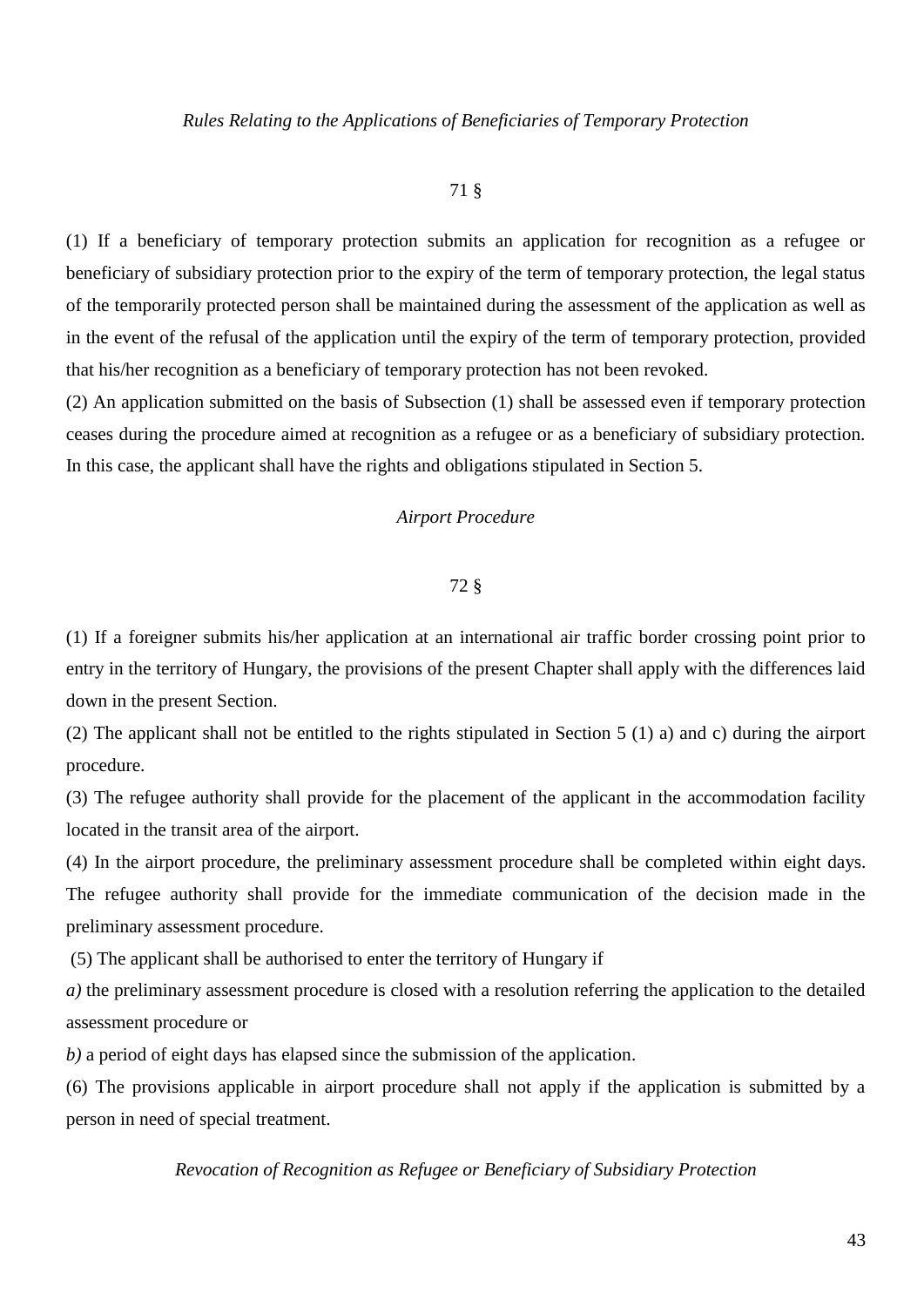*Rules Relating to the Applications of Beneficiaries of Temporary Protection*

71 §

(1) If a beneficiary of temporary protection submits an application for recognition as a refugee or beneficiary of subsidiary protection prior to the expiry of the term of temporary protection, the legal status of the temporarily protected person shall be maintained during the assessment of the application as well as in the event of the refusal of the application until the expiry of the term of temporary protection, provided that his/her recognition as a beneficiary of temporary protection has not been revoked.

(2) An application submitted on the basis of Subsection (1) shall be assessed even if temporary protection ceases during the procedure aimed at recognition as a refugee or as a beneficiary of subsidiary protection. In this case, the applicant shall have the rights and obligations stipulated in Section 5.

*Airport Procedure*

72 §

(1) If a foreigner submits his/her application at an international air traffic border crossing point prior to entry in the territory of Hungary, the provisions of the present Chapter shall apply with the differences laid down in the present Section.

(2) The applicant shall not be entitled to the rights stipulated in Section 5 (1) a) and c) during the airport procedure.

(3) The refugee authority shall provide for the placement of the applicant in the accommodation facility located in the transit area of the airport.

(4) In the airport procedure, the preliminary assessment procedure shall be completed within eight days. The refugee authority shall provide for the immediate communication of the decision made in the preliminary assessment procedure.

(5) The applicant shall be authorised to enter the territory of Hungary if

*a)* the preliminary assessment procedure is closed with a resolution referring the application to the detailed assessment procedure or

*b)* a period of eight days has elapsed since the submission of the application.

(6) The provisions applicable in airport procedure shall not apply if the application is submitted by a person in need of special treatment.

*Revocation of Recognition as Refugee or Beneficiary of Subsidiary Protection*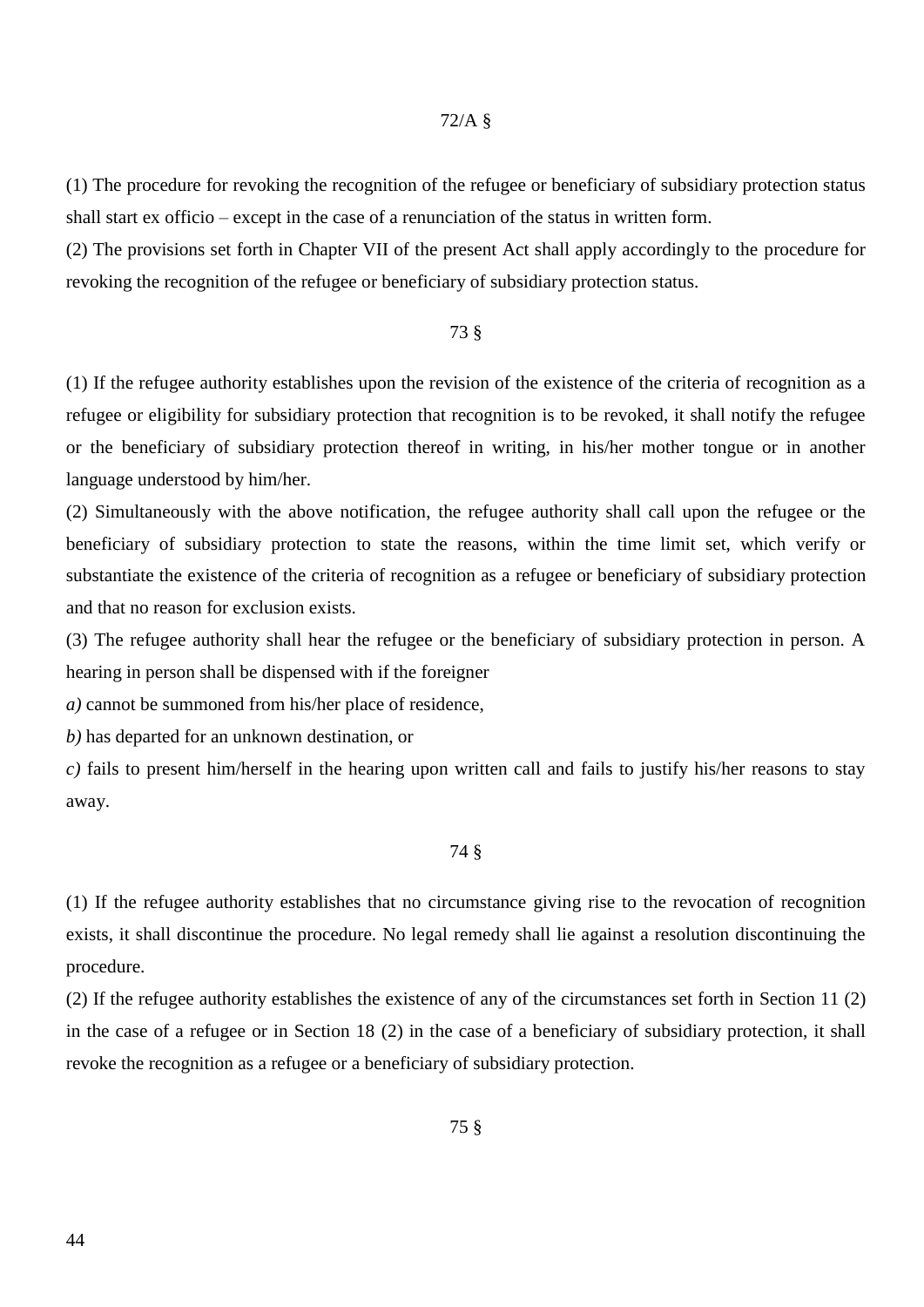72/A §

(1) The procedure for revoking the recognition of the refugee or beneficiary of subsidiary protection status shall start ex officio – except in the case of a renunciation of the status in written form.

(2) The provisions set forth in Chapter VII of the present Act shall apply accordingly to the procedure for revoking the recognition of the refugee or beneficiary of subsidiary protection status.

73 §

(1) If the refugee authority establishes upon the revision of the existence of the criteria of recognition as a refugee or eligibility for subsidiary protection that recognition is to be revoked, it shall notify the refugee or the beneficiary of subsidiary protection thereof in writing, in his/her mother tongue or in another language understood by him/her.

(2) Simultaneously with the above notification, the refugee authority shall call upon the refugee or the beneficiary of subsidiary protection to state the reasons, within the time limit set, which verify or substantiate the existence of the criteria of recognition as a refugee or beneficiary of subsidiary protection and that no reason for exclusion exists.

(3) The refugee authority shall hear the refugee or the beneficiary of subsidiary protection in person. A hearing in person shall be dispensed with if the foreigner

*a)* cannot be summoned from his/her place of residence,

*b)* has departed for an unknown destination, or

*c)* fails to present him/herself in the hearing upon written call and fails to justify his/her reasons to stay away.

74 §

(1) If the refugee authority establishes that no circumstance giving rise to the revocation of recognition exists, it shall discontinue the procedure. No legal remedy shall lie against a resolution discontinuing the procedure.

(2) If the refugee authority establishes the existence of any of the circumstances set forth in Section 11 (2) in the case of a refugee or in Section 18 (2) in the case of a beneficiary of subsidiary protection, it shall revoke the recognition as a refugee or a beneficiary of subsidiary protection.

75 §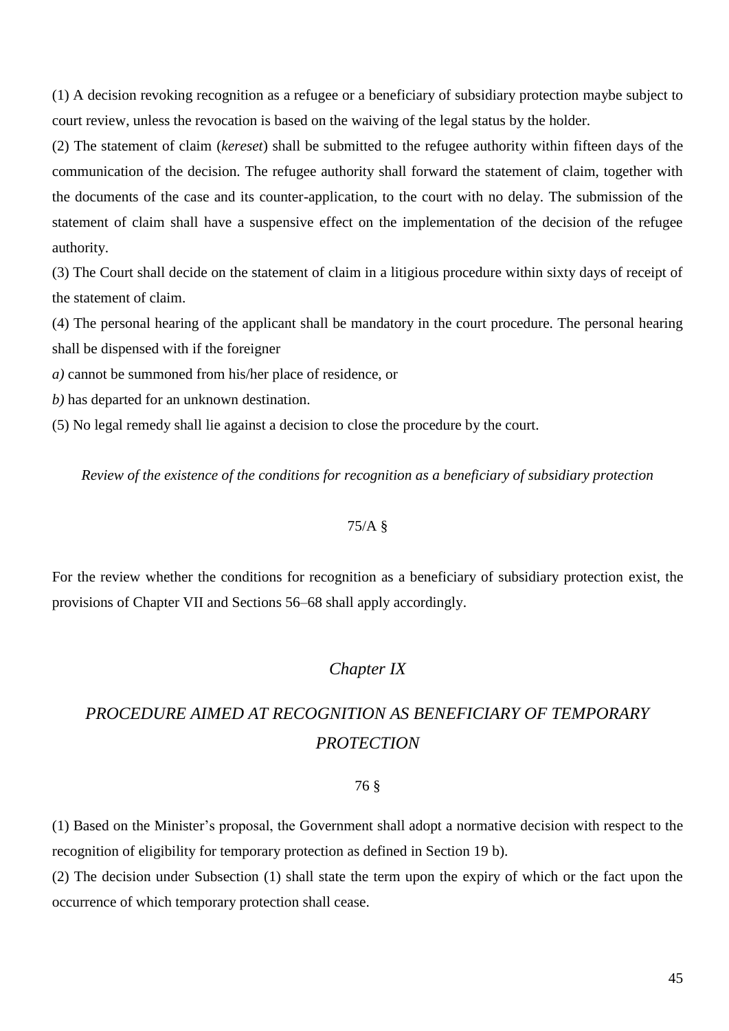(1) A decision revoking recognition as a refugee or a beneficiary of subsidiary protection maybe subject to court review, unless the revocation is based on the waiving of the legal status by the holder.

(2) The statement of claim (*kereset*) shall be submitted to the refugee authority within fifteen days of the communication of the decision. The refugee authority shall forward the statement of claim, together with the documents of the case and its counter-application, to the court with no delay. The submission of the statement of claim shall have a suspensive effect on the implementation of the decision of the refugee authority.

(3) The Court shall decide on the statement of claim in a litigious procedure within sixty days of receipt of the statement of claim.

(4) The personal hearing of the applicant shall be mandatory in the court procedure. The personal hearing shall be dispensed with if the foreigner

*a)* cannot be summoned from his/her place of residence, or

*b)* has departed for an unknown destination.

(5) No legal remedy shall lie against a decision to close the procedure by the court.

*Review of the existence of the conditions for recognition as a beneficiary of subsidiary protection*

75/A §

For the review whether the conditions for recognition as a beneficiary of subsidiary protection exist, the provisions of Chapter VII and Sections 56–68 shall apply accordingly.

## *Chapter IX*

## *PROCEDURE AIMED AT RECOGNITION AS BENEFICIARY OF TEMPORARY PROTECTION*

76 §

(1) Based on the Minister's proposal, the Government shall adopt a normative decision with respect to the recognition of eligibility for temporary protection as defined in Section 19 b).

(2) The decision under Subsection (1) shall state the term upon the expiry of which or the fact upon the occurrence of which temporary protection shall cease.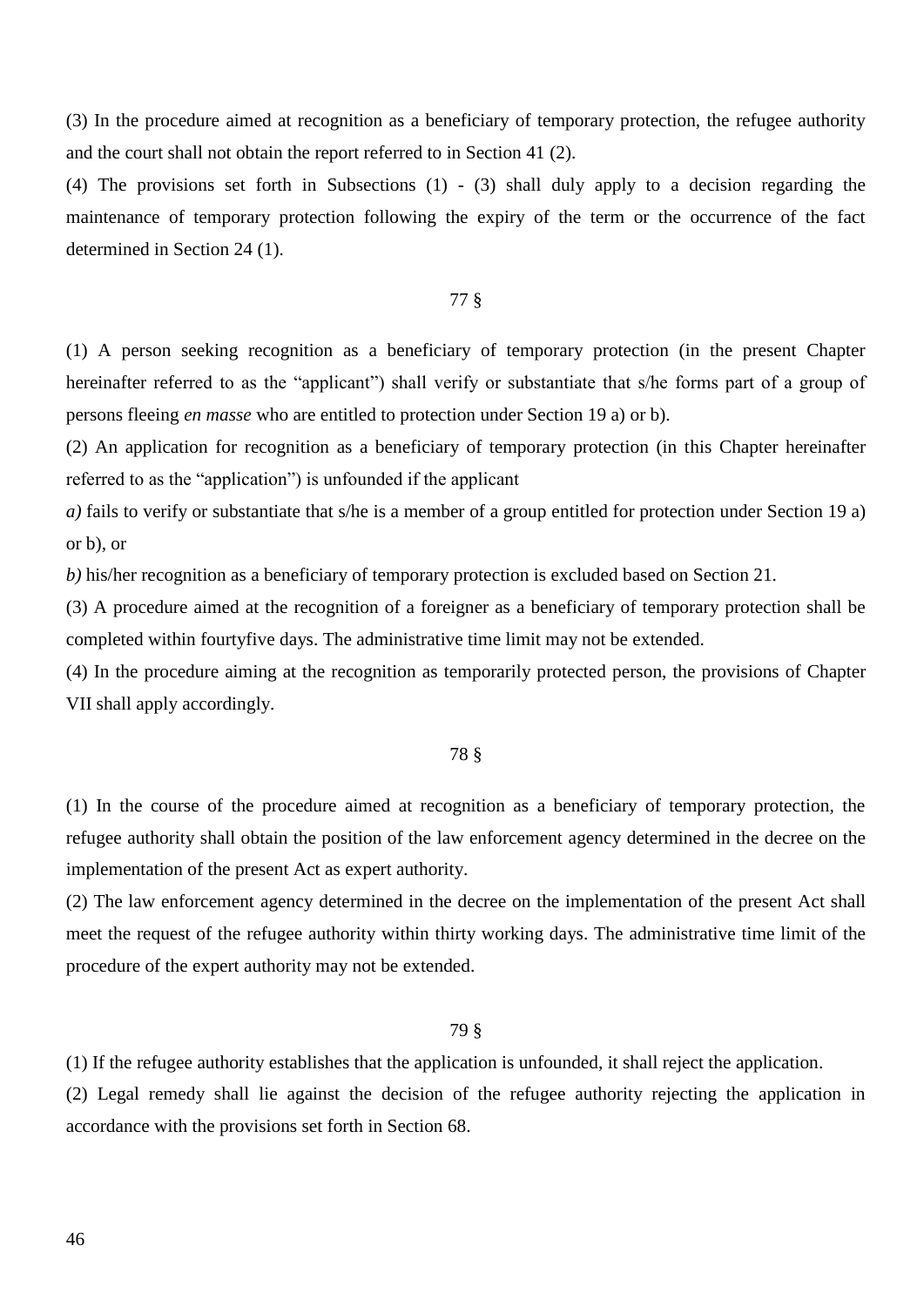(3) In the procedure aimed at recognition as a beneficiary of temporary protection, the refugee authority and the court shall not obtain the report referred to in Section 41 (2).

(4) The provisions set forth in Subsections (1) - (3) shall duly apply to a decision regarding the maintenance of temporary protection following the expiry of the term or the occurrence of the fact determined in Section 24 (1).

77 §

(1) A person seeking recognition as a beneficiary of temporary protection (in the present Chapter hereinafter referred to as the "applicant") shall verify or substantiate that s/he forms part of a group of persons fleeing *en masse* who are entitled to protection under Section 19 a) or b).

(2) An application for recognition as a beneficiary of temporary protection (in this Chapter hereinafter referred to as the "application") is unfounded if the applicant

*a)* fails to verify or substantiate that s/he is a member of a group entitled for protection under Section 19 a) or b), or

*b)* his/her recognition as a beneficiary of temporary protection is excluded based on Section 21.

(3) A procedure aimed at the recognition of a foreigner as a beneficiary of temporary protection shall be completed within fourtyfive days. The administrative time limit may not be extended.

(4) In the procedure aiming at the recognition as temporarily protected person, the provisions of Chapter VII shall apply accordingly.

78 §

(1) In the course of the procedure aimed at recognition as a beneficiary of temporary protection, the refugee authority shall obtain the position of the law enforcement agency determined in the decree on the implementation of the present Act as expert authority.

(2) The law enforcement agency determined in the decree on the implementation of the present Act shall meet the request of the refugee authority within thirty working days. The administrative time limit of the procedure of the expert authority may not be extended.

79 §

(1) If the refugee authority establishes that the application is unfounded, it shall reject the application.

(2) Legal remedy shall lie against the decision of the refugee authority rejecting the application in accordance with the provisions set forth in Section 68.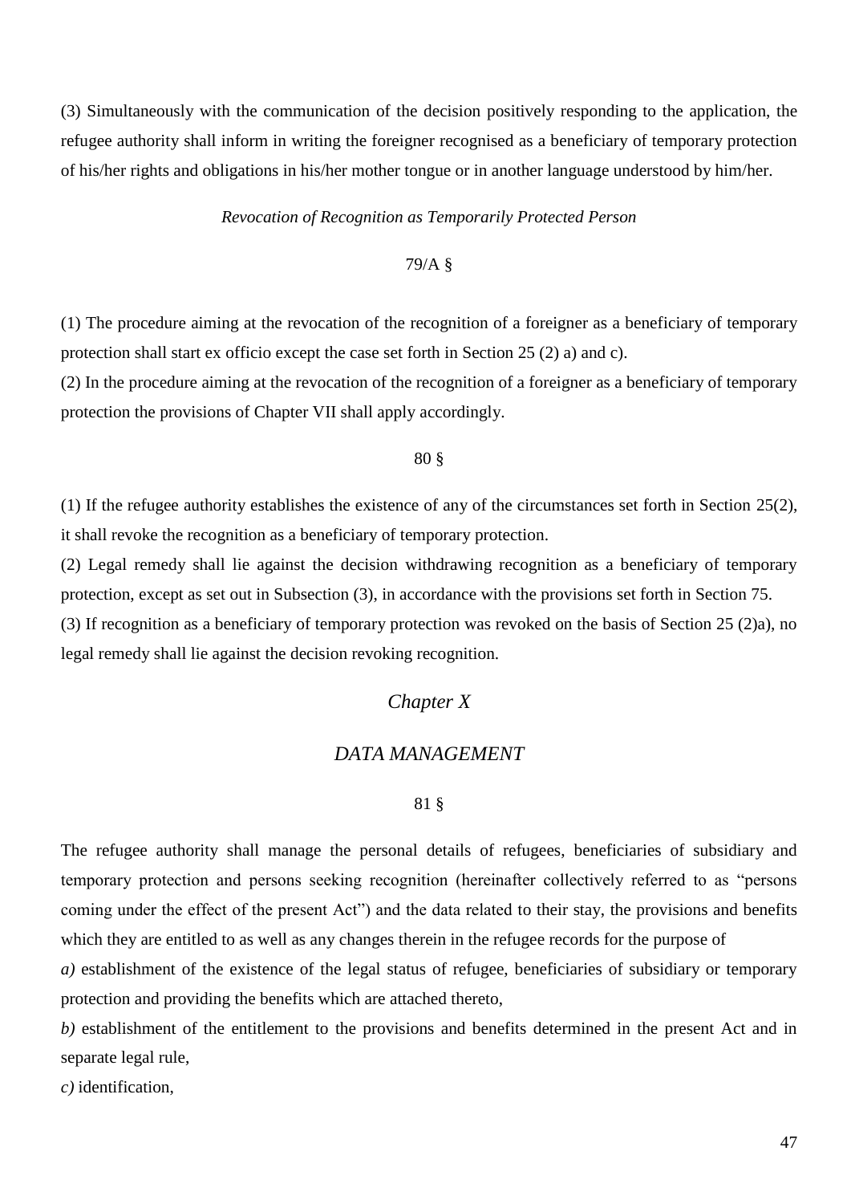(3) Simultaneously with the communication of the decision positively responding to the application, the refugee authority shall inform in writing the foreigner recognised as a beneficiary of temporary protection of his/her rights and obligations in his/her mother tongue or in another language understood by him/her.

*Revocation of Recognition as Temporarily Protected Person*

79/A §

(1) The procedure aiming at the revocation of the recognition of a foreigner as a beneficiary of temporary protection shall start ex officio except the case set forth in Section 25 (2) a) and c).

(2) In the procedure aiming at the revocation of the recognition of a foreigner as a beneficiary of temporary protection the provisions of Chapter VII shall apply accordingly.

80 §

(1) If the refugee authority establishes the existence of any of the circumstances set forth in Section 25(2), it shall revoke the recognition as a beneficiary of temporary protection.

(2) Legal remedy shall lie against the decision withdrawing recognition as a beneficiary of temporary protection, except as set out in Subsection (3), in accordance with the provisions set forth in Section 75.

(3) If recognition as a beneficiary of temporary protection was revoked on the basis of Section 25 (2)a), no legal remedy shall lie against the decision revoking recognition.

## *Chapter X*

## *DATA MANAGEMENT*

81 §

The refugee authority shall manage the personal details of refugees, beneficiaries of subsidiary and temporary protection and persons seeking recognition (hereinafter collectively referred to as "persons coming under the effect of the present Act") and the data related to their stay, the provisions and benefits which they are entitled to as well as any changes therein in the refugee records for the purpose of

*a)* establishment of the existence of the legal status of refugee, beneficiaries of subsidiary or temporary protection and providing the benefits which are attached thereto,

*b)* establishment of the entitlement to the provisions and benefits determined in the present Act and in separate legal rule,

*c)* identification,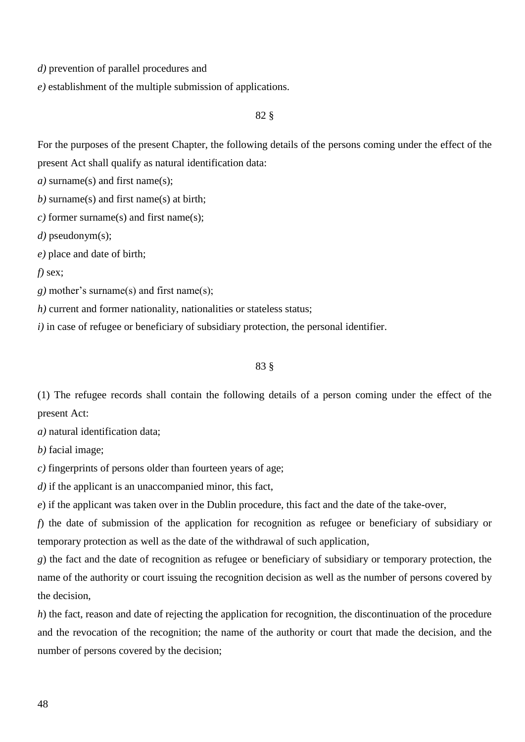*d)* prevention of parallel procedures and

*e)* establishment of the multiple submission of applications.

82 §

For the purposes of the present Chapter, the following details of the persons coming under the effect of the present Act shall qualify as natural identification data:

*a)* surname(s) and first name(s);

*b)* surname(s) and first name(s) at birth;

*c)* former surname(s) and first name(s);

*d)* pseudonym(s);

*e)* place and date of birth;

*f)* sex;

*g)* mother's surname(s) and first name(s);

*h)* current and former nationality, nationalities or stateless status;

*i)* in case of refugee or beneficiary of subsidiary protection, the personal identifier.

83 §

(1) The refugee records shall contain the following details of a person coming under the effect of the present Act:

*a)* natural identification data;

*b)* facial image;

*c)* fingerprints of persons older than fourteen years of age;

*d)* if the applicant is an unaccompanied minor, this fact,

*e*) if the applicant was taken over in the Dublin procedure, this fact and the date of the take-over,

*f*) the date of submission of the application for recognition as refugee or beneficiary of subsidiary or temporary protection as well as the date of the withdrawal of such application,

*g*) the fact and the date of recognition as refugee or beneficiary of subsidiary or temporary protection, the name of the authority or court issuing the recognition decision as well as the number of persons covered by the decision,

*h*) the fact, reason and date of rejecting the application for recognition, the discontinuation of the procedure and the revocation of the recognition; the name of the authority or court that made the decision, and the number of persons covered by the decision;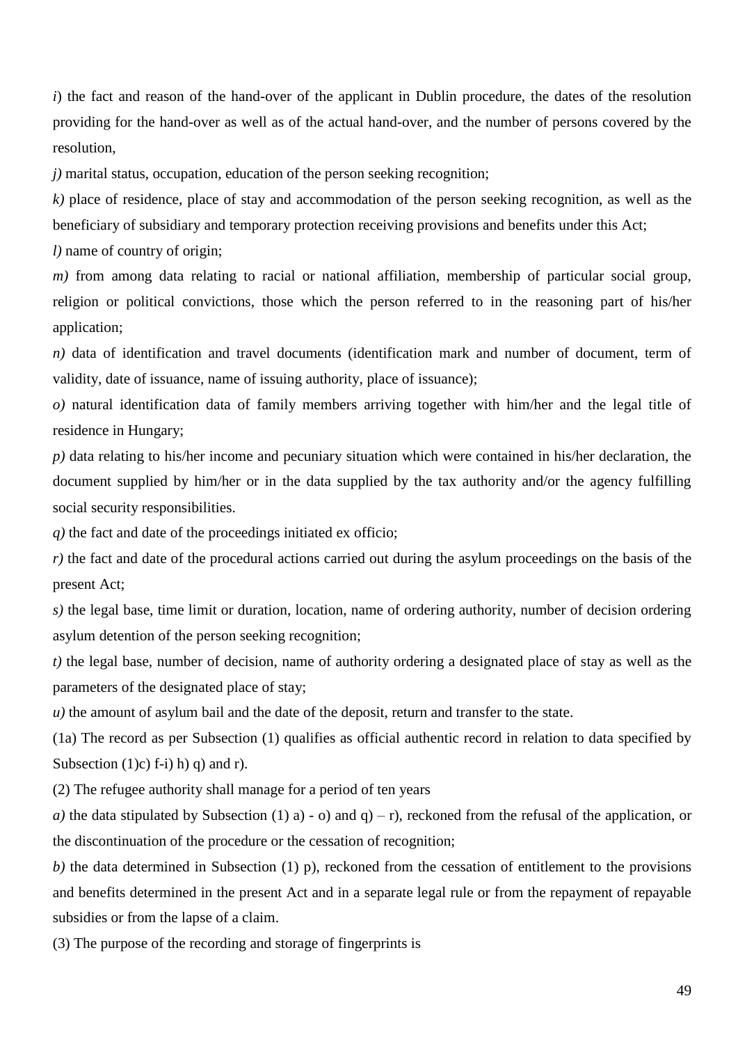*i*) the fact and reason of the hand-over of the applicant in Dublin procedure, the dates of the resolution providing for the hand-over as well as of the actual hand-over, and the number of persons covered by the resolution,

*j)* marital status, occupation, education of the person seeking recognition;

*k)* place of residence, place of stay and accommodation of the person seeking recognition, as well as the beneficiary of subsidiary and temporary protection receiving provisions and benefits under this Act;

*l)* name of country of origin;

*m)* from among data relating to racial or national affiliation, membership of particular social group, religion or political convictions, those which the person referred to in the reasoning part of his/her application;

*n)* data of identification and travel documents (identification mark and number of document, term of validity, date of issuance, name of issuing authority, place of issuance);

*o)* natural identification data of family members arriving together with him/her and the legal title of residence in Hungary;

*p)* data relating to his/her income and pecuniary situation which were contained in his/her declaration, the document supplied by him/her or in the data supplied by the tax authority and/or the agency fulfilling social security responsibilities.

*q)* the fact and date of the proceedings initiated ex officio;

*r)* the fact and date of the procedural actions carried out during the asylum proceedings on the basis of the present Act;

*s)* the legal base, time limit or duration, location, name of ordering authority, number of decision ordering asylum detention of the person seeking recognition;

*t)* the legal base, number of decision, name of authority ordering a designated place of stay as well as the parameters of the designated place of stay;

*u)* the amount of asylum bail and the date of the deposit, return and transfer to the state.

(1a) The record as per Subsection (1) qualifies as official authentic record in relation to data specified by Subsection (1)c) f-i) h) q) and r).

(2) The refugee authority shall manage for a period of ten years

*a)* the data stipulated by Subsection (1) a) - o) and q) – r), reckoned from the refusal of the application, or the discontinuation of the procedure or the cessation of recognition;

*b)* the data determined in Subsection (1) p), reckoned from the cessation of entitlement to the provisions and benefits determined in the present Act and in a separate legal rule or from the repayment of repayable subsidies or from the lapse of a claim.

(3) The purpose of the recording and storage of fingerprints is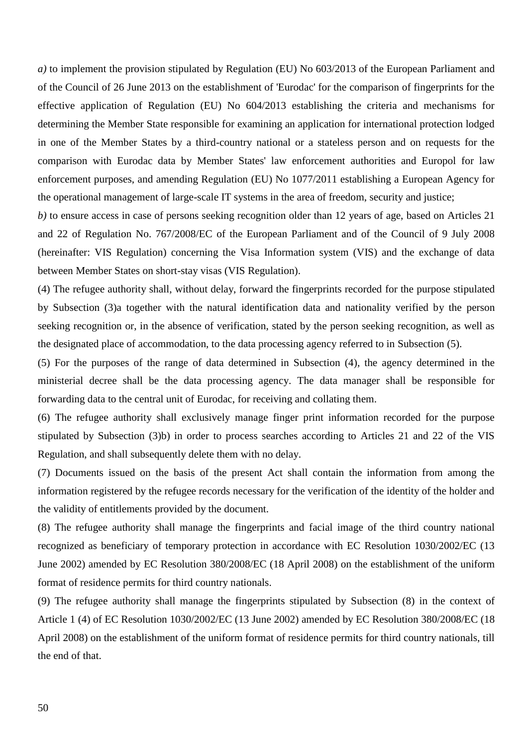*a)* to implement the provision stipulated by Regulation (EU) No 603/2013 of the European Parliament and of the Council of 26 June 2013 on the establishment of 'Eurodac' for the comparison of fingerprints for the effective application of Regulation (EU) No 604/2013 establishing the criteria and mechanisms for determining the Member State responsible for examining an application for international protection lodged in one of the Member States by a third-country national or a stateless person and on requests for the comparison with Eurodac data by Member States' law enforcement authorities and Europol for law enforcement purposes, and amending Regulation (EU) No 1077/2011 establishing a European Agency for the operational management of large-scale IT systems in the area of freedom, security and justice;

*b)* to ensure access in case of persons seeking recognition older than 12 years of age, based on Articles 21 and 22 of Regulation No. 767/2008/EC of the European Parliament and of the Council of 9 July 2008 (hereinafter: VIS Regulation) concerning the Visa Information system (VIS) and the exchange of data between Member States on short-stay visas (VIS Regulation).

(4) The refugee authority shall, without delay, forward the fingerprints recorded for the purpose stipulated by Subsection (3)a together with the natural identification data and nationality verified by the person seeking recognition or, in the absence of verification, stated by the person seeking recognition, as well as the designated place of accommodation, to the data processing agency referred to in Subsection (5).

(5) For the purposes of the range of data determined in Subsection (4), the agency determined in the ministerial decree shall be the data processing agency. The data manager shall be responsible for forwarding data to the central unit of Eurodac, for receiving and collating them.

(6) The refugee authority shall exclusively manage finger print information recorded for the purpose stipulated by Subsection (3)b) in order to process searches according to Articles 21 and 22 of the VIS Regulation, and shall subsequently delete them with no delay.

(7) Documents issued on the basis of the present Act shall contain the information from among the information registered by the refugee records necessary for the verification of the identity of the holder and the validity of entitlements provided by the document.

(8) The refugee authority shall manage the fingerprints and facial image of the third country national recognized as beneficiary of temporary protection in accordance with EC Resolution 1030/2002/EC (13 June 2002) amended by EC Resolution 380/2008/EC (18 April 2008) on the establishment of the uniform format of residence permits for third country nationals.

(9) The refugee authority shall manage the fingerprints stipulated by Subsection (8) in the context of Article 1 (4) of EC Resolution 1030/2002/EC (13 June 2002) amended by EC Resolution 380/2008/EC (18 April 2008) on the establishment of the uniform format of residence permits for third country nationals, till the end of that.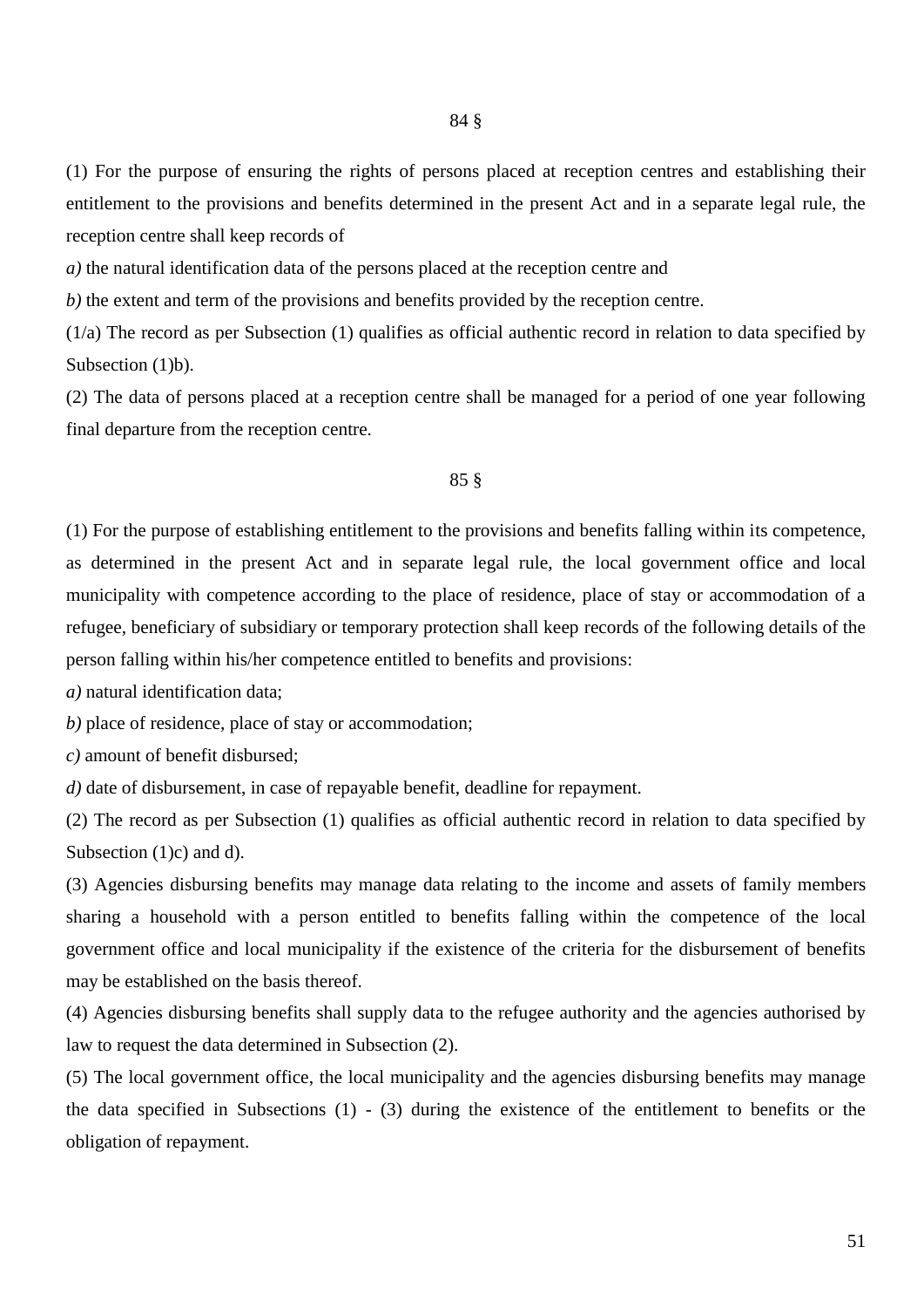## 84 §

(1) For the purpose of ensuring the rights of persons placed at reception centres and establishing their entitlement to the provisions and benefits determined in the present Act and in a separate legal rule, the reception centre shall keep records of

*a)* the natural identification data of the persons placed at the reception centre and

*b)* the extent and term of the provisions and benefits provided by the reception centre.

(1/a) The record as per Subsection (1) qualifies as official authentic record in relation to data specified by Subsection (1)b).

(2) The data of persons placed at a reception centre shall be managed for a period of one year following final departure from the reception centre.

## 85 §

(1) For the purpose of establishing entitlement to the provisions and benefits falling within its competence, as determined in the present Act and in separate legal rule, the local government office and local municipality with competence according to the place of residence, place of stay or accommodation of a refugee, beneficiary of subsidiary or temporary protection shall keep records of the following details of the person falling within his/her competence entitled to benefits and provisions:

*a)* natural identification data;

*b)* place of residence, place of stay or accommodation;

*c)* amount of benefit disbursed;

*d)* date of disbursement, in case of repayable benefit, deadline for repayment.

(2) The record as per Subsection (1) qualifies as official authentic record in relation to data specified by Subsection (1)c) and d).

(3) Agencies disbursing benefits may manage data relating to the income and assets of family members sharing a household with a person entitled to benefits falling within the competence of the local government office and local municipality if the existence of the criteria for the disbursement of benefits may be established on the basis thereof.

(4) Agencies disbursing benefits shall supply data to the refugee authority and the agencies authorised by law to request the data determined in Subsection (2).

(5) The local government office, the local municipality and the agencies disbursing benefits may manage the data specified in Subsections (1) - (3) during the existence of the entitlement to benefits or the obligation of repayment.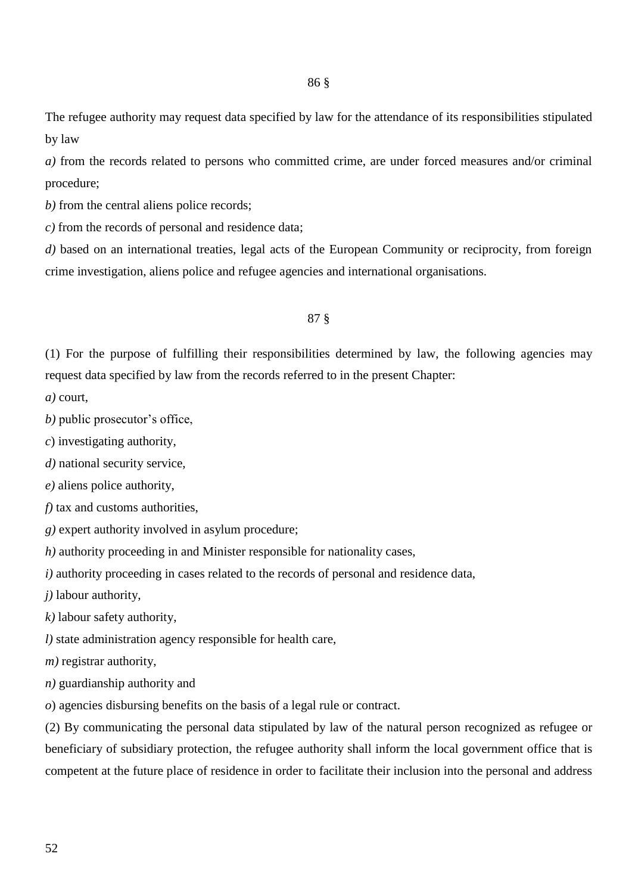### 86 §

The refugee authority may request data specified by law for the attendance of its responsibilities stipulated by law

*a)* from the records related to persons who committed crime, are under forced measures and/or criminal procedure;

*b)* from the central aliens police records;

*c)* from the records of personal and residence data;

*d)* based on an international treaties, legal acts of the European Community or reciprocity, from foreign crime investigation, aliens police and refugee agencies and international organisations.

### 87 §

(1) For the purpose of fulfilling their responsibilities determined by law, the following agencies may request data specified by law from the records referred to in the present Chapter:

*a)* court,

*b)* public prosecutor's office,

*c*) investigating authority,

*d)* national security service,

*e)* aliens police authority,

*f)* tax and customs authorities,

*g)* expert authority involved in asylum procedure;

*h)* authority proceeding in and Minister responsible for nationality cases,

*i)* authority proceeding in cases related to the records of personal and residence data,

*j)* labour authority,

*k)* labour safety authority,

*l)* state administration agency responsible for health care,

*m)* registrar authority,

*n)* guardianship authority and

*o*) agencies disbursing benefits on the basis of a legal rule or contract.

(2) By communicating the personal data stipulated by law of the natural person recognized as refugee or beneficiary of subsidiary protection, the refugee authority shall inform the local government office that is competent at the future place of residence in order to facilitate their inclusion into the personal and address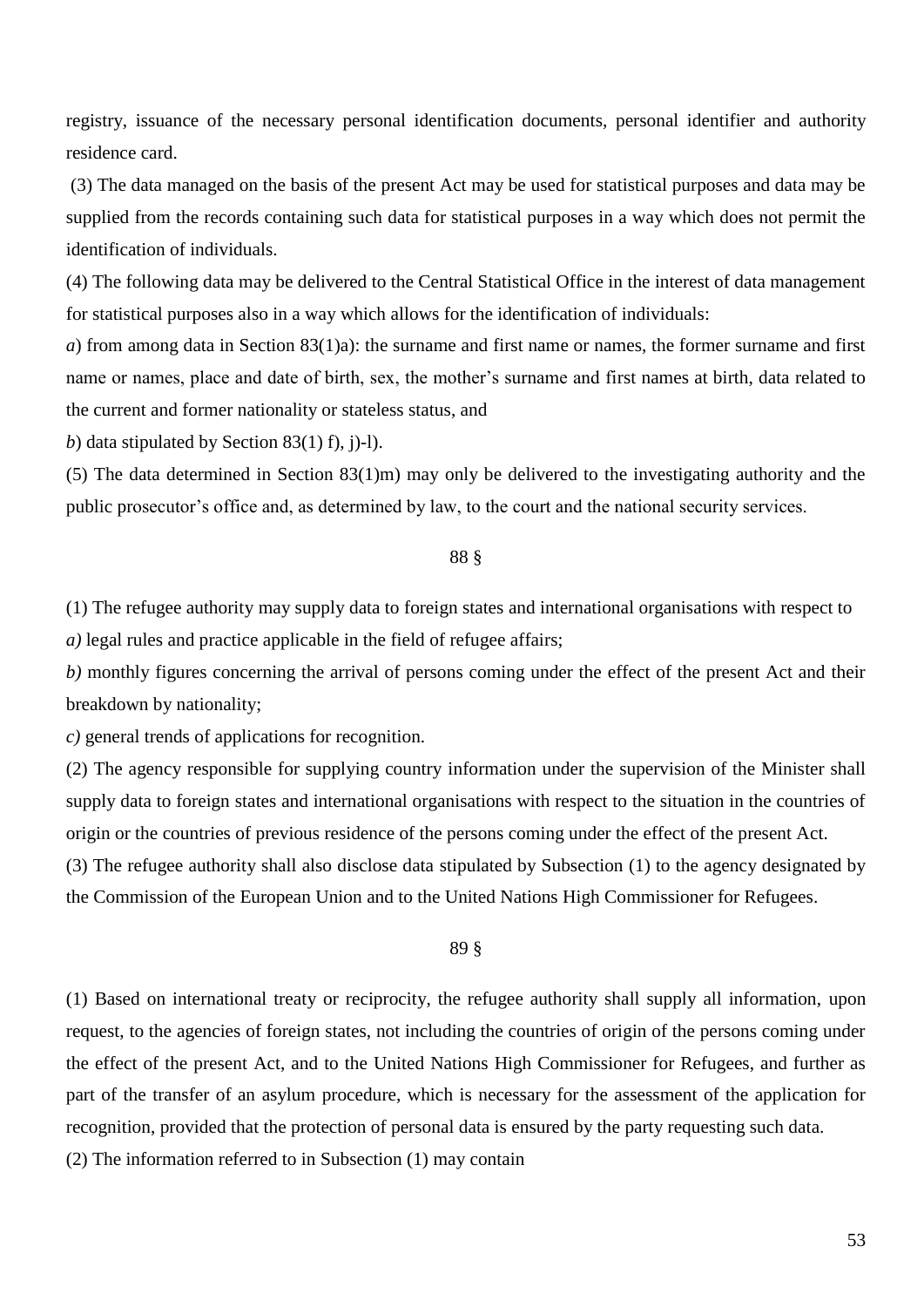registry, issuance of the necessary personal identification documents, personal identifier and authority residence card.

(3) The data managed on the basis of the present Act may be used for statistical purposes and data may be supplied from the records containing such data for statistical purposes in a way which does not permit the identification of individuals.

(4) The following data may be delivered to the Central Statistical Office in the interest of data management for statistical purposes also in a way which allows for the identification of individuals:

*a*) from among data in Section 83(1)a): the surname and first name or names, the former surname and first name or names, place and date of birth, sex, the mother's surname and first names at birth, data related to the current and former nationality or stateless status, and

*b*) data stipulated by Section 83(1) f), j)-l).

(5) The data determined in Section 83(1)m) may only be delivered to the investigating authority and the public prosecutor's office and, as determined by law, to the court and the national security services.

88 §

(1) The refugee authority may supply data to foreign states and international organisations with respect to

*a)* legal rules and practice applicable in the field of refugee affairs;

*b)* monthly figures concerning the arrival of persons coming under the effect of the present Act and their breakdown by nationality;

*c)* general trends of applications for recognition.

(2) The agency responsible for supplying country information under the supervision of the Minister shall supply data to foreign states and international organisations with respect to the situation in the countries of origin or the countries of previous residence of the persons coming under the effect of the present Act.

(3) The refugee authority shall also disclose data stipulated by Subsection (1) to the agency designated by the Commission of the European Union and to the United Nations High Commissioner for Refugees.

89 §

(1) Based on international treaty or reciprocity, the refugee authority shall supply all information, upon request, to the agencies of foreign states, not including the countries of origin of the persons coming under the effect of the present Act, and to the United Nations High Commissioner for Refugees, and further as part of the transfer of an asylum procedure, which is necessary for the assessment of the application for recognition, provided that the protection of personal data is ensured by the party requesting such data.

(2) The information referred to in Subsection (1) may contain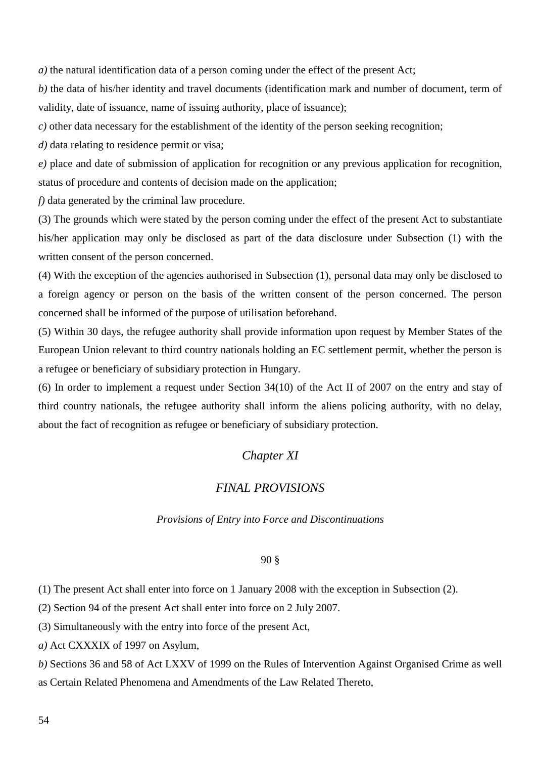*a)* the natural identification data of a person coming under the effect of the present Act;

*b)* the data of his/her identity and travel documents (identification mark and number of document, term of validity, date of issuance, name of issuing authority, place of issuance);

*c)* other data necessary for the establishment of the identity of the person seeking recognition;

*d)* data relating to residence permit or visa;

*e)* place and date of submission of application for recognition or any previous application for recognition, status of procedure and contents of decision made on the application;

*f)* data generated by the criminal law procedure.

(3) The grounds which were stated by the person coming under the effect of the present Act to substantiate his/her application may only be disclosed as part of the data disclosure under Subsection (1) with the written consent of the person concerned.

(4) With the exception of the agencies authorised in Subsection (1), personal data may only be disclosed to a foreign agency or person on the basis of the written consent of the person concerned. The person concerned shall be informed of the purpose of utilisation beforehand.

(5) Within 30 days, the refugee authority shall provide information upon request by Member States of the European Union relevant to third country nationals holding an EC settlement permit, whether the person is a refugee or beneficiary of subsidiary protection in Hungary.

(6) In order to implement a request under Section 34(10) of the Act II of 2007 on the entry and stay of third country nationals, the refugee authority shall inform the aliens policing authority, with no delay, about the fact of recognition as refugee or beneficiary of subsidiary protection.

## *Chapter XI*

## *FINAL PROVISIONS*

### *Provisions of Entry into Force and Discontinuations*

90 §

(1) The present Act shall enter into force on 1 January 2008 with the exception in Subsection (2).

(2) Section 94 of the present Act shall enter into force on 2 July 2007.

(3) Simultaneously with the entry into force of the present Act,

*a)* Act CXXXIX of 1997 on Asylum,

*b)* Sections 36 and 58 of Act LXXV of 1999 on the Rules of Intervention Against Organised Crime as well as Certain Related Phenomena and Amendments of the Law Related Thereto,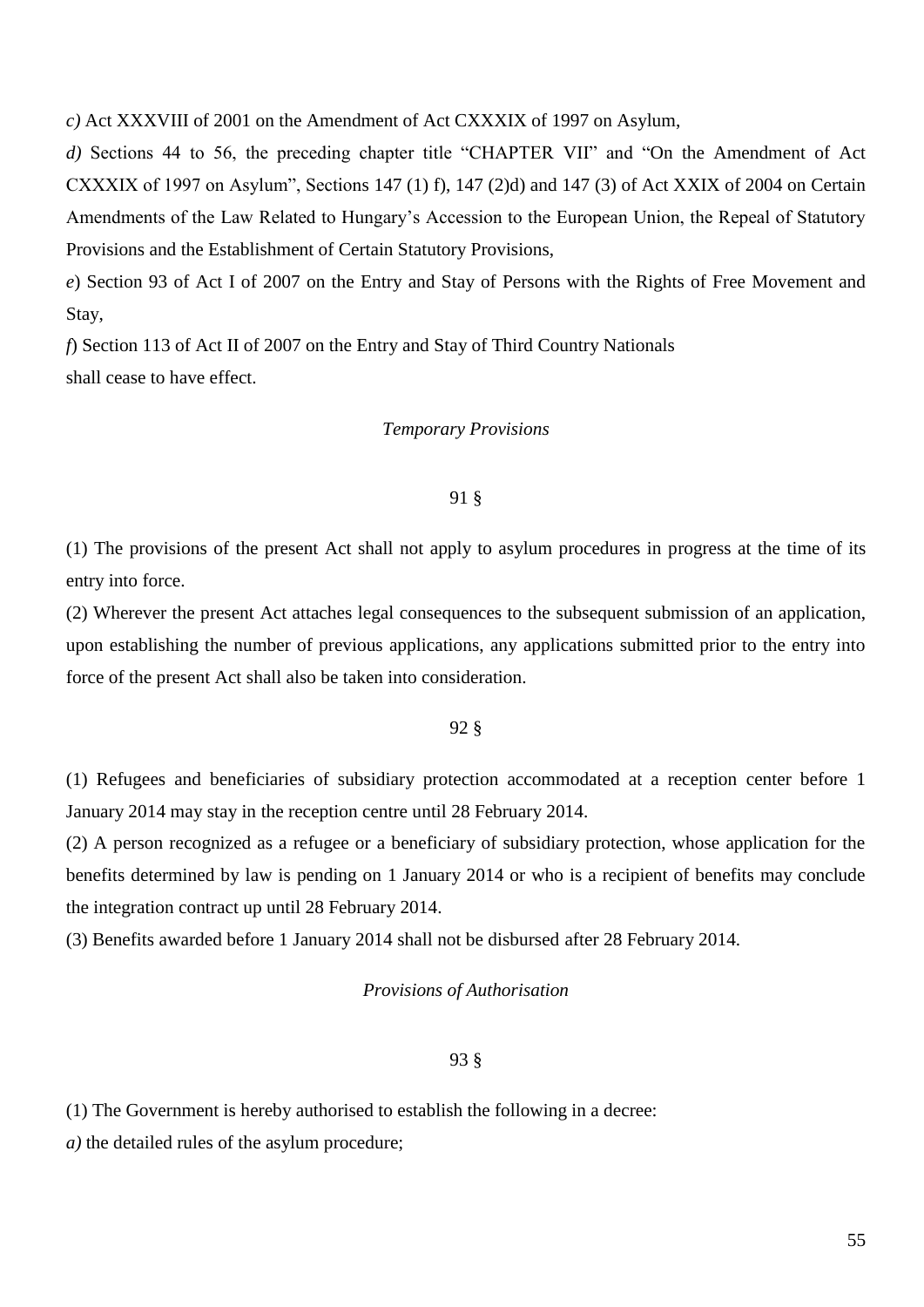*c)* Act XXXVIII of 2001 on the Amendment of Act CXXXIX of 1997 on Asylum,

*d)* Sections 44 to 56, the preceding chapter title "CHAPTER VII" and "On the Amendment of Act CXXXIX of 1997 on Asylum", Sections 147 (1) f), 147 (2)d) and 147 (3) of Act XXIX of 2004 on Certain Amendments of the Law Related to Hungary's Accession to the European Union, the Repeal of Statutory Provisions and the Establishment of Certain Statutory Provisions,

*e*) Section 93 of Act I of 2007 on the Entry and Stay of Persons with the Rights of Free Movement and Stay,

*f*) Section 113 of Act II of 2007 on the Entry and Stay of Third Country Nationals

shall cease to have effect.

*Temporary Provisions*

91 §

(1) The provisions of the present Act shall not apply to asylum procedures in progress at the time of its entry into force.

(2) Wherever the present Act attaches legal consequences to the subsequent submission of an application, upon establishing the number of previous applications, any applications submitted prior to the entry into force of the present Act shall also be taken into consideration.

92 §

(1) Refugees and beneficiaries of subsidiary protection accommodated at a reception center before 1 January 2014 may stay in the reception centre until 28 February 2014.

(2) A person recognized as a refugee or a beneficiary of subsidiary protection, whose application for the benefits determined by law is pending on 1 January 2014 or who is a recipient of benefits may conclude the integration contract up until 28 February 2014.

(3) Benefits awarded before 1 January 2014 shall not be disbursed after 28 February 2014.

*Provisions of Authorisation*

93 §

(1) The Government is hereby authorised to establish the following in a decree:

*a)* the detailed rules of the asylum procedure;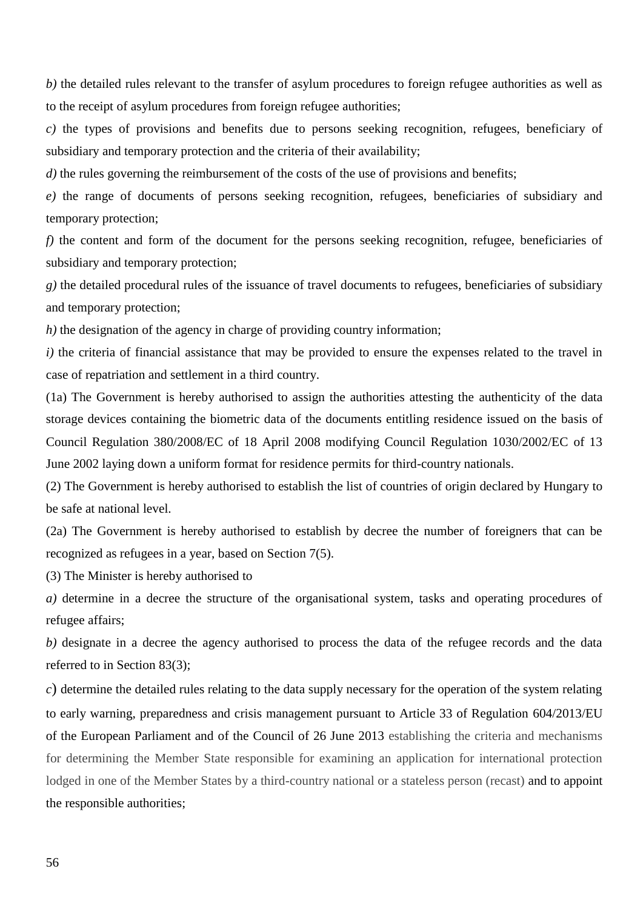*b)* the detailed rules relevant to the transfer of asylum procedures to foreign refugee authorities as well as to the receipt of asylum procedures from foreign refugee authorities;

*c)* the types of provisions and benefits due to persons seeking recognition, refugees, beneficiary of subsidiary and temporary protection and the criteria of their availability;

*d)* the rules governing the reimbursement of the costs of the use of provisions and benefits;

*e)* the range of documents of persons seeking recognition, refugees, beneficiaries of subsidiary and temporary protection;

*f)* the content and form of the document for the persons seeking recognition, refugee, beneficiaries of subsidiary and temporary protection;

*g)* the detailed procedural rules of the issuance of travel documents to refugees, beneficiaries of subsidiary and temporary protection;

*h)* the designation of the agency in charge of providing country information;

*i)* the criteria of financial assistance that may be provided to ensure the expenses related to the travel in case of repatriation and settlement in a third country.

(1a) The Government is hereby authorised to assign the authorities attesting the authenticity of the data storage devices containing the biometric data of the documents entitling residence issued on the basis of Council Regulation 380/2008/EC of 18 April 2008 modifying Council Regulation 1030/2002/EC of 13 June 2002 laying down a uniform format for residence permits for third-country nationals.

(2) The Government is hereby authorised to establish the list of countries of origin declared by Hungary to be safe at national level.

(2a) The Government is hereby authorised to establish by decree the number of foreigners that can be recognized as refugees in a year, based on Section 7(5).

(3) The Minister is hereby authorised to

*a)* determine in a decree the structure of the organisational system, tasks and operating procedures of refugee affairs;

*b)* designate in a decree the agency authorised to process the data of the refugee records and the data referred to in Section 83(3);

*c*) determine the detailed rules relating to the data supply necessary for the operation of the system relating to early warning, preparedness and crisis management pursuant to Article 33 of Regulation 604/2013/EU of the European Parliament and of the Council of 26 June 2013 establishing the criteria and mechanisms for determining the Member State responsible for examining an application for international protection lodged in one of the Member States by a third-country national or a stateless person (recast) and to appoint the responsible authorities;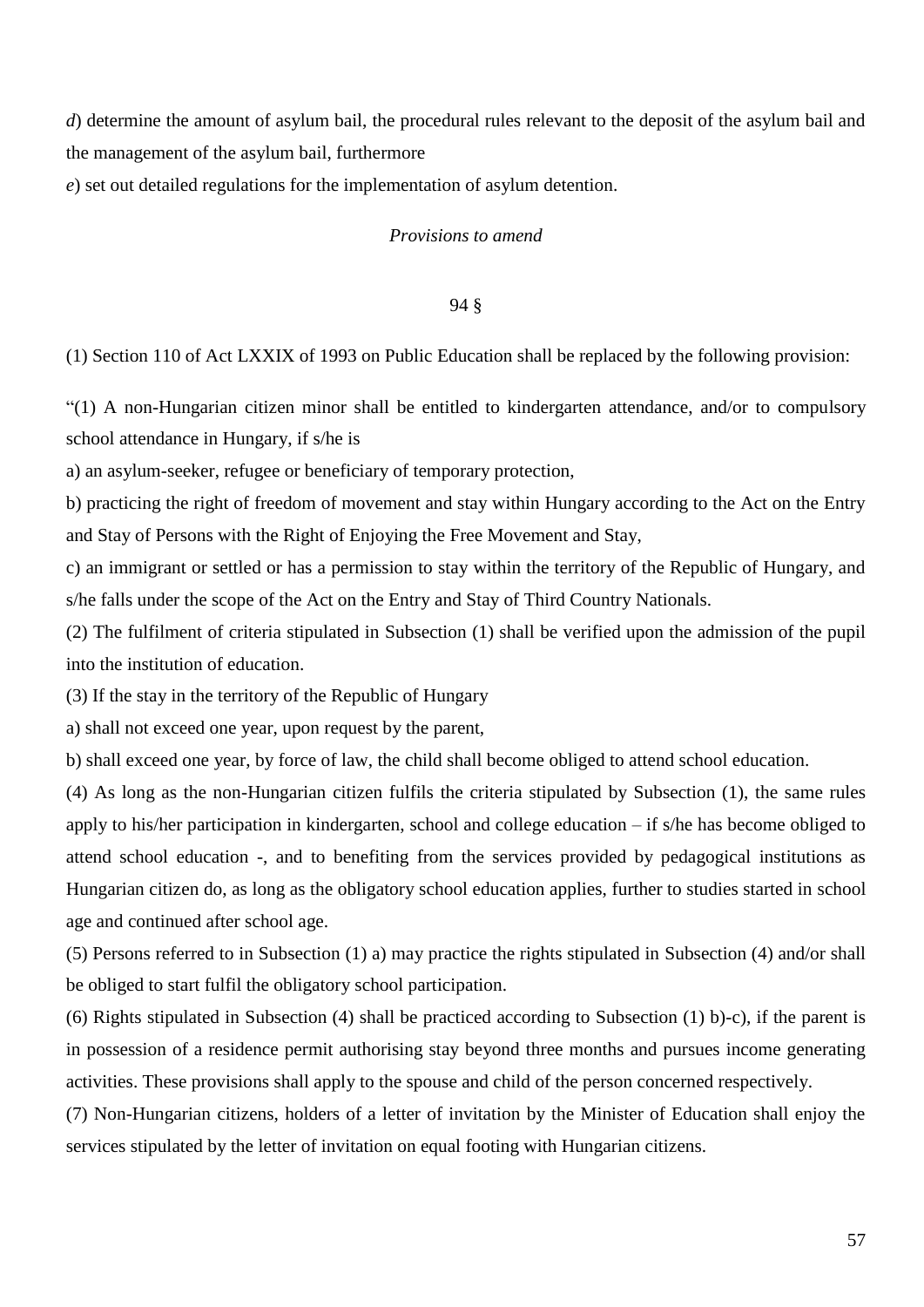*d*) determine the amount of asylum bail, the procedural rules relevant to the deposit of the asylum bail and the management of the asylum bail, furthermore

*e*) set out detailed regulations for the implementation of asylum detention.

*Provisions to amend*

94 §

(1) Section 110 of Act LXXIX of 1993 on Public Education shall be replaced by the following provision:

"(1) A non-Hungarian citizen minor shall be entitled to kindergarten attendance, and/or to compulsory school attendance in Hungary, if s/he is

a) an asylum-seeker, refugee or beneficiary of temporary protection,

b) practicing the right of freedom of movement and stay within Hungary according to the Act on the Entry and Stay of Persons with the Right of Enjoying the Free Movement and Stay,

c) an immigrant or settled or has a permission to stay within the territory of the Republic of Hungary, and s/he falls under the scope of the Act on the Entry and Stay of Third Country Nationals.

(2) The fulfilment of criteria stipulated in Subsection (1) shall be verified upon the admission of the pupil into the institution of education.

(3) If the stay in the territory of the Republic of Hungary

a) shall not exceed one year, upon request by the parent,

b) shall exceed one year, by force of law, the child shall become obliged to attend school education.

(4) As long as the non-Hungarian citizen fulfils the criteria stipulated by Subsection (1), the same rules apply to his/her participation in kindergarten, school and college education – if s/he has become obliged to attend school education -, and to benefiting from the services provided by pedagogical institutions as Hungarian citizen do, as long as the obligatory school education applies, further to studies started in school age and continued after school age.

(5) Persons referred to in Subsection (1) a) may practice the rights stipulated in Subsection (4) and/or shall be obliged to start fulfil the obligatory school participation.

(6) Rights stipulated in Subsection (4) shall be practiced according to Subsection (1) b)-c), if the parent is in possession of a residence permit authorising stay beyond three months and pursues income generating activities. These provisions shall apply to the spouse and child of the person concerned respectively.

(7) Non-Hungarian citizens, holders of a letter of invitation by the Minister of Education shall enjoy the services stipulated by the letter of invitation on equal footing with Hungarian citizens.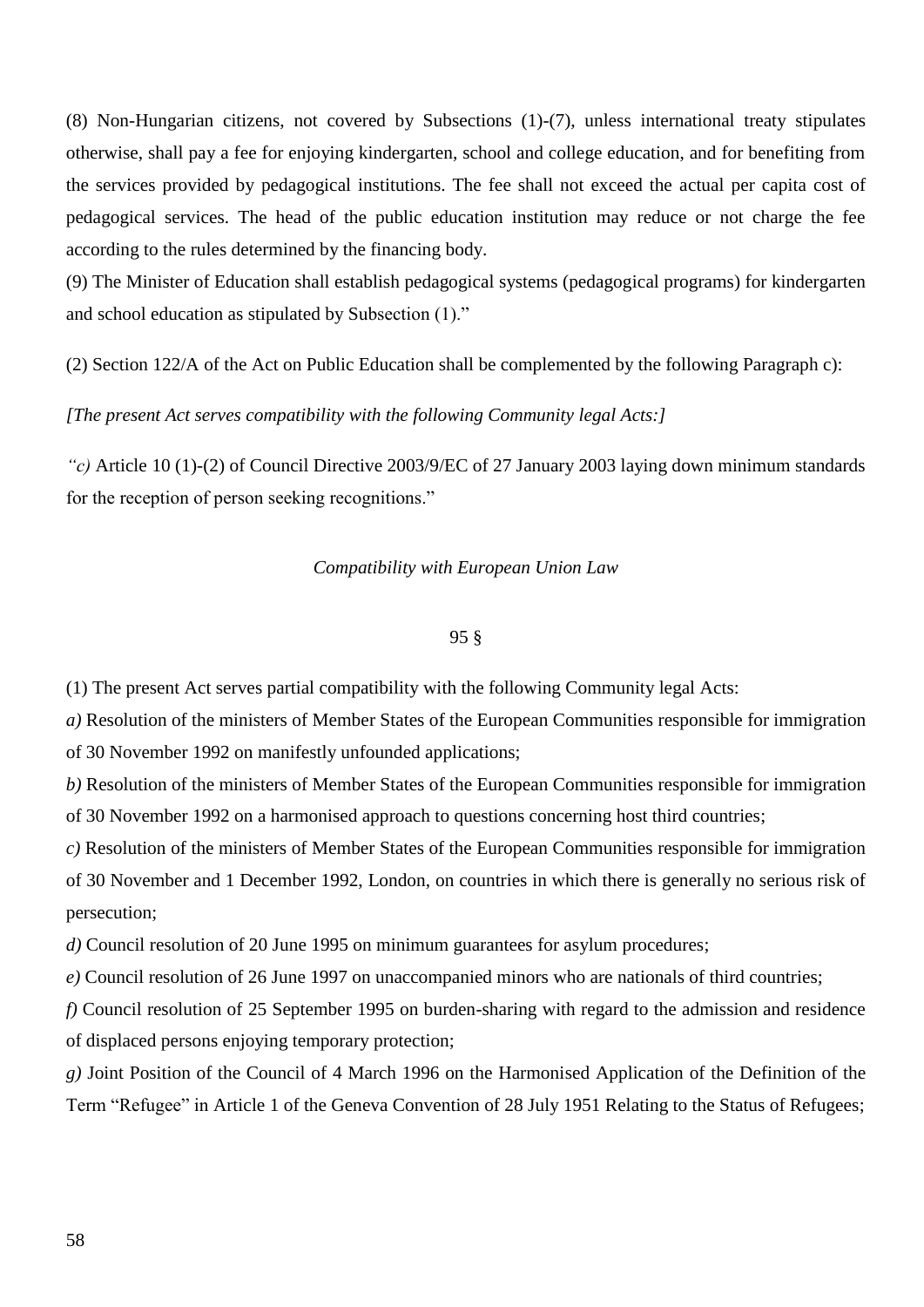(8) Non-Hungarian citizens, not covered by Subsections (1)-(7), unless international treaty stipulates otherwise, shall pay a fee for enjoying kindergarten, school and college education, and for benefiting from the services provided by pedagogical institutions. The fee shall not exceed the actual per capita cost of pedagogical services. The head of the public education institution may reduce or not charge the fee according to the rules determined by the financing body.

(9) The Minister of Education shall establish pedagogical systems (pedagogical programs) for kindergarten and school education as stipulated by Subsection (1)."

(2) Section 122/A of the Act on Public Education shall be complemented by the following Paragraph c):

*[The present Act serves compatibility with the following Community legal Acts:]*

*"c)* Article 10 (1)-(2) of Council Directive 2003/9/EC of 27 January 2003 laying down minimum standards for the reception of person seeking recognitions."

*Compatibility with European Union Law*

95 §

(1) The present Act serves partial compatibility with the following Community legal Acts:

*a)* Resolution of the ministers of Member States of the European Communities responsible for immigration of 30 November 1992 on manifestly unfounded applications;

*b)* Resolution of the ministers of Member States of the European Communities responsible for immigration of 30 November 1992 on a harmonised approach to questions concerning host third countries;

*c)* Resolution of the ministers of Member States of the European Communities responsible for immigration of 30 November and 1 December 1992, London, on countries in which there is generally no serious risk of persecution;

*d)* Council resolution of 20 June 1995 on minimum guarantees for asylum procedures;

*e)* Council resolution of 26 June 1997 on unaccompanied minors who are nationals of third countries;

*f)* Council resolution of 25 September 1995 on burden-sharing with regard to the admission and residence of displaced persons enjoying temporary protection;

*g)* Joint Position of the Council of 4 March 1996 on the Harmonised Application of the Definition of the Term "Refugee" in Article 1 of the Geneva Convention of 28 July 1951 Relating to the Status of Refugees;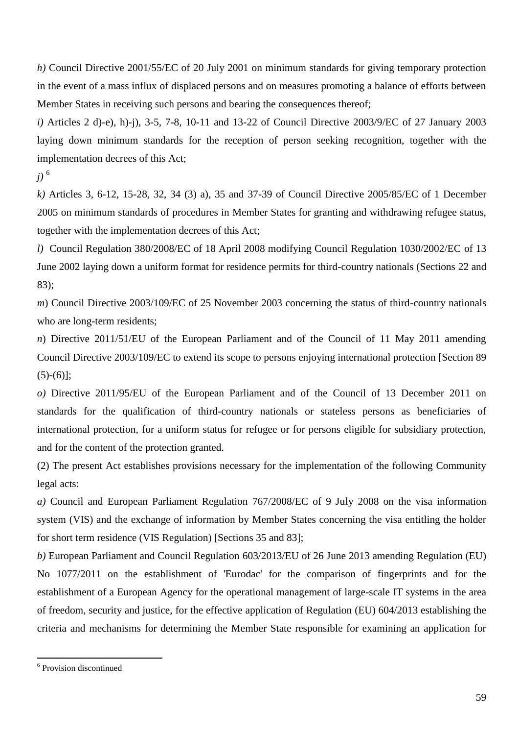*h)* Council Directive 2001/55/EC of 20 July 2001 on minimum standards for giving temporary protection in the event of a mass influx of displaced persons and on measures promoting a balance of efforts between Member States in receiving such persons and bearing the consequences thereof;

*i)* Articles 2 d)-e), h)-j), 3-5, 7-8, 10-11 and 13-22 of Council Directive 2003/9/EC of 27 January 2003 laying down minimum standards for the reception of person seeking recognition, together with the implementation decrees of this Act;

*j)* [6]

*k)* Articles 3, 6-12, 15-28, 32, 34 (3) a), 35 and 37-39 of Council Directive 2005/85/EC of 1 December 2005 on minimum standards of procedures in Member States for granting and withdrawing refugee status, together with the implementation decrees of this Act;

*l)* Council Regulation 380/2008/EC of 18 April 2008 modifying Council Regulation 1030/2002/EC of 13 June 2002 laying down a uniform format for residence permits for third-country nationals (Sections 22 and 83);

*m*) Council Directive 2003/109/EC of 25 November 2003 concerning the status of third-country nationals who are long-term residents;

*n*) Directive 2011/51/EU of the European Parliament and of the Council of 11 May 2011 amending Council Directive 2003/109/EC to extend its scope to persons enjoying international protection [Section 89 (5)-(6)];

*o)* Directive 2011/95/EU of the European Parliament and of the Council of 13 December 2011 on standards for the qualification of third-country nationals or stateless persons as beneficiaries of international protection, for a uniform status for refugee or for persons eligible for subsidiary protection, and for the content of the protection granted.

(2) The present Act establishes provisions necessary for the implementation of the following Community legal acts:

*a)* Council and European Parliament Regulation 767/2008/EC of 9 July 2008 on the visa information system (VIS) and the exchange of information by Member States concerning the visa entitling the holder for short term residence (VIS Regulation) [Sections 35 and 83];

*b)* European Parliament and Council Regulation 603/2013/EU of 26 June 2013 amending Regulation (EU) No 1077/2011 on the establishment of 'Eurodac' for the comparison of fingerprints and for the establishment of a European Agency for the operational management of large-scale IT systems in the area of freedom, security and justice, for the effective application of Regulation (EU) 604/2013 establishing the criteria and mechanisms for determining the Member State responsible for examining an application for

---

[6] Provision discontinued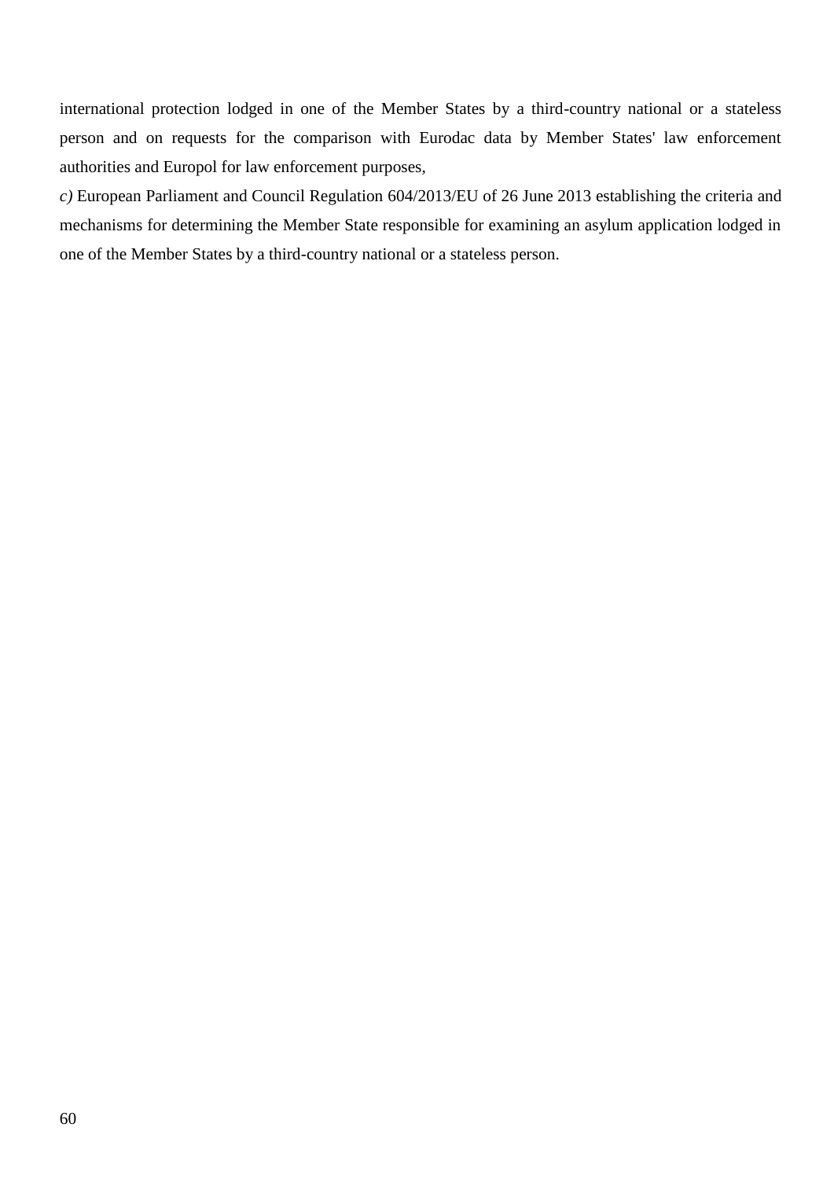international protection lodged in one of the Member States by a third-country national or a stateless person and on requests for the comparison with Eurodac data by Member States' law enforcement authorities and Europol for law enforcement purposes,

*c)* European Parliament and Council Regulation 604/2013/EU of 26 June 2013 establishing the criteria and mechanisms for determining the Member State responsible for examining an asylum application lodged in one of the Member States by a third-country national or a stateless person.